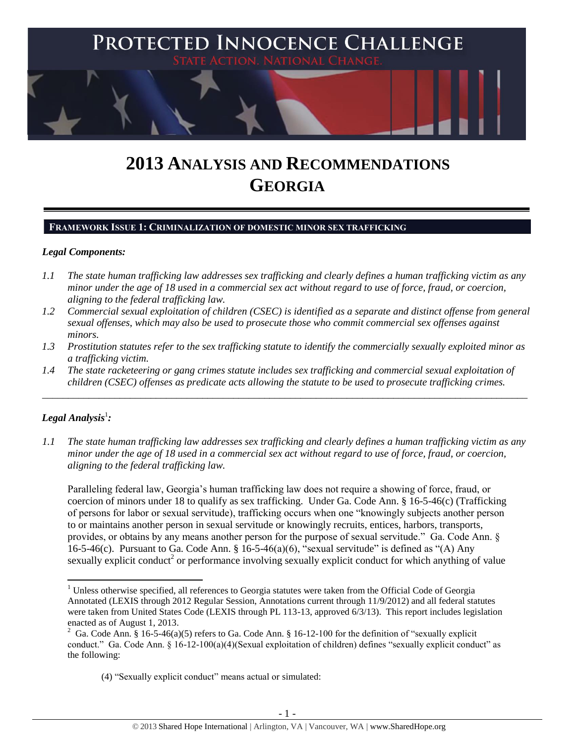# 2013 ANALYSIS AND RECOMMENDATIONS GEORGIA

## FRAMEWORK ISSUE 1: CRIMINALIZATION OF DOMESTIC MINOR SEX TRAFFICKING

***Legal Components:***

*1.1 The state human trafficking law addresses sex trafficking and clearly defines a human trafficking victim as any minor under the age of 18 used in a commercial sex act without regard to use of force, fraud, or coercion, aligning to the federal trafficking law.*

*1.2 Commercial sexual exploitation of children (CSEC) is identified as a separate and distinct offense from general sexual offenses, which may also be used to prosecute those who commit commercial sex offenses against minors.*

*1.3 Prostitution statutes refer to the sex trafficking statute to identify the commercially sexually exploited minor as a trafficking victim.*

*1.4 The state racketeering or gang crimes statute includes sex trafficking and commercial sexual exploitation of children (CSEC) offenses as predicate acts allowing the statute to be used to prosecute trafficking crimes.*

---

***Legal Analysis[1]:***

*1.1 The state human trafficking law addresses sex trafficking and clearly defines a human trafficking victim as any minor under the age of 18 used in a commercial sex act without regard to use of force, fraud, or coercion, aligning to the federal trafficking law.*

Paralleling federal law, Georgia's human trafficking law does not require a showing of force, fraud, or coercion of minors under 18 to qualify as sex trafficking. Under Ga. Code Ann. § 16-5-46(c) (Trafficking of persons for labor or sexual servitude), trafficking occurs when one "knowingly subjects another person to or maintains another person in sexual servitude or knowingly recruits, entices, harbors, transports, provides, or obtains by any means another person for the purpose of sexual servitude." Ga. Code Ann. § 16-5-46(c). Pursuant to Ga. Code Ann. § 16-5-46(a)(6), "sexual servitude" is defined as "(A) Any sexually explicit conduct[2] or performance involving sexually explicit conduct for which anything of value

---

[1] Unless otherwise specified, all references to Georgia statutes were taken from the Official Code of Georgia Annotated (LEXIS through 2012 Regular Session, Annotations current through 11/9/2012) and all federal statutes were taken from United States Code (LEXIS through PL 113-13, approved 6/3/13). This report includes legislation enacted as of August 1, 2013.

[2] Ga. Code Ann. § 16-5-46(a)(5) refers to Ga. Code Ann. § 16-12-100 for the definition of "sexually explicit conduct." Ga. Code Ann. § 16-12-100(a)(4)(Sexual exploitation of children) defines "sexually explicit conduct" as the following:

> (4) "Sexually explicit conduct" means actual or simulated: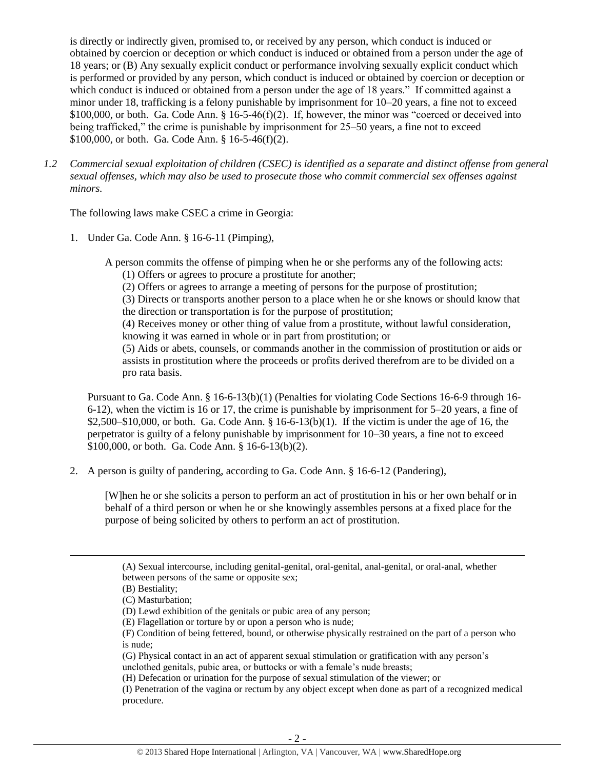is directly or indirectly given, promised to, or received by any person, which conduct is induced or obtained by coercion or deception or which conduct is induced or obtained from a person under the age of 18 years; or (B) Any sexually explicit conduct or performance involving sexually explicit conduct which is performed or provided by any person, which conduct is induced or obtained by coercion or deception or which conduct is induced or obtained from a person under the age of 18 years." If committed against a minor under 18, trafficking is a felony punishable by imprisonment for 10–20 years, a fine not to exceed $100,000, or both. Ga. Code Ann. § 16-5-46(f)(2). If, however, the minor was "coerced or deceived into being trafficked," the crime is punishable by imprisonment for 25–50 years, a fine not to exceed $100,000, or both. Ga. Code Ann. § 16-5-46(f)(2).

*1.2 Commercial sexual exploitation of children (CSEC) is identified as a separate and distinct offense from general sexual offenses, which may also be used to prosecute those who commit commercial sex offenses against minors.*

The following laws make CSEC a crime in Georgia:

1. Under Ga. Code Ann. § 16-6-11 (Pimping),

   A person commits the offense of pimping when he or she performs any of the following acts:
   (1) Offers or agrees to procure a prostitute for another;
   (2) Offers or agrees to arrange a meeting of persons for the purpose of prostitution;
   (3) Directs or transports another person to a place when he or she knows or should know that the direction or transportation is for the purpose of prostitution;
   (4) Receives money or other thing of value from a prostitute, without lawful consideration, knowing it was earned in whole or in part from prostitution; or
   (5) Aids or abets, counsels, or commands another in the commission of prostitution or aids or assists in prostitution where the proceeds or profits derived therefrom are to be divided on a pro rata basis.

   Pursuant to Ga. Code Ann. § 16-6-13(b)(1) (Penalties for violating Code Sections 16-6-9 through 16-6-12), when the victim is 16 or 17, the crime is punishable by imprisonment for 5–20 years, a fine of $2,500–$10,000, or both. Ga. Code Ann. § 16-6-13(b)(1). If the victim is under the age of 16, the perpetrator is guilty of a felony punishable by imprisonment for 10–30 years, a fine not to exceed $100,000, or both. Ga. Code Ann. § 16-6-13(b)(2).

2. A person is guilty of pandering, according to Ga. Code Ann. § 16-6-12 (Pandering),

   [W]hen he or she solicits a person to perform an act of prostitution in his or her own behalf or in behalf of a third person or when he or she knowingly assembles persons at a fixed place for the purpose of being solicited by others to perform an act of prostitution.

---

(A) Sexual intercourse, including genital-genital, oral-genital, anal-genital, or oral-anal, whether between persons of the same or opposite sex;
(B) Bestiality;
(C) Masturbation;
(D) Lewd exhibition of the genitals or pubic area of any person;
(E) Flagellation or torture by or upon a person who is nude;
(F) Condition of being fettered, bound, or otherwise physically restrained on the part of a person who is nude;
(G) Physical contact in an act of apparent sexual stimulation or gratification with any person's unclothed genitals, pubic area, or buttocks or with a female's nude breasts;
(H) Defecation or urination for the purpose of sexual stimulation of the viewer; or
(I) Penetration of the vagina or rectum by any object except when done as part of a recognized medical procedure.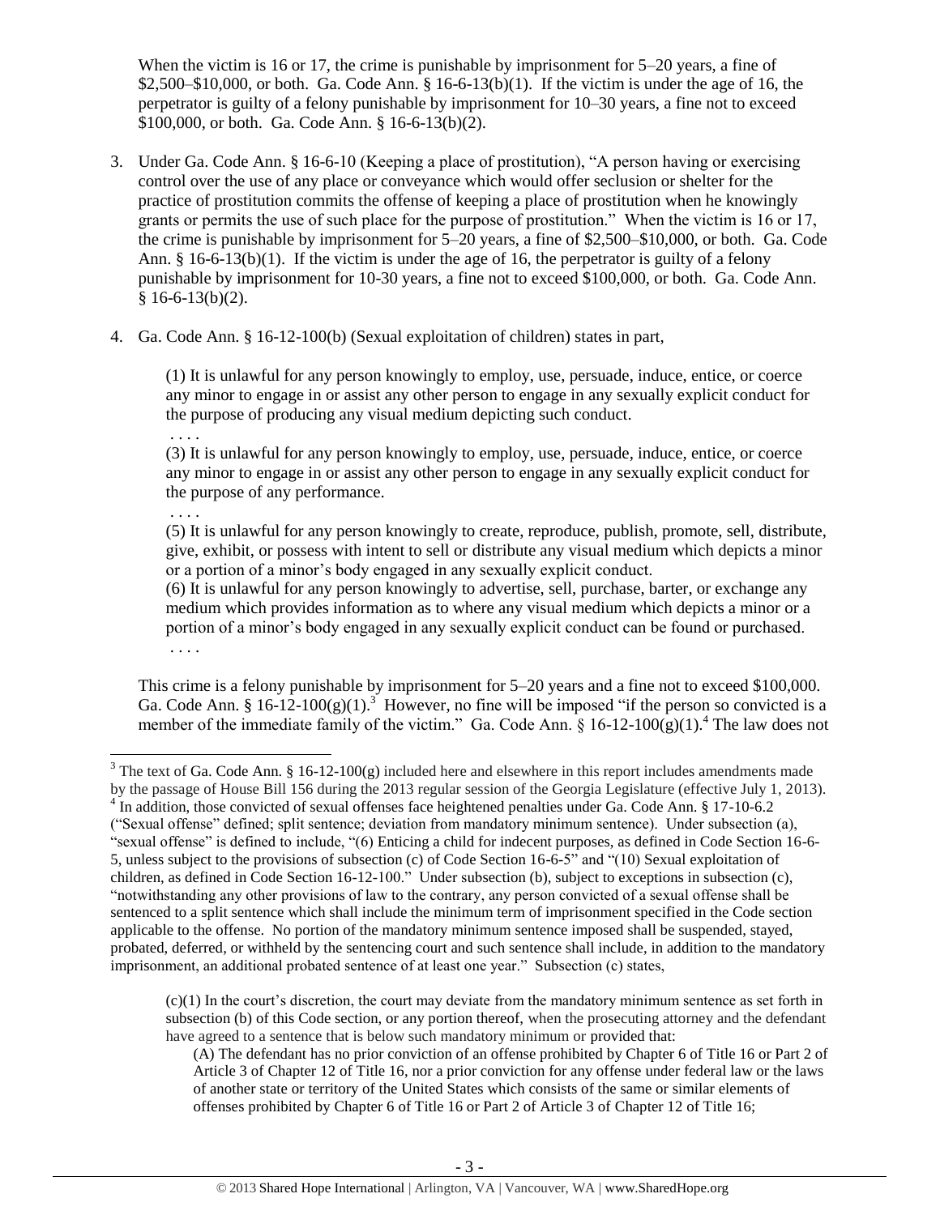When the victim is 16 or 17, the crime is punishable by imprisonment for 5–20 years, a fine of $2,500–$10,000, or both. Ga. Code Ann. § 16-6-13(b)(1). If the victim is under the age of 16, the perpetrator is guilty of a felony punishable by imprisonment for 10–30 years, a fine not to exceed $100,000, or both. Ga. Code Ann. § 16-6-13(b)(2).

3. Under Ga. Code Ann. § 16-6-10 (Keeping a place of prostitution), "A person having or exercising control over the use of any place or conveyance which would offer seclusion or shelter for the practice of prostitution commits the offense of keeping a place of prostitution when he knowingly grants or permits the use of such place for the purpose of prostitution." When the victim is 16 or 17, the crime is punishable by imprisonment for 5–20 years, a fine of $2,500–$10,000, or both. Ga. Code Ann. § 16-6-13(b)(1). If the victim is under the age of 16, the perpetrator is guilty of a felony punishable by imprisonment for 10-30 years, a fine not to exceed $100,000, or both. Ga. Code Ann. § 16-6-13(b)(2).

4. Ga. Code Ann. § 16-12-100(b) (Sexual exploitation of children) states in part,

   > (1) It is unlawful for any person knowingly to employ, use, persuade, induce, entice, or coerce any minor to engage in or assist any other person to engage in any sexually explicit conduct for the purpose of producing any visual medium depicting such conduct.
   > . . . .
   > (3) It is unlawful for any person knowingly to employ, use, persuade, induce, entice, or coerce any minor to engage in or assist any other person to engage in any sexually explicit conduct for the purpose of any performance.
   > . . . .
   > (5) It is unlawful for any person knowingly to create, reproduce, publish, promote, sell, distribute, give, exhibit, or possess with intent to sell or distribute any visual medium which depicts a minor or a portion of a minor's body engaged in any sexually explicit conduct.
   > (6) It is unlawful for any person knowingly to advertise, sell, purchase, barter, or exchange any medium which provides information as to where any visual medium which depicts a minor or a portion of a minor's body engaged in any sexually explicit conduct can be found or purchased.
   > . . . .

   This crime is a felony punishable by imprisonment for 5–20 years and a fine not to exceed $100,000. Ga. Code Ann. § 16-12-100(g)(1).[3] However, no fine will be imposed "if the person so convicted is a member of the immediate family of the victim." Ga. Code Ann. § 16-12-100(g)(1).[4] The law does not

---

[3] The text of Ga. Code Ann. § 16-12-100(g) included here and elsewhere in this report includes amendments made by the passage of House Bill 156 during the 2013 regular session of the Georgia Legislature (effective July 1, 2013).

[4] In addition, those convicted of sexual offenses face heightened penalties under Ga. Code Ann. § 17-10-6.2 ("Sexual offense" defined; split sentence; deviation from mandatory minimum sentence). Under subsection (a), "sexual offense" is defined to include, "(6) Enticing a child for indecent purposes, as defined in Code Section 16-6-5, unless subject to the provisions of subsection (c) of Code Section 16-6-5" and "(10) Sexual exploitation of children, as defined in Code Section 16-12-100." Under subsection (b), subject to exceptions in subsection (c), "notwithstanding any other provisions of law to the contrary, any person convicted of a sexual offense shall be sentenced to a split sentence which shall include the minimum term of imprisonment specified in the Code section applicable to the offense. No portion of the mandatory minimum sentence imposed shall be suspended, stayed, probated, deferred, or withheld by the sentencing court and such sentence shall include, in addition to the mandatory imprisonment, an additional probated sentence of at least one year." Subsection (c) states,

> (c)(1) In the court's discretion, the court may deviate from the mandatory minimum sentence as set forth in subsection (b) of this Code section, or any portion thereof, when the prosecuting attorney and the defendant have agreed to a sentence that is below such mandatory minimum or provided that:
>
> (A) The defendant has no prior conviction of an offense prohibited by Chapter 6 of Title 16 or Part 2 of Article 3 of Chapter 12 of Title 16, nor a prior conviction for any offense under federal law or the laws of another state or territory of the United States which consists of the same or similar elements of offenses prohibited by Chapter 6 of Title 16 or Part 2 of Article 3 of Chapter 12 of Title 16;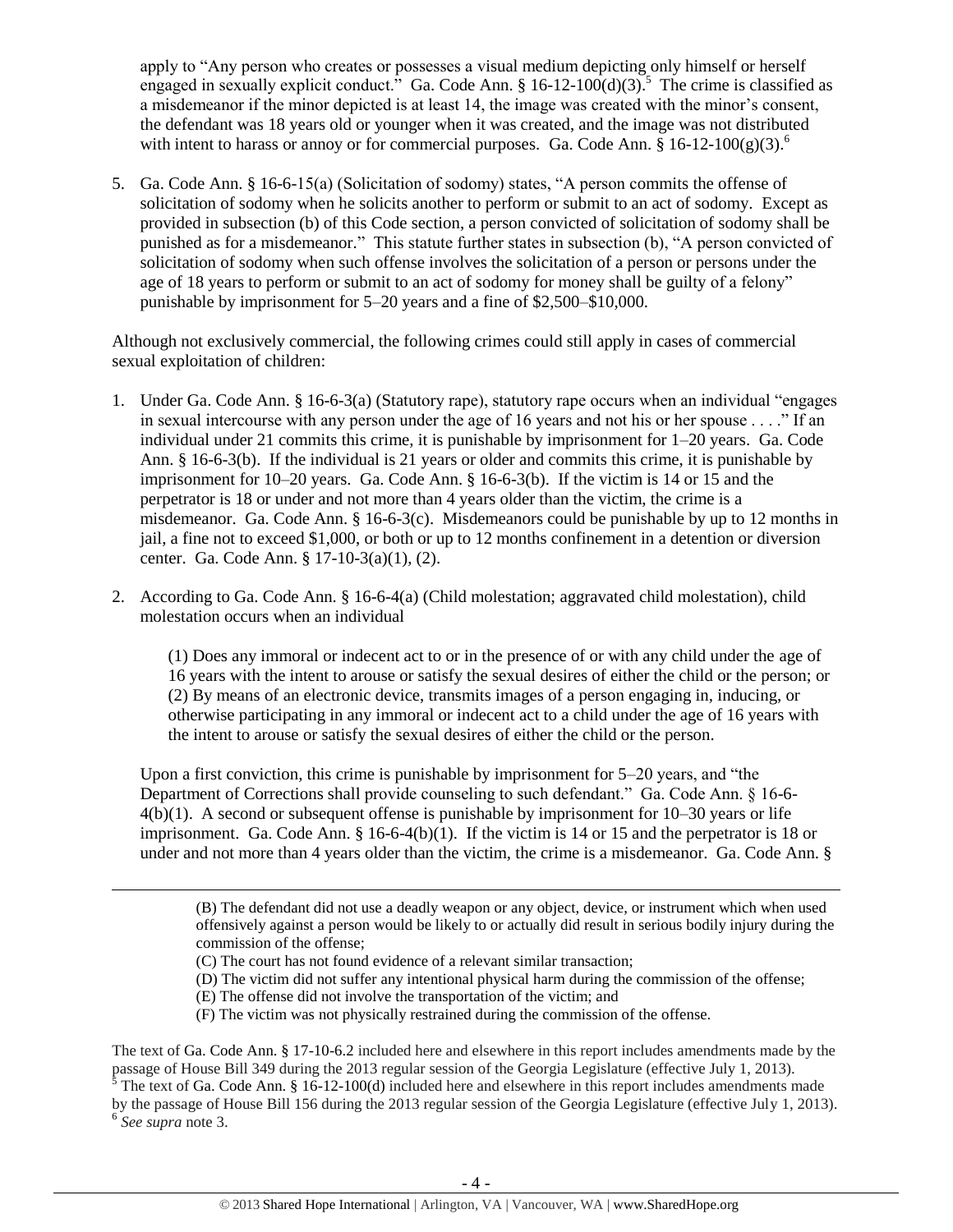apply to "Any person who creates or possesses a visual medium depicting only himself or herself engaged in sexually explicit conduct." Ga. Code Ann. § 16-12-100(d)(3).[5] The crime is classified as a misdemeanor if the minor depicted is at least 14, the image was created with the minor's consent, the defendant was 18 years old or younger when it was created, and the image was not distributed with intent to harass or annoy or for commercial purposes. Ga. Code Ann. § 16-12-100(g)(3).[6]

5. Ga. Code Ann. § 16-6-15(a) (Solicitation of sodomy) states, "A person commits the offense of solicitation of sodomy when he solicits another to perform or submit to an act of sodomy. Except as provided in subsection (b) of this Code section, a person convicted of solicitation of sodomy shall be punished as for a misdemeanor." This statute further states in subsection (b), "A person convicted of solicitation of sodomy when such offense involves the solicitation of a person or persons under the age of 18 years to perform or submit to an act of sodomy for money shall be guilty of a felony" punishable by imprisonment for 5–20 years and a fine of $2,500–$10,000.

Although not exclusively commercial, the following crimes could still apply in cases of commercial sexual exploitation of children:

1. Under Ga. Code Ann. § 16-6-3(a) (Statutory rape), statutory rape occurs when an individual "engages in sexual intercourse with any person under the age of 16 years and not his or her spouse . . . ." If an individual under 21 commits this crime, it is punishable by imprisonment for 1–20 years. Ga. Code Ann. § 16-6-3(b). If the individual is 21 years or older and commits this crime, it is punishable by imprisonment for 10–20 years. Ga. Code Ann. § 16-6-3(b). If the victim is 14 or 15 and the perpetrator is 18 or under and not more than 4 years older than the victim, the crime is a misdemeanor. Ga. Code Ann. § 16-6-3(c). Misdemeanors could be punishable by up to 12 months in jail, a fine not to exceed $1,000, or both or up to 12 months confinement in a detention or diversion center. Ga. Code Ann. § 17-10-3(a)(1), (2).

2. According to Ga. Code Ann. § 16-6-4(a) (Child molestation; aggravated child molestation), child molestation occurs when an individual

   (1) Does any immoral or indecent act to or in the presence of or with any child under the age of 16 years with the intent to arouse or satisfy the sexual desires of either the child or the person; or
   (2) By means of an electronic device, transmits images of a person engaging in, inducing, or otherwise participating in any immoral or indecent act to a child under the age of 16 years with the intent to arouse or satisfy the sexual desires of either the child or the person.

   Upon a first conviction, this crime is punishable by imprisonment for 5–20 years, and "the Department of Corrections shall provide counseling to such defendant." Ga. Code Ann. § 16-6-4(b)(1). A second or subsequent offense is punishable by imprisonment for 10–30 years or life imprisonment. Ga. Code Ann. § 16-6-4(b)(1). If the victim is 14 or 15 and the perpetrator is 18 or under and not more than 4 years older than the victim, the crime is a misdemeanor. Ga. Code Ann. §

---

(B) The defendant did not use a deadly weapon or any object, device, or instrument which when used offensively against a person would be likely to or actually did result in serious bodily injury during the commission of the offense;
(C) The court has not found evidence of a relevant similar transaction;
(D) The victim did not suffer any intentional physical harm during the commission of the offense;
(E) The offense did not involve the transportation of the victim; and
(F) The victim was not physically restrained during the commission of the offense.

The text of Ga. Code Ann. § 17-10-6.2 included here and elsewhere in this report includes amendments made by the passage of House Bill 349 during the 2013 regular session of the Georgia Legislature (effective July 1, 2013).

[5] The text of Ga. Code Ann. § 16-12-100(d) included here and elsewhere in this report includes amendments made by the passage of House Bill 156 during the 2013 regular session of the Georgia Legislature (effective July 1, 2013).

[6] *See supra* note 3.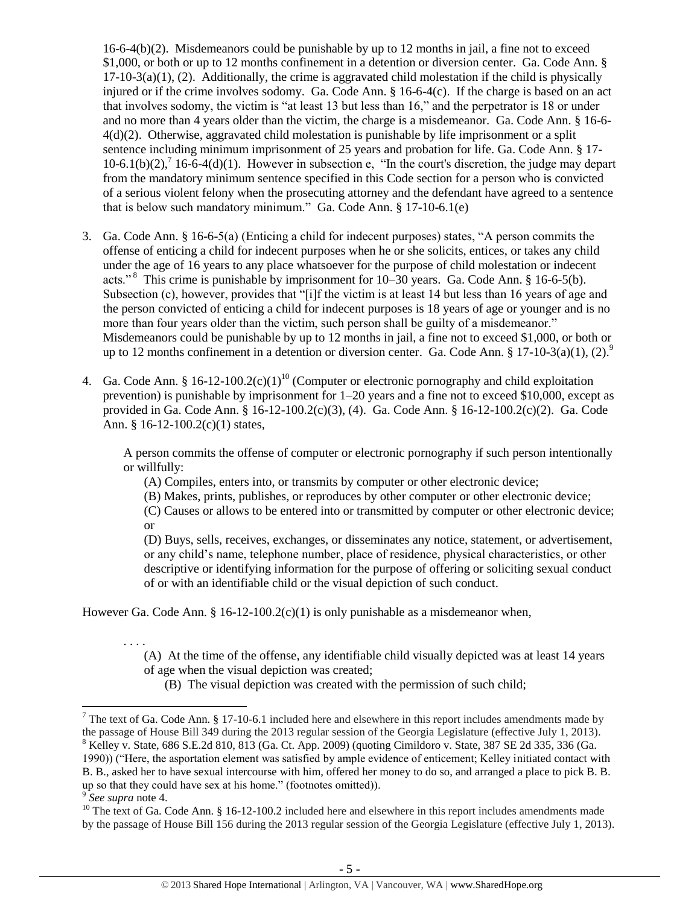16-6-4(b)(2). Misdemeanors could be punishable by up to 12 months in jail, a fine not to exceed $1,000, or both or up to 12 months confinement in a detention or diversion center. Ga. Code Ann. § 17-10-3(a)(1), (2). Additionally, the crime is aggravated child molestation if the child is physically injured or if the crime involves sodomy. Ga. Code Ann. § 16-6-4(c). If the charge is based on an act that involves sodomy, the victim is "at least 13 but less than 16," and the perpetrator is 18 or under and no more than 4 years older than the victim, the charge is a misdemeanor. Ga. Code Ann. § 16-6-4(d)(2). Otherwise, aggravated child molestation is punishable by life imprisonment or a split sentence including minimum imprisonment of 25 years and probation for life. Ga. Code Ann. § 17-10-6.1(b)(2),[7] 16-6-4(d)(1). However in subsection e, "In the court's discretion, the judge may depart from the mandatory minimum sentence specified in this Code section for a person who is convicted of a serious violent felony when the prosecuting attorney and the defendant have agreed to a sentence that is below such mandatory minimum." Ga. Code Ann. § 17-10-6.1(e)

3. Ga. Code Ann. § 16-6-5(a) (Enticing a child for indecent purposes) states, "A person commits the offense of enticing a child for indecent purposes when he or she solicits, entices, or takes any child under the age of 16 years to any place whatsoever for the purpose of child molestation or indecent acts."[8] This crime is punishable by imprisonment for 10–30 years. Ga. Code Ann. § 16-6-5(b). Subsection (c), however, provides that "[i]f the victim is at least 14 but less than 16 years of age and the person convicted of enticing a child for indecent purposes is 18 years of age or younger and is no more than four years older than the victim, such person shall be guilty of a misdemeanor." Misdemeanors could be punishable by up to 12 months in jail, a fine not to exceed $1,000, or both or up to 12 months confinement in a detention or diversion center. Ga. Code Ann. § 17-10-3(a)(1), (2).[9]

4. Ga. Code Ann. § 16-12-100.2(c)(1)[10] (Computer or electronic pornography and child exploitation prevention) is punishable by imprisonment for 1–20 years and a fine not to exceed $10,000, except as provided in Ga. Code Ann. § 16-12-100.2(c)(3), (4). Ga. Code Ann. § 16-12-100.2(c)(2). Ga. Code Ann. § 16-12-100.2(c)(1) states,

   A person commits the offense of computer or electronic pornography if such person intentionally or willfully:
   
   (A) Compiles, enters into, or transmits by computer or other electronic device;
   
   (B) Makes, prints, publishes, or reproduces by other computer or other electronic device;
   
   (C) Causes or allows to be entered into or transmitted by computer or other electronic device; or
   
   (D) Buys, sells, receives, exchanges, or disseminates any notice, statement, or advertisement, or any child's name, telephone number, place of residence, physical characteristics, or other descriptive or identifying information for the purpose of offering or soliciting sexual conduct of or with an identifiable child or the visual depiction of such conduct.

However Ga. Code Ann. § 16-12-100.2(c)(1) is only punishable as a misdemeanor when,

> . . . .
>
> (A) At the time of the offense, any identifiable child visually depicted was at least 14 years of age when the visual depiction was created;
>
> (B) The visual depiction was created with the permission of such child;

---

[7] The text of Ga. Code Ann. § 17-10-6.1 included here and elsewhere in this report includes amendments made by the passage of House Bill 349 during the 2013 regular session of the Georgia Legislature (effective July 1, 2013).

[8] Kelley v. State, 686 S.E.2d 810, 813 (Ga. Ct. App. 2009) (quoting Cimildoro v. State, 387 SE 2d 335, 336 (Ga. 1990)) ("Here, the asportation element was satisfied by ample evidence of enticement; Kelley initiated contact with B. B., asked her to have sexual intercourse with him, offered her money to do so, and arranged a place to pick B. B. up so that they could have sex at his home." (footnotes omitted)).

[9] *See supra* note 4.

[10] The text of Ga. Code Ann. § 16-12-100.2 included here and elsewhere in this report includes amendments made by the passage of House Bill 156 during the 2013 regular session of the Georgia Legislature (effective July 1, 2013).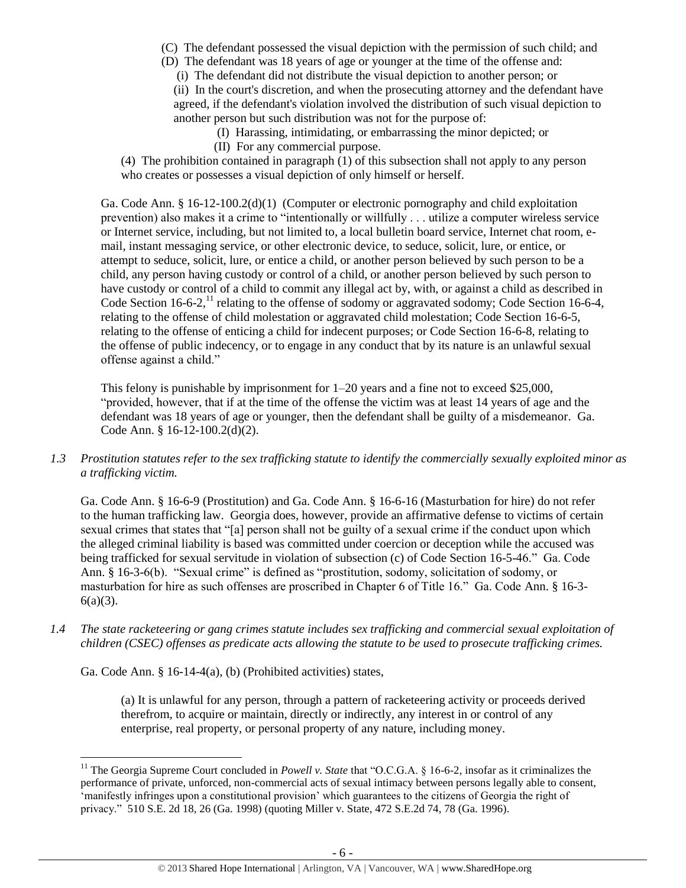(C) The defendant possessed the visual depiction with the permission of such child; and

(D) The defendant was 18 years of age or younger at the time of the offense and:

(i) The defendant did not distribute the visual depiction to another person; or

(ii) In the court's discretion, and when the prosecuting attorney and the defendant have agreed, if the defendant's violation involved the distribution of such visual depiction to another person but such distribution was not for the purpose of:

(I) Harassing, intimidating, or embarrassing the minor depicted; or

(II) For any commercial purpose.

(4) The prohibition contained in paragraph (1) of this subsection shall not apply to any person who creates or possesses a visual depiction of only himself or herself.

Ga. Code Ann. § 16-12-100.2(d)(1) (Computer or electronic pornography and child exploitation prevention) also makes it a crime to "intentionally or willfully . . . utilize a computer wireless service or Internet service, including, but not limited to, a local bulletin board service, Internet chat room, e-mail, instant messaging service, or other electronic device, to seduce, solicit, lure, or entice, or attempt to seduce, solicit, lure, or entice a child, or another person believed by such person to be a child, any person having custody or control of a child, or another person believed by such person to have custody or control of a child to commit any illegal act by, with, or against a child as described in Code Section 16-6-2,[11] relating to the offense of sodomy or aggravated sodomy; Code Section 16-6-4, relating to the offense of child molestation or aggravated child molestation; Code Section 16-6-5, relating to the offense of enticing a child for indecent purposes; or Code Section 16-6-8, relating to the offense of public indecency, or to engage in any conduct that by its nature is an unlawful sexual offense against a child."

This felony is punishable by imprisonment for 1–20 years and a fine not to exceed $25,000, "provided, however, that if at the time of the offense the victim was at least 14 years of age and the defendant was 18 years of age or younger, then the defendant shall be guilty of a misdemeanor. Ga. Code Ann. § 16-12-100.2(d)(2).

*1.3 Prostitution statutes refer to the sex trafficking statute to identify the commercially sexually exploited minor as a trafficking victim.*

Ga. Code Ann. § 16-6-9 (Prostitution) and Ga. Code Ann. § 16-6-16 (Masturbation for hire) do not refer to the human trafficking law. Georgia does, however, provide an affirmative defense to victims of certain sexual crimes that states that "[a] person shall not be guilty of a sexual crime if the conduct upon which the alleged criminal liability is based was committed under coercion or deception while the accused was being trafficked for sexual servitude in violation of subsection (c) of Code Section 16-5-46." Ga. Code Ann. § 16-3-6(b). "Sexual crime" is defined as "prostitution, sodomy, solicitation of sodomy, or masturbation for hire as such offenses are proscribed in Chapter 6 of Title 16." Ga. Code Ann. § 16-3-6(a)(3).

*1.4 The state racketeering or gang crimes statute includes sex trafficking and commercial sexual exploitation of children (CSEC) offenses as predicate acts allowing the statute to be used to prosecute trafficking crimes.*

Ga. Code Ann. § 16-14-4(a), (b) (Prohibited activities) states,

(a) It is unlawful for any person, through a pattern of racketeering activity or proceeds derived therefrom, to acquire or maintain, directly or indirectly, any interest in or control of any enterprise, real property, or personal property of any nature, including money.

---

[11] The Georgia Supreme Court concluded in *Powell v. State* that "O.C.G.A. § 16-6-2, insofar as it criminalizes the performance of private, unforced, non-commercial acts of sexual intimacy between persons legally able to consent, 'manifestly infringes upon a constitutional provision' which guarantees to the citizens of Georgia the right of privacy." 510 S.E. 2d 18, 26 (Ga. 1998) (quoting Miller v. State, 472 S.E.2d 74, 78 (Ga. 1996).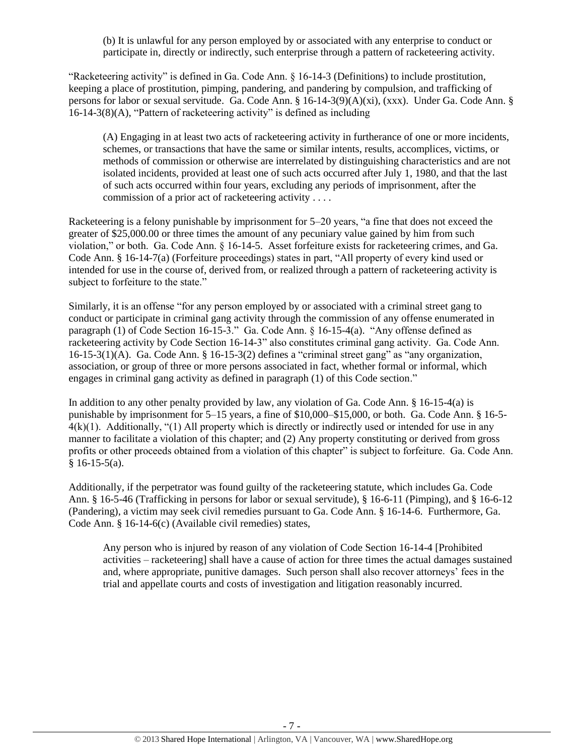> (b) It is unlawful for any person employed by or associated with any enterprise to conduct or participate in, directly or indirectly, such enterprise through a pattern of racketeering activity.

"Racketeering activity" is defined in Ga. Code Ann. § 16-14-3 (Definitions) to include prostitution, keeping a place of prostitution, pimping, pandering, and pandering by compulsion, and trafficking of persons for labor or sexual servitude. Ga. Code Ann. § 16-14-3(9)(A)(xi), (xxx). Under Ga. Code Ann. § 16-14-3(8)(A), "Pattern of racketeering activity" is defined as including

> (A) Engaging in at least two acts of racketeering activity in furtherance of one or more incidents, schemes, or transactions that have the same or similar intents, results, accomplices, victims, or methods of commission or otherwise are interrelated by distinguishing characteristics and are not isolated incidents, provided at least one of such acts occurred after July 1, 1980, and that the last of such acts occurred within four years, excluding any periods of imprisonment, after the commission of a prior act of racketeering activity . . . .

Racketeering is a felony punishable by imprisonment for 5–20 years, "a fine that does not exceed the greater of $25,000.00 or three times the amount of any pecuniary value gained by him from such violation," or both. Ga. Code Ann. § 16-14-5. Asset forfeiture exists for racketeering crimes, and Ga. Code Ann. § 16-14-7(a) (Forfeiture proceedings) states in part, "All property of every kind used or intended for use in the course of, derived from, or realized through a pattern of racketeering activity is subject to forfeiture to the state."

Similarly, it is an offense "for any person employed by or associated with a criminal street gang to conduct or participate in criminal gang activity through the commission of any offense enumerated in paragraph (1) of Code Section 16-15-3." Ga. Code Ann. § 16-15-4(a). "Any offense defined as racketeering activity by Code Section 16-14-3" also constitutes criminal gang activity. Ga. Code Ann. 16-15-3(1)(A). Ga. Code Ann. § 16-15-3(2) defines a "criminal street gang" as "any organization, association, or group of three or more persons associated in fact, whether formal or informal, which engages in criminal gang activity as defined in paragraph (1) of this Code section."

In addition to any other penalty provided by law, any violation of Ga. Code Ann. § 16-15-4(a) is punishable by imprisonment for 5–15 years, a fine of $10,000–$15,000, or both. Ga. Code Ann. § 16-5-4(k)(1). Additionally, "(1) All property which is directly or indirectly used or intended for use in any manner to facilitate a violation of this chapter; and (2) Any property constituting or derived from gross profits or other proceeds obtained from a violation of this chapter" is subject to forfeiture. Ga. Code Ann. § 16-15-5(a).

Additionally, if the perpetrator was found guilty of the racketeering statute, which includes Ga. Code Ann. § 16-5-46 (Trafficking in persons for labor or sexual servitude), § 16-6-11 (Pimping), and § 16-6-12 (Pandering), a victim may seek civil remedies pursuant to Ga. Code Ann. § 16-14-6. Furthermore, Ga. Code Ann. § 16-14-6(c) (Available civil remedies) states,

> Any person who is injured by reason of any violation of Code Section 16-14-4 [Prohibited activities – racketeering] shall have a cause of action for three times the actual damages sustained and, where appropriate, punitive damages. Such person shall also recover attorneys' fees in the trial and appellate courts and costs of investigation and litigation reasonably incurred.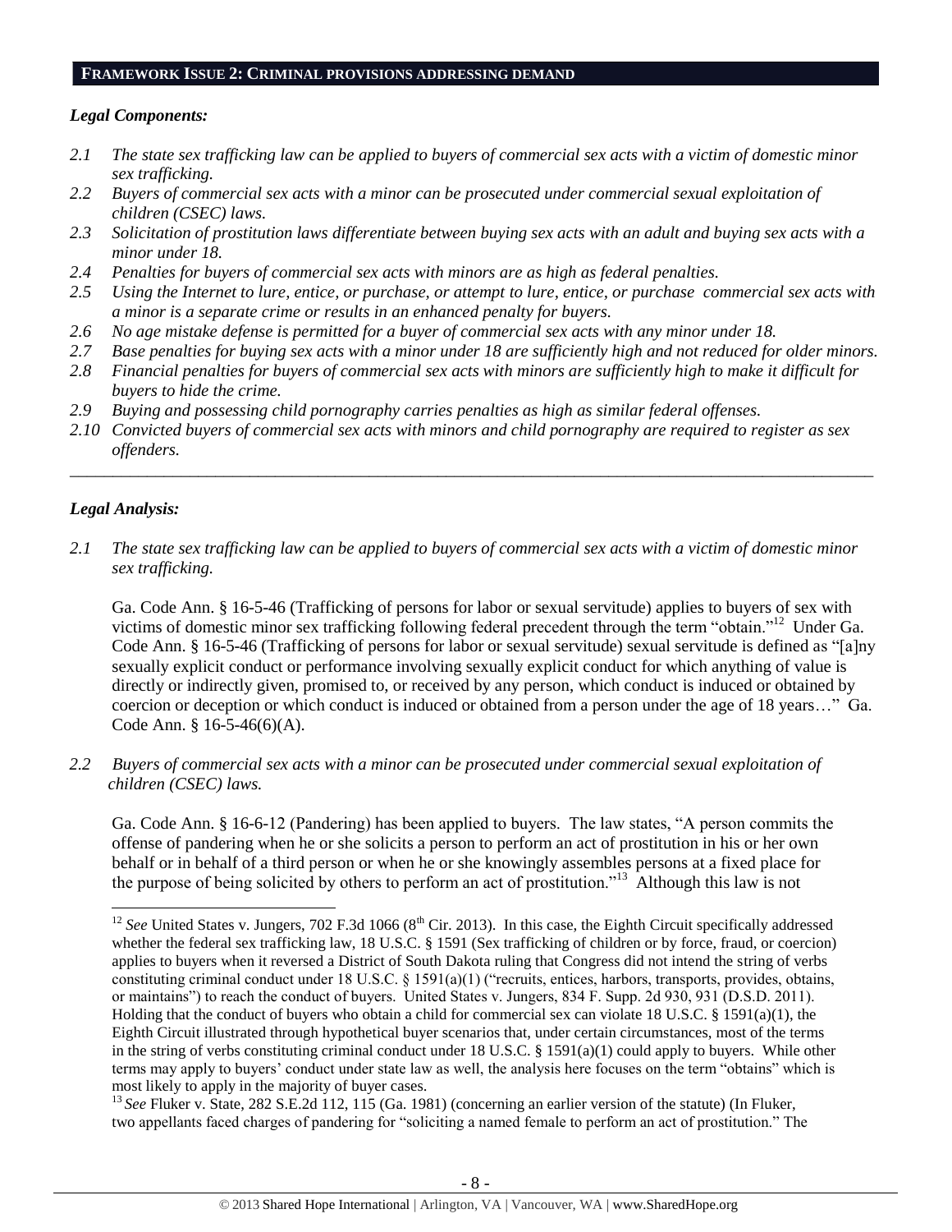## FRAMEWORK ISSUE 2: CRIMINAL PROVISIONS ADDRESSING DEMAND

### *Legal Components:*

*2.1 The state sex trafficking law can be applied to buyers of commercial sex acts with a victim of domestic minor sex trafficking.*

*2.2 Buyers of commercial sex acts with a minor can be prosecuted under commercial sexual exploitation of children (CSEC) laws.*

*2.3 Solicitation of prostitution laws differentiate between buying sex acts with an adult and buying sex acts with a minor under 18.*

*2.4 Penalties for buyers of commercial sex acts with minors are as high as federal penalties.*

*2.5 Using the Internet to lure, entice, or purchase, or attempt to lure, entice, or purchase commercial sex acts with a minor is a separate crime or results in an enhanced penalty for buyers.*

*2.6 No age mistake defense is permitted for a buyer of commercial sex acts with any minor under 18.*

*2.7 Base penalties for buying sex acts with a minor under 18 are sufficiently high and not reduced for older minors.*

*2.8 Financial penalties for buyers of commercial sex acts with minors are sufficiently high to make it difficult for buyers to hide the crime.*

*2.9 Buying and possessing child pornography carries penalties as high as similar federal offenses.*

*2.10 Convicted buyers of commercial sex acts with minors and child pornography are required to register as sex offenders.*

---

### *Legal Analysis:*

*2.1 The state sex trafficking law can be applied to buyers of commercial sex acts with a victim of domestic minor sex trafficking.*

Ga. Code Ann. § 16-5-46 (Trafficking of persons for labor or sexual servitude) applies to buyers of sex with victims of domestic minor sex trafficking following federal precedent through the term "obtain."[12] Under Ga. Code Ann. § 16-5-46 (Trafficking of persons for labor or sexual servitude) sexual servitude is defined as "[a]ny sexually explicit conduct or performance involving sexually explicit conduct for which anything of value is directly or indirectly given, promised to, or received by any person, which conduct is induced or obtained by coercion or deception or which conduct is induced or obtained from a person under the age of 18 years…" Ga. Code Ann. § 16-5-46(6)(A).

*2.2 Buyers of commercial sex acts with a minor can be prosecuted under commercial sexual exploitation of children (CSEC) laws.*

Ga. Code Ann. § 16-6-12 (Pandering) has been applied to buyers. The law states, "A person commits the offense of pandering when he or she solicits a person to perform an act of prostitution in his or her own behalf or in behalf of a third person or when he or she knowingly assembles persons at a fixed place for the purpose of being solicited by others to perform an act of prostitution."[13] Although this law is not

---

[12] *See* United States v. Jungers, 702 F.3d 1066 (8th Cir. 2013). In this case, the Eighth Circuit specifically addressed whether the federal sex trafficking law, 18 U.S.C. § 1591 (Sex trafficking of children or by force, fraud, or coercion) applies to buyers when it reversed a District of South Dakota ruling that Congress did not intend the string of verbs constituting criminal conduct under 18 U.S.C. § 1591(a)(1) ("recruits, entices, harbors, transports, provides, obtains, or maintains") to reach the conduct of buyers. United States v. Jungers, 834 F. Supp. 2d 930, 931 (D.S.D. 2011). Holding that the conduct of buyers who obtain a child for commercial sex can violate 18 U.S.C. § 1591(a)(1), the Eighth Circuit illustrated through hypothetical buyer scenarios that, under certain circumstances, most of the terms in the string of verbs constituting criminal conduct under 18 U.S.C. § 1591(a)(1) could apply to buyers. While other terms may apply to buyers' conduct under state law as well, the analysis here focuses on the term "obtains" which is most likely to apply in the majority of buyer cases.

[13] *See* Fluker v. State, 282 S.E.2d 112, 115 (Ga. 1981) (concerning an earlier version of the statute) (In Fluker, two appellants faced charges of pandering for "soliciting a named female to perform an act of prostitution." The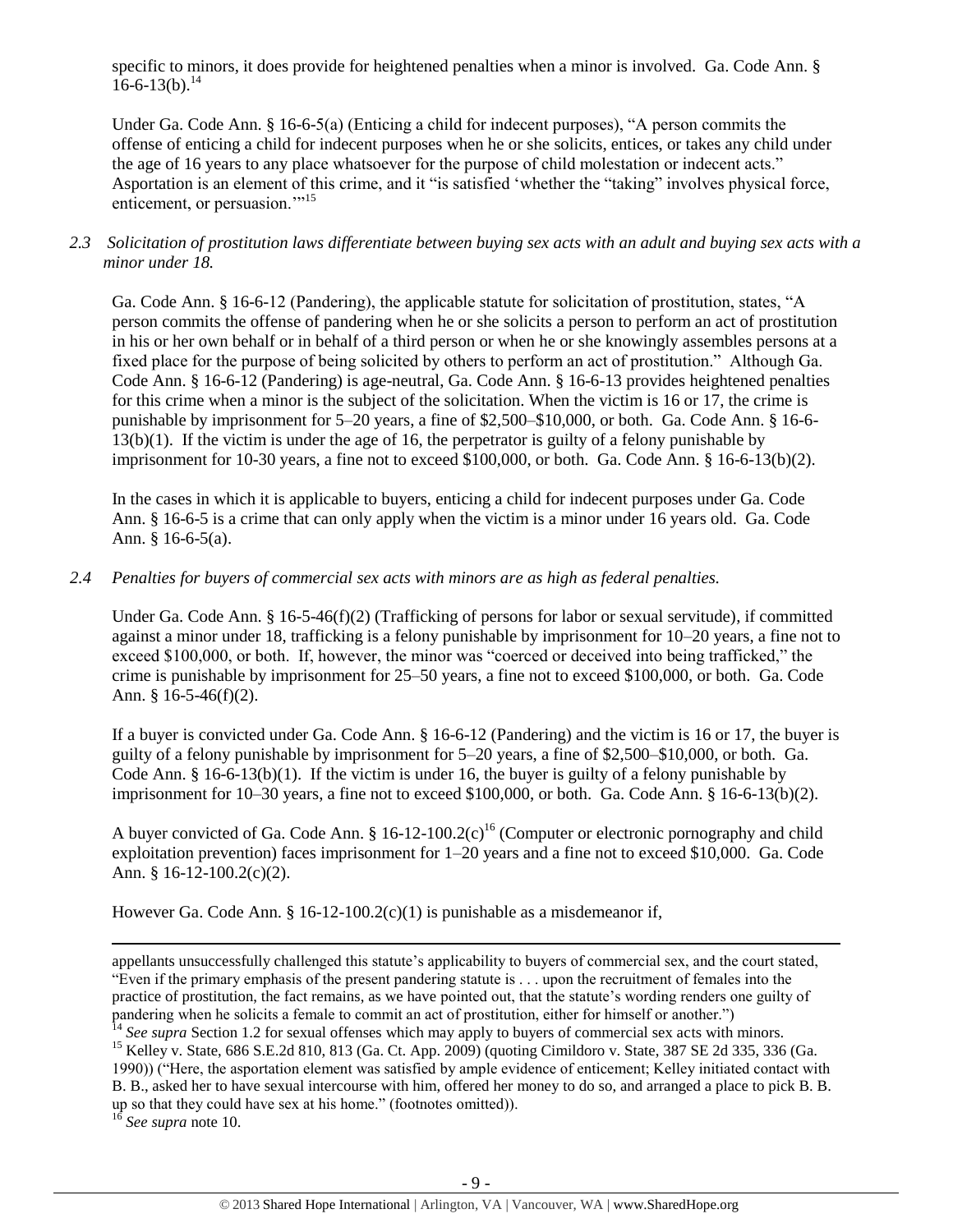specific to minors, it does provide for heightened penalties when a minor is involved. Ga. Code Ann. § 16-6-13(b).[14]

Under Ga. Code Ann. § 16-6-5(a) (Enticing a child for indecent purposes), "A person commits the offense of enticing a child for indecent purposes when he or she solicits, entices, or takes any child under the age of 16 years to any place whatsoever for the purpose of child molestation or indecent acts." Asportation is an element of this crime, and it "is satisfied 'whether the "taking" involves physical force, enticement, or persuasion.'"[15]

*2.3 Solicitation of prostitution laws differentiate between buying sex acts with an adult and buying sex acts with a minor under 18.*

Ga. Code Ann. § 16-6-12 (Pandering), the applicable statute for solicitation of prostitution, states, "A person commits the offense of pandering when he or she solicits a person to perform an act of prostitution in his or her own behalf or in behalf of a third person or when he or she knowingly assembles persons at a fixed place for the purpose of being solicited by others to perform an act of prostitution." Although Ga. Code Ann. § 16-6-12 (Pandering) is age-neutral, Ga. Code Ann. § 16-6-13 provides heightened penalties for this crime when a minor is the subject of the solicitation. When the victim is 16 or 17, the crime is punishable by imprisonment for 5–20 years, a fine of $2,500–$10,000, or both. Ga. Code Ann. § 16-6-13(b)(1). If the victim is under the age of 16, the perpetrator is guilty of a felony punishable by imprisonment for 10-30 years, a fine not to exceed $100,000, or both. Ga. Code Ann. § 16-6-13(b)(2).

In the cases in which it is applicable to buyers, enticing a child for indecent purposes under Ga. Code Ann. § 16-6-5 is a crime that can only apply when the victim is a minor under 16 years old. Ga. Code Ann. § 16-6-5(a).

*2.4 Penalties for buyers of commercial sex acts with minors are as high as federal penalties.*

Under Ga. Code Ann. § 16-5-46(f)(2) (Trafficking of persons for labor or sexual servitude), if committed against a minor under 18, trafficking is a felony punishable by imprisonment for 10–20 years, a fine not to exceed $100,000, or both. If, however, the minor was "coerced or deceived into being trafficked," the crime is punishable by imprisonment for 25–50 years, a fine not to exceed $100,000, or both. Ga. Code Ann. § 16-5-46(f)(2).

If a buyer is convicted under Ga. Code Ann. § 16-6-12 (Pandering) and the victim is 16 or 17, the buyer is guilty of a felony punishable by imprisonment for 5–20 years, a fine of $2,500–$10,000, or both. Ga. Code Ann. § 16-6-13(b)(1). If the victim is under 16, the buyer is guilty of a felony punishable by imprisonment for 10–30 years, a fine not to exceed $100,000, or both. Ga. Code Ann. § 16-6-13(b)(2).

A buyer convicted of Ga. Code Ann. § 16-12-100.2(c)[16] (Computer or electronic pornography and child exploitation prevention) faces imprisonment for 1–20 years and a fine not to exceed $10,000. Ga. Code Ann. § 16-12-100.2(c)(2).

However Ga. Code Ann. § 16-12-100.2(c)(1) is punishable as a misdemeanor if,

---

appellants unsuccessfully challenged this statute's applicability to buyers of commercial sex, and the court stated, "Even if the primary emphasis of the present pandering statute is . . . upon the recruitment of females into the practice of prostitution, the fact remains, as we have pointed out, that the statute's wording renders one guilty of pandering when he solicits a female to commit an act of prostitution, either for himself or another.")

[14] *See supra* Section 1.2 for sexual offenses which may apply to buyers of commercial sex acts with minors.

[15] Kelley v. State, 686 S.E.2d 810, 813 (Ga. Ct. App. 2009) (quoting Cimildoro v. State, 387 SE 2d 335, 336 (Ga. 1990)) ("Here, the asportation element was satisfied by ample evidence of enticement; Kelley initiated contact with B. B., asked her to have sexual intercourse with him, offered her money to do so, and arranged a place to pick B. B. up so that they could have sex at his home." (footnotes omitted)).

[16] *See supra* note 10.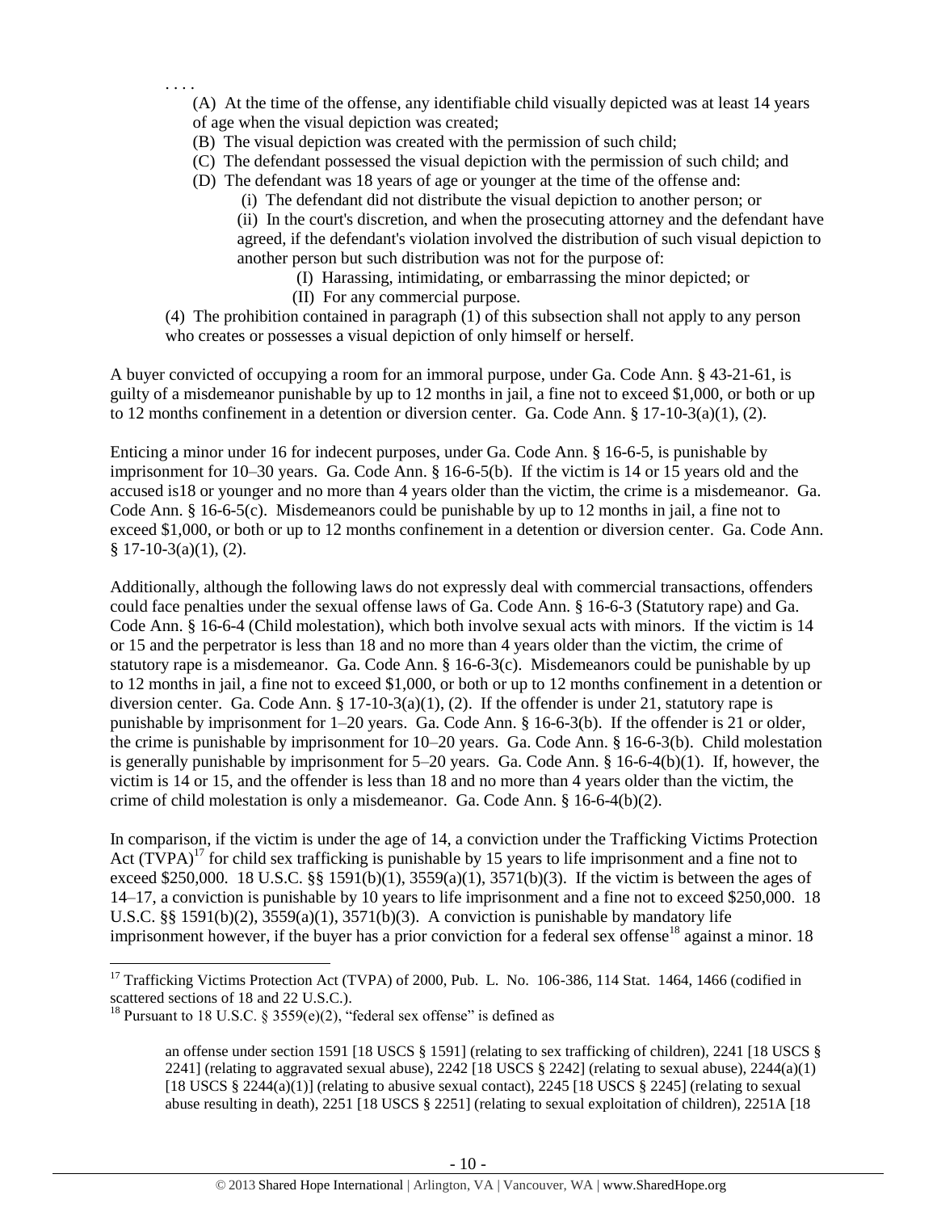. . . .

> (A) At the time of the offense, any identifiable child visually depicted was at least 14 years of age when the visual depiction was created;
>
> (B) The visual depiction was created with the permission of such child;
>
> (C) The defendant possessed the visual depiction with the permission of such child; and
>
> (D) The defendant was 18 years of age or younger at the time of the offense and:
>
> > (i) The defendant did not distribute the visual depiction to another person; or
> >
> > (ii) In the court's discretion, and when the prosecuting attorney and the defendant have agreed, if the defendant's violation involved the distribution of such visual depiction to another person but such distribution was not for the purpose of:
> >
> > > (I) Harassing, intimidating, or embarrassing the minor depicted; or
> > >
> > > (II) For any commercial purpose.
>
> (4) The prohibition contained in paragraph (1) of this subsection shall not apply to any person who creates or possesses a visual depiction of only himself or herself.

A buyer convicted of occupying a room for an immoral purpose, under Ga. Code Ann. § 43-21-61, is guilty of a misdemeanor punishable by up to 12 months in jail, a fine not to exceed $1,000, or both or up to 12 months confinement in a detention or diversion center. Ga. Code Ann. § 17-10-3(a)(1), (2).

Enticing a minor under 16 for indecent purposes, under Ga. Code Ann. § 16-6-5, is punishable by imprisonment for 10–30 years. Ga. Code Ann. § 16-6-5(b). If the victim is 14 or 15 years old and the accused is18 or younger and no more than 4 years older than the victim, the crime is a misdemeanor. Ga. Code Ann. § 16-6-5(c). Misdemeanors could be punishable by up to 12 months in jail, a fine not to exceed $1,000, or both or up to 12 months confinement in a detention or diversion center. Ga. Code Ann. § 17-10-3(a)(1), (2).

Additionally, although the following laws do not expressly deal with commercial transactions, offenders could face penalties under the sexual offense laws of Ga. Code Ann. § 16-6-3 (Statutory rape) and Ga. Code Ann. § 16-6-4 (Child molestation), which both involve sexual acts with minors. If the victim is 14 or 15 and the perpetrator is less than 18 and no more than 4 years older than the victim, the crime of statutory rape is a misdemeanor. Ga. Code Ann. § 16-6-3(c). Misdemeanors could be punishable by up to 12 months in jail, a fine not to exceed $1,000, or both or up to 12 months confinement in a detention or diversion center. Ga. Code Ann. § 17-10-3(a)(1), (2). If the offender is under 21, statutory rape is punishable by imprisonment for 1–20 years. Ga. Code Ann. § 16-6-3(b). If the offender is 21 or older, the crime is punishable by imprisonment for 10–20 years. Ga. Code Ann. § 16-6-3(b). Child molestation is generally punishable by imprisonment for 5–20 years. Ga. Code Ann. § 16-6-4(b)(1). If, however, the victim is 14 or 15, and the offender is less than 18 and no more than 4 years older than the victim, the crime of child molestation is only a misdemeanor. Ga. Code Ann. § 16-6-4(b)(2).

In comparison, if the victim is under the age of 14, a conviction under the Trafficking Victims Protection Act (TVPA)[17] for child sex trafficking is punishable by 15 years to life imprisonment and a fine not to exceed $250,000. 18 U.S.C. §§ 1591(b)(1), 3559(a)(1), 3571(b)(3). If the victim is between the ages of 14–17, a conviction is punishable by 10 years to life imprisonment and a fine not to exceed $250,000. 18 U.S.C. §§ 1591(b)(2), 3559(a)(1), 3571(b)(3). A conviction is punishable by mandatory life imprisonment however, if the buyer has a prior conviction for a federal sex offense[18] against a minor. 18

---

[17] Trafficking Victims Protection Act (TVPA) of 2000, Pub. L. No. 106-386, 114 Stat. 1464, 1466 (codified in scattered sections of 18 and 22 U.S.C.).

[18] Pursuant to 18 U.S.C. § 3559(e)(2), "federal sex offense" is defined as

> an offense under section 1591 [18 USCS § 1591] (relating to sex trafficking of children), 2241 [18 USCS § 2241] (relating to aggravated sexual abuse), 2242 [18 USCS § 2242] (relating to sexual abuse), 2244(a)(1) [18 USCS § 2244(a)(1)] (relating to abusive sexual contact), 2245 [18 USCS § 2245] (relating to sexual abuse resulting in death), 2251 [18 USCS § 2251] (relating to sexual exploitation of children), 2251A [18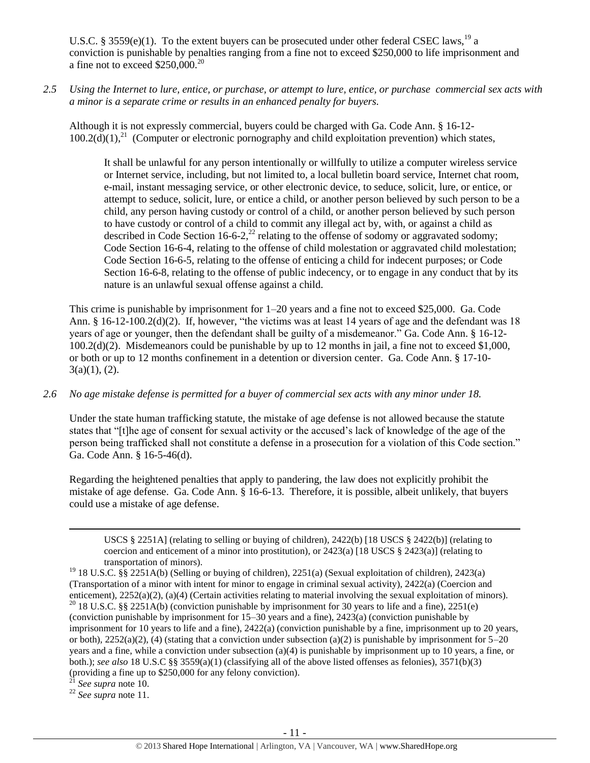U.S.C. § 3559(e)(1). To the extent buyers can be prosecuted under other federal CSEC laws,[19] a conviction is punishable by penalties ranging from a fine not to exceed $250,000 to life imprisonment and a fine not to exceed $250,000.[20]

*2.5 Using the Internet to lure, entice, or purchase, or attempt to lure, entice, or purchase commercial sex acts with a minor is a separate crime or results in an enhanced penalty for buyers.*

Although it is not expressly commercial, buyers could be charged with Ga. Code Ann. § 16-12-100.2(d)(1),[21] (Computer or electronic pornography and child exploitation prevention) which states,

> It shall be unlawful for any person intentionally or willfully to utilize a computer wireless service or Internet service, including, but not limited to, a local bulletin board service, Internet chat room, e-mail, instant messaging service, or other electronic device, to seduce, solicit, lure, or entice, or attempt to seduce, solicit, lure, or entice a child, or another person believed by such person to be a child, any person having custody or control of a child, or another person believed by such person to have custody or control of a child to commit any illegal act by, with, or against a child as described in Code Section 16-6-2,[22] relating to the offense of sodomy or aggravated sodomy; Code Section 16-6-4, relating to the offense of child molestation or aggravated child molestation; Code Section 16-6-5, relating to the offense of enticing a child for indecent purposes; or Code Section 16-6-8, relating to the offense of public indecency, or to engage in any conduct that by its nature is an unlawful sexual offense against a child.

This crime is punishable by imprisonment for 1–20 years and a fine not to exceed $25,000. Ga. Code Ann. § 16-12-100.2(d)(2). If, however, "the victims was at least 14 years of age and the defendant was 18 years of age or younger, then the defendant shall be guilty of a misdemeanor." Ga. Code Ann. § 16-12-100.2(d)(2). Misdemeanors could be punishable by up to 12 months in jail, a fine not to exceed $1,000, or both or up to 12 months confinement in a detention or diversion center. Ga. Code Ann. § 17-10-3(a)(1), (2).

*2.6 No age mistake defense is permitted for a buyer of commercial sex acts with any minor under 18.*

Under the state human trafficking statute, the mistake of age defense is not allowed because the statute states that "[t]he age of consent for sexual activity or the accused's lack of knowledge of the age of the person being trafficked shall not constitute a defense in a prosecution for a violation of this Code section." Ga. Code Ann. § 16-5-46(d).

Regarding the heightened penalties that apply to pandering, the law does not explicitly prohibit the mistake of age defense. Ga. Code Ann. § 16-6-13. Therefore, it is possible, albeit unlikely, that buyers could use a mistake of age defense.

---

USCS § 2251A] (relating to selling or buying of children), 2422(b) [18 USCS § 2422(b)] (relating to coercion and enticement of a minor into prostitution), or 2423(a) [18 USCS § 2423(a)] (relating to transportation of minors).

[19] 18 U.S.C. §§ 2251A(b) (Selling or buying of children), 2251(a) (Sexual exploitation of children), 2423(a) (Transportation of a minor with intent for minor to engage in criminal sexual activity), 2422(a) (Coercion and enticement), 2252(a)(2), (a)(4) (Certain activities relating to material involving the sexual exploitation of minors).

[20] 18 U.S.C. §§ 2251A(b) (conviction punishable by imprisonment for 30 years to life and a fine), 2251(e) (conviction punishable by imprisonment for 15–30 years and a fine), 2423(a) (conviction punishable by imprisonment for 10 years to life and a fine), 2422(a) (conviction punishable by a fine, imprisonment up to 20 years, or both), 2252(a)(2), (4) (stating that a conviction under subsection (a)(2) is punishable by imprisonment for 5–20 years and a fine, while a conviction under subsection (a)(4) is punishable by imprisonment up to 10 years, a fine, or both.); *see also* 18 U.S.C §§ 3559(a)(1) (classifying all of the above listed offenses as felonies), 3571(b)(3) (providing a fine up to $250,000 for any felony conviction).

[21] *See supra* note 10.

[22] *See supra* note 11.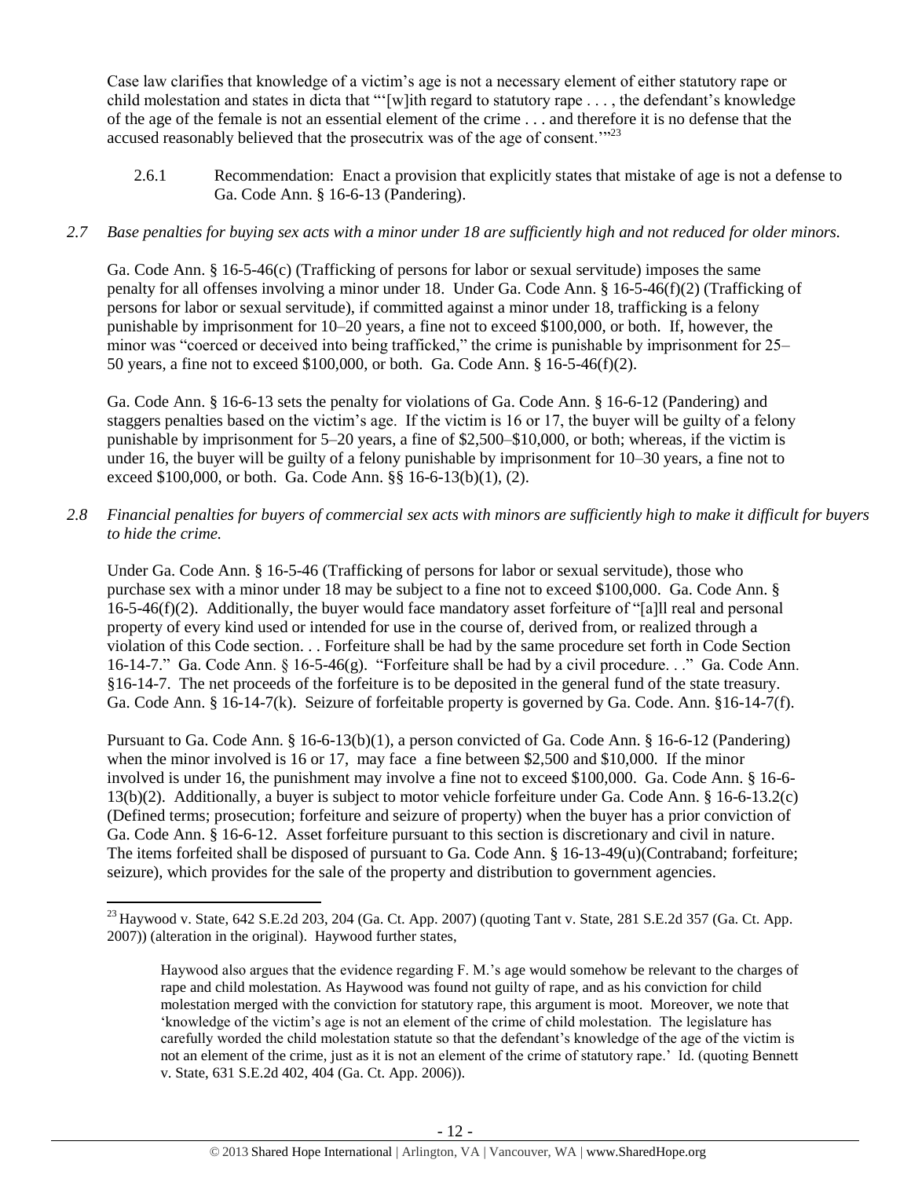Case law clarifies that knowledge of a victim's age is not a necessary element of either statutory rape or child molestation and states in dicta that "'[w]ith regard to statutory rape . . . , the defendant's knowledge of the age of the female is not an essential element of the crime . . . and therefore it is no defense that the accused reasonably believed that the prosecutrix was of the age of consent.'"[23]

2.6.1 Recommendation: Enact a provision that explicitly states that mistake of age is not a defense to Ga. Code Ann. § 16-6-13 (Pandering).

*2.7 Base penalties for buying sex acts with a minor under 18 are sufficiently high and not reduced for older minors.*

Ga. Code Ann. § 16-5-46(c) (Trafficking of persons for labor or sexual servitude) imposes the same penalty for all offenses involving a minor under 18. Under Ga. Code Ann. § 16-5-46(f)(2) (Trafficking of persons for labor or sexual servitude), if committed against a minor under 18, trafficking is a felony punishable by imprisonment for 10–20 years, a fine not to exceed $100,000, or both. If, however, the minor was "coerced or deceived into being trafficked," the crime is punishable by imprisonment for 25–50 years, a fine not to exceed $100,000, or both. Ga. Code Ann. § 16-5-46(f)(2).

Ga. Code Ann. § 16-6-13 sets the penalty for violations of Ga. Code Ann. § 16-6-12 (Pandering) and staggers penalties based on the victim's age. If the victim is 16 or 17, the buyer will be guilty of a felony punishable by imprisonment for 5–20 years, a fine of $2,500–$10,000, or both; whereas, if the victim is under 16, the buyer will be guilty of a felony punishable by imprisonment for 10–30 years, a fine not to exceed $100,000, or both. Ga. Code Ann. §§ 16-6-13(b)(1), (2).

*2.8 Financial penalties for buyers of commercial sex acts with minors are sufficiently high to make it difficult for buyers to hide the crime.*

Under Ga. Code Ann. § 16-5-46 (Trafficking of persons for labor or sexual servitude), those who purchase sex with a minor under 18 may be subject to a fine not to exceed $100,000. Ga. Code Ann. § 16-5-46(f)(2). Additionally, the buyer would face mandatory asset forfeiture of "[a]ll real and personal property of every kind used or intended for use in the course of, derived from, or realized through a violation of this Code section. . . Forfeiture shall be had by the same procedure set forth in Code Section 16-14-7." Ga. Code Ann. § 16-5-46(g). "Forfeiture shall be had by a civil procedure. . ." Ga. Code Ann. §16-14-7. The net proceeds of the forfeiture is to be deposited in the general fund of the state treasury. Ga. Code Ann. § 16-14-7(k). Seizure of forfeitable property is governed by Ga. Code. Ann. §16-14-7(f).

Pursuant to Ga. Code Ann. § 16-6-13(b)(1), a person convicted of Ga. Code Ann. § 16-6-12 (Pandering) when the minor involved is 16 or 17, may face a fine between $2,500 and $10,000. If the minor involved is under 16, the punishment may involve a fine not to exceed $100,000. Ga. Code Ann. § 16-6-13(b)(2). Additionally, a buyer is subject to motor vehicle forfeiture under Ga. Code Ann. § 16-6-13.2(c) (Defined terms; prosecution; forfeiture and seizure of property) when the buyer has a prior conviction of Ga. Code Ann. § 16-6-12. Asset forfeiture pursuant to this section is discretionary and civil in nature. The items forfeited shall be disposed of pursuant to Ga. Code Ann. § 16-13-49(u)(Contraband; forfeiture; seizure), which provides for the sale of the property and distribution to government agencies.

---

[23] Haywood v. State, 642 S.E.2d 203, 204 (Ga. Ct. App. 2007) (quoting Tant v. State, 281 S.E.2d 357 (Ga. Ct. App. 2007)) (alteration in the original). Haywood further states,

> Haywood also argues that the evidence regarding F. M.'s age would somehow be relevant to the charges of rape and child molestation. As Haywood was found not guilty of rape, and as his conviction for child molestation merged with the conviction for statutory rape, this argument is moot. Moreover, we note that 'knowledge of the victim's age is not an element of the crime of child molestation. The legislature has carefully worded the child molestation statute so that the defendant's knowledge of the age of the victim is not an element of the crime, just as it is not an element of the crime of statutory rape.' Id. (quoting Bennett v. State, 631 S.E.2d 402, 404 (Ga. Ct. App. 2006)).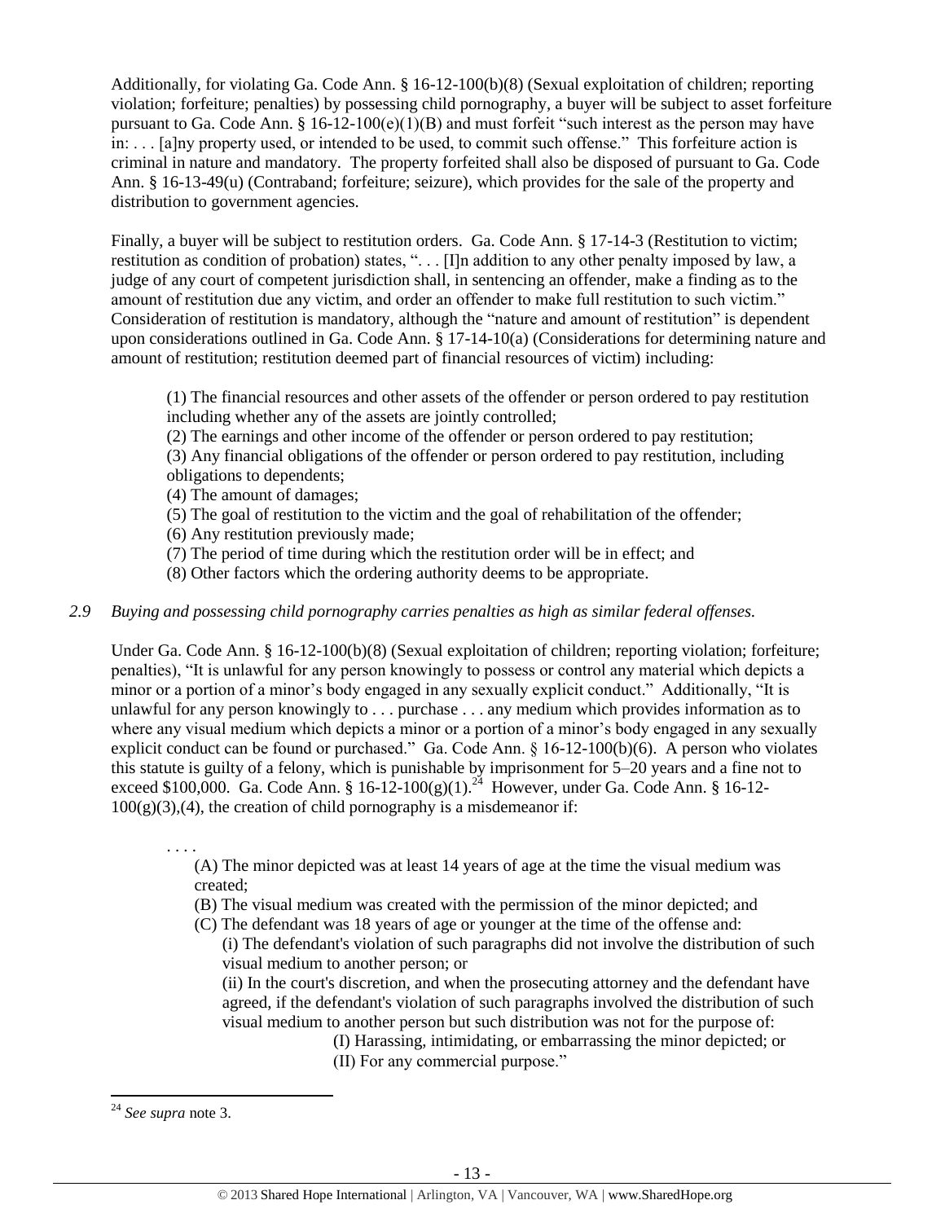Additionally, for violating Ga. Code Ann. § 16-12-100(b)(8) (Sexual exploitation of children; reporting violation; forfeiture; penalties) by possessing child pornography, a buyer will be subject to asset forfeiture pursuant to Ga. Code Ann. § 16-12-100(e)(1)(B) and must forfeit "such interest as the person may have in: . . . [a]ny property used, or intended to be used, to commit such offense." This forfeiture action is criminal in nature and mandatory. The property forfeited shall also be disposed of pursuant to Ga. Code Ann. § 16-13-49(u) (Contraband; forfeiture; seizure), which provides for the sale of the property and distribution to government agencies.

Finally, a buyer will be subject to restitution orders. Ga. Code Ann. § 17-14-3 (Restitution to victim; restitution as condition of probation) states, ". . . [I]n addition to any other penalty imposed by law, a judge of any court of competent jurisdiction shall, in sentencing an offender, make a finding as to the amount of restitution due any victim, and order an offender to make full restitution to such victim." Consideration of restitution is mandatory, although the "nature and amount of restitution" is dependent upon considerations outlined in Ga. Code Ann. § 17-14-10(a) (Considerations for determining nature and amount of restitution; restitution deemed part of financial resources of victim) including:

> (1) The financial resources and other assets of the offender or person ordered to pay restitution including whether any of the assets are jointly controlled;
> (2) The earnings and other income of the offender or person ordered to pay restitution;
> (3) Any financial obligations of the offender or person ordered to pay restitution, including obligations to dependents;
> (4) The amount of damages;
> (5) The goal of restitution to the victim and the goal of rehabilitation of the offender;
> (6) Any restitution previously made;
> (7) The period of time during which the restitution order will be in effect; and
> (8) Other factors which the ordering authority deems to be appropriate.

*2.9 Buying and possessing child pornography carries penalties as high as similar federal offenses.*

Under Ga. Code Ann. § 16-12-100(b)(8) (Sexual exploitation of children; reporting violation; forfeiture; penalties), "It is unlawful for any person knowingly to possess or control any material which depicts a minor or a portion of a minor's body engaged in any sexually explicit conduct." Additionally, "It is unlawful for any person knowingly to . . . purchase . . . any medium which provides information as to where any visual medium which depicts a minor or a portion of a minor's body engaged in any sexually explicit conduct can be found or purchased." Ga. Code Ann. § 16-12-100(b)(6). A person who violates this statute is guilty of a felony, which is punishable by imprisonment for 5–20 years and a fine not to exceed $100,000. Ga. Code Ann. § 16-12-100(g)(1).[24] However, under Ga. Code Ann. § 16-12-100(g)(3),(4), the creation of child pornography is a misdemeanor if:

> . . . .
> (A) The minor depicted was at least 14 years of age at the time the visual medium was created;
> (B) The visual medium was created with the permission of the minor depicted; and
> (C) The defendant was 18 years of age or younger at the time of the offense and:
> (i) The defendant's violation of such paragraphs did not involve the distribution of such visual medium to another person; or
> (ii) In the court's discretion, and when the prosecuting attorney and the defendant have agreed, if the defendant's violation of such paragraphs involved the distribution of such visual medium to another person but such distribution was not for the purpose of:
> (I) Harassing, intimidating, or embarrassing the minor depicted; or
> (II) For any commercial purpose."

---

[24] *See supra* note 3.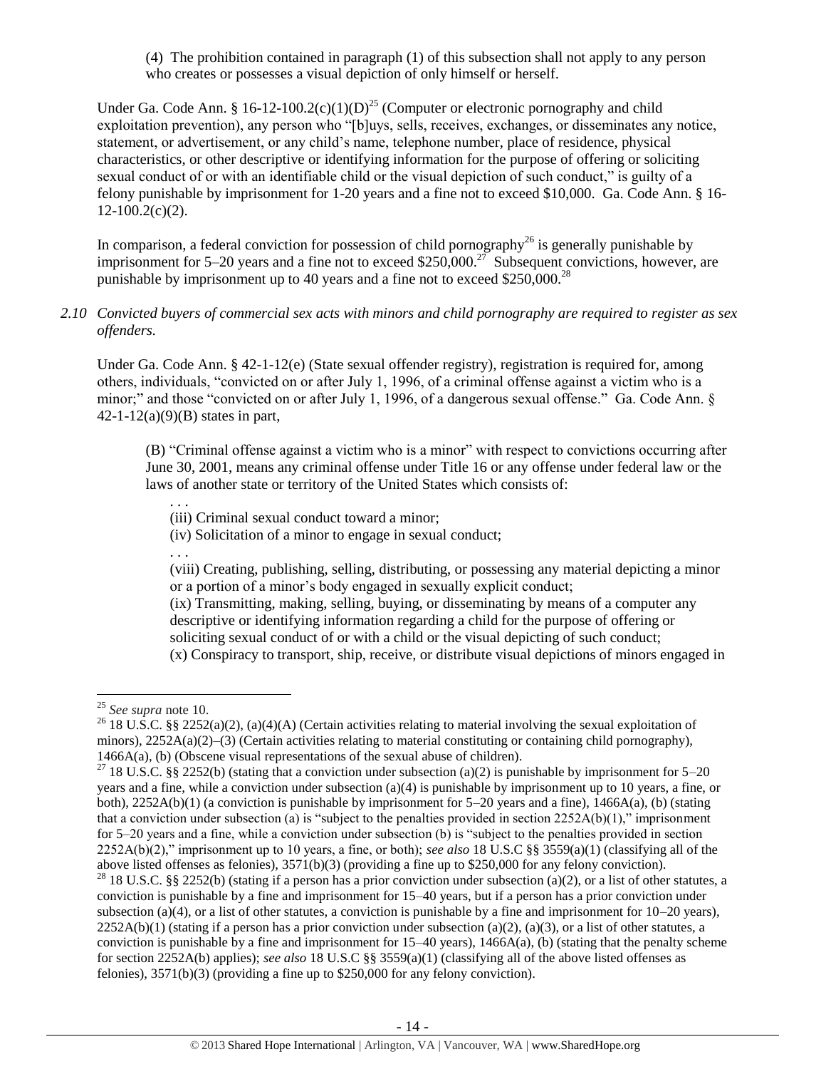(4) The prohibition contained in paragraph (1) of this subsection shall not apply to any person who creates or possesses a visual depiction of only himself or herself.

Under Ga. Code Ann. § 16-12-100.2(c)(1)(D)[25] (Computer or electronic pornography and child exploitation prevention), any person who "[b]uys, sells, receives, exchanges, or disseminates any notice, statement, or advertisement, or any child's name, telephone number, place of residence, physical characteristics, or other descriptive or identifying information for the purpose of offering or soliciting sexual conduct of or with an identifiable child or the visual depiction of such conduct," is guilty of a felony punishable by imprisonment for 1-20 years and a fine not to exceed $10,000. Ga. Code Ann. § 16-12-100.2(c)(2).

In comparison, a federal conviction for possession of child pornography[26] is generally punishable by imprisonment for 5–20 years and a fine not to exceed $250,000.[27] Subsequent convictions, however, are punishable by imprisonment up to 40 years and a fine not to exceed $250,000.[28]

*2.10 Convicted buyers of commercial sex acts with minors and child pornography are required to register as sex offenders.*

Under Ga. Code Ann. § 42-1-12(e) (State sexual offender registry), registration is required for, among others, individuals, "convicted on or after July 1, 1996, of a criminal offense against a victim who is a minor;" and those "convicted on or after July 1, 1996, of a dangerous sexual offense." Ga. Code Ann. § 42-1-12(a)(9)(B) states in part,

> (B) "Criminal offense against a victim who is a minor" with respect to convictions occurring after June 30, 2001, means any criminal offense under Title 16 or any offense under federal law or the laws of another state or territory of the United States which consists of:
>
> . . .
> (iii) Criminal sexual conduct toward a minor;
> (iv) Solicitation of a minor to engage in sexual conduct;
> . . .
> (viii) Creating, publishing, selling, distributing, or possessing any material depicting a minor or a portion of a minor's body engaged in sexually explicit conduct;
> (ix) Transmitting, making, selling, buying, or disseminating by means of a computer any descriptive or identifying information regarding a child for the purpose of offering or soliciting sexual conduct of or with a child or the visual depicting of such conduct;
> (x) Conspiracy to transport, ship, receive, or distribute visual depictions of minors engaged in

---

[25] *See supra* note 10.

[26] 18 U.S.C. §§ 2252(a)(2), (a)(4)(A) (Certain activities relating to material involving the sexual exploitation of minors), 2252A(a)(2)–(3) (Certain activities relating to material constituting or containing child pornography), 1466A(a), (b) (Obscene visual representations of the sexual abuse of children).

[27] 18 U.S.C. §§ 2252(b) (stating that a conviction under subsection (a)(2) is punishable by imprisonment for 5–20 years and a fine, while a conviction under subsection (a)(4) is punishable by imprisonment up to 10 years, a fine, or both), 2252A(b)(1) (a conviction is punishable by imprisonment for 5–20 years and a fine), 1466A(a), (b) (stating that a conviction under subsection (a) is "subject to the penalties provided in section 2252A(b)(1)," imprisonment for 5–20 years and a fine, while a conviction under subsection (b) is "subject to the penalties provided in section 2252A(b)(2)," imprisonment up to 10 years, a fine, or both); *see also* 18 U.S.C §§ 3559(a)(1) (classifying all of the above listed offenses as felonies), 3571(b)(3) (providing a fine up to $250,000 for any felony conviction).

[28] 18 U.S.C. §§ 2252(b) (stating if a person has a prior conviction under subsection (a)(2), or a list of other statutes, a conviction is punishable by a fine and imprisonment for 15–40 years, but if a person has a prior conviction under subsection (a)(4), or a list of other statutes, a conviction is punishable by a fine and imprisonment for 10–20 years), 2252A(b)(1) (stating if a person has a prior conviction under subsection (a)(2), (a)(3), or a list of other statutes, a conviction is punishable by a fine and imprisonment for 15–40 years), 1466A(a), (b) (stating that the penalty scheme for section 2252A(b) applies); *see also* 18 U.S.C §§ 3559(a)(1) (classifying all of the above listed offenses as felonies), 3571(b)(3) (providing a fine up to $250,000 for any felony conviction).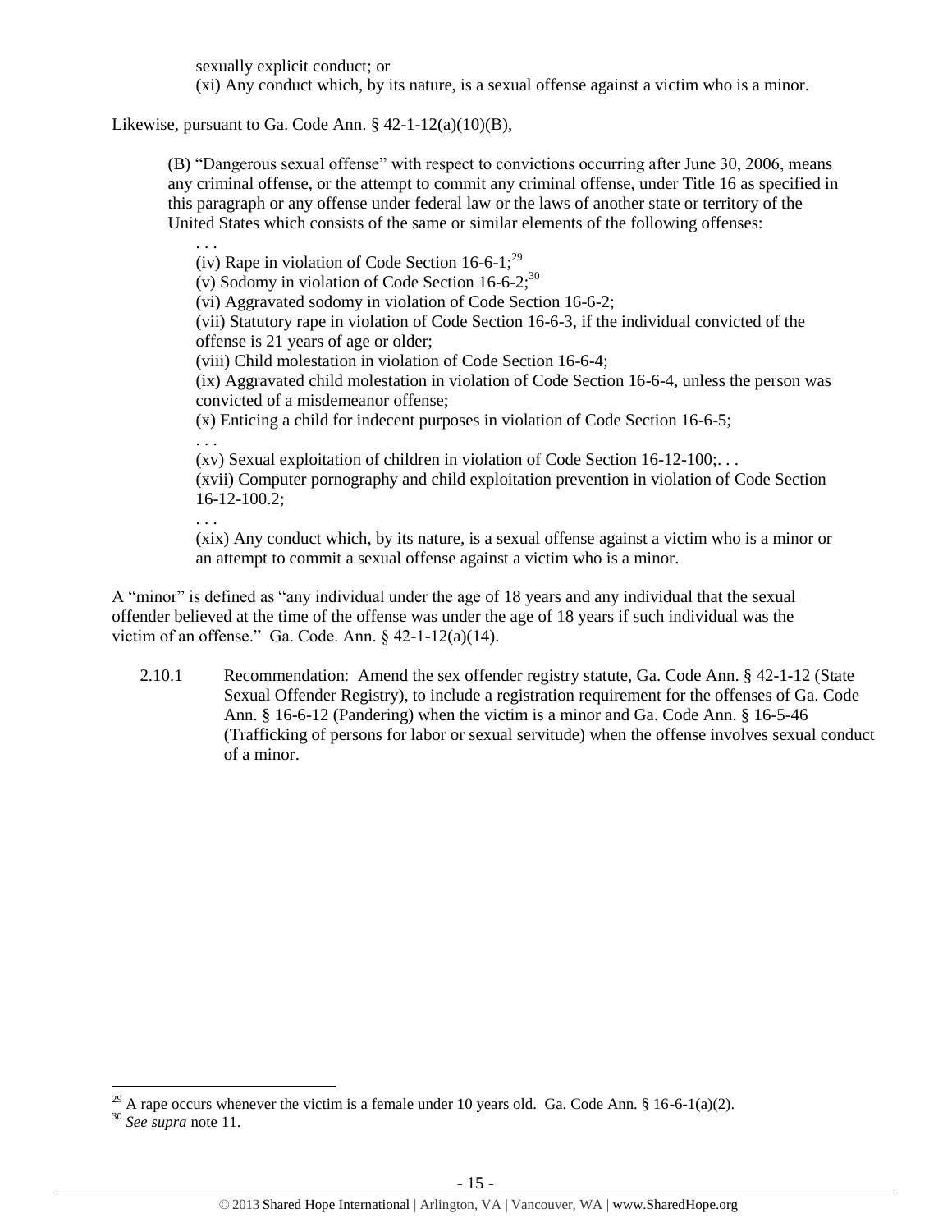sexually explicit conduct; or
(xi) Any conduct which, by its nature, is a sexual offense against a victim who is a minor.

Likewise, pursuant to Ga. Code Ann. § 42-1-12(a)(10)(B),

> (B) "Dangerous sexual offense" with respect to convictions occurring after June 30, 2006, means any criminal offense, or the attempt to commit any criminal offense, under Title 16 as specified in this paragraph or any offense under federal law or the laws of another state or territory of the United States which consists of the same or similar elements of the following offenses:
>
> . . .
> (iv) Rape in violation of Code Section 16-6-1;[29]
> (v) Sodomy in violation of Code Section 16-6-2;[30]
> (vi) Aggravated sodomy in violation of Code Section 16-6-2;
> (vii) Statutory rape in violation of Code Section 16-6-3, if the individual convicted of the offense is 21 years of age or older;
> (viii) Child molestation in violation of Code Section 16-6-4;
> (ix) Aggravated child molestation in violation of Code Section 16-6-4, unless the person was convicted of a misdemeanor offense;
> (x) Enticing a child for indecent purposes in violation of Code Section 16-6-5;
> . . .
> (xv) Sexual exploitation of children in violation of Code Section 16-12-100;. . .
> (xvii) Computer pornography and child exploitation prevention in violation of Code Section 16-12-100.2;
> . . .
> (xix) Any conduct which, by its nature, is a sexual offense against a victim who is a minor or an attempt to commit a sexual offense against a victim who is a minor.

A "minor" is defined as "any individual under the age of 18 years and any individual that the sexual offender believed at the time of the offense was under the age of 18 years if such individual was the victim of an offense." Ga. Code. Ann. § 42-1-12(a)(14).

2.10.1 Recommendation: Amend the sex offender registry statute, Ga. Code Ann. § 42-1-12 (State Sexual Offender Registry), to include a registration requirement for the offenses of Ga. Code Ann. § 16-6-12 (Pandering) when the victim is a minor and Ga. Code Ann. § 16-5-46 (Trafficking of persons for labor or sexual servitude) when the offense involves sexual conduct of a minor.

---

[29] A rape occurs whenever the victim is a female under 10 years old. Ga. Code Ann. § 16-6-1(a)(2).

[30] *See supra* note 11.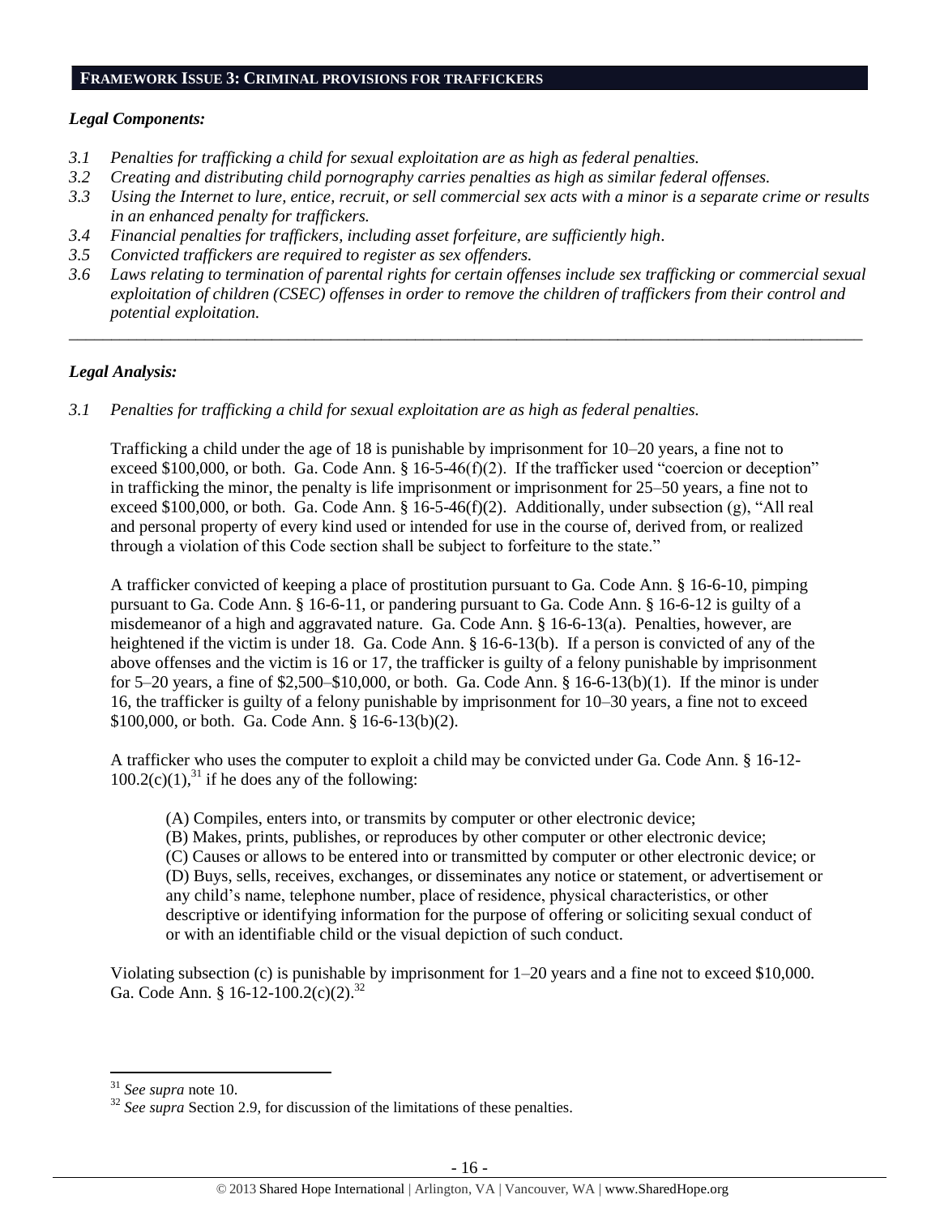## FRAMEWORK ISSUE 3: CRIMINAL PROVISIONS FOR TRAFFICKERS

### *Legal Components:*

*3.1 Penalties for trafficking a child for sexual exploitation are as high as federal penalties.*
*3.2 Creating and distributing child pornography carries penalties as high as similar federal offenses.*
*3.3 Using the Internet to lure, entice, recruit, or sell commercial sex acts with a minor is a separate crime or results in an enhanced penalty for traffickers.*
*3.4 Financial penalties for traffickers, including asset forfeiture, are sufficiently high.*
*3.5 Convicted traffickers are required to register as sex offenders.*
*3.6 Laws relating to termination of parental rights for certain offenses include sex trafficking or commercial sexual exploitation of children (CSEC) offenses in order to remove the children of traffickers from their control and potential exploitation.*

---

### *Legal Analysis:*

*3.1 Penalties for trafficking a child for sexual exploitation are as high as federal penalties.*

Trafficking a child under the age of 18 is punishable by imprisonment for 10–20 years, a fine not to exceed $100,000, or both. Ga. Code Ann. § 16-5-46(f)(2). If the trafficker used "coercion or deception" in trafficking the minor, the penalty is life imprisonment or imprisonment for 25–50 years, a fine not to exceed $100,000, or both. Ga. Code Ann. § 16-5-46(f)(2). Additionally, under subsection (g), "All real and personal property of every kind used or intended for use in the course of, derived from, or realized through a violation of this Code section shall be subject to forfeiture to the state."

A trafficker convicted of keeping a place of prostitution pursuant to Ga. Code Ann. § 16-6-10, pimping pursuant to Ga. Code Ann. § 16-6-11, or pandering pursuant to Ga. Code Ann. § 16-6-12 is guilty of a misdemeanor of a high and aggravated nature. Ga. Code Ann. § 16-6-13(a). Penalties, however, are heightened if the victim is under 18. Ga. Code Ann. § 16-6-13(b). If a person is convicted of any of the above offenses and the victim is 16 or 17, the trafficker is guilty of a felony punishable by imprisonment for 5–20 years, a fine of $2,500–$10,000, or both. Ga. Code Ann. § 16-6-13(b)(1). If the minor is under 16, the trafficker is guilty of a felony punishable by imprisonment for 10–30 years, a fine not to exceed $100,000, or both. Ga. Code Ann. § 16-6-13(b)(2).

A trafficker who uses the computer to exploit a child may be convicted under Ga. Code Ann. § 16-12-100.2(c)(1),[31] if he does any of the following:

> (A) Compiles, enters into, or transmits by computer or other electronic device;
> (B) Makes, prints, publishes, or reproduces by other computer or other electronic device;
> (C) Causes or allows to be entered into or transmitted by computer or other electronic device; or
> (D) Buys, sells, receives, exchanges, or disseminates any notice or statement, or advertisement or any child's name, telephone number, place of residence, physical characteristics, or other descriptive or identifying information for the purpose of offering or soliciting sexual conduct of or with an identifiable child or the visual depiction of such conduct.

Violating subsection (c) is punishable by imprisonment for 1–20 years and a fine not to exceed $10,000. Ga. Code Ann. § 16-12-100.2(c)(2).[32]

---

[31] *See supra* note 10.
[32] *See supra* Section 2.9, for discussion of the limitations of these penalties.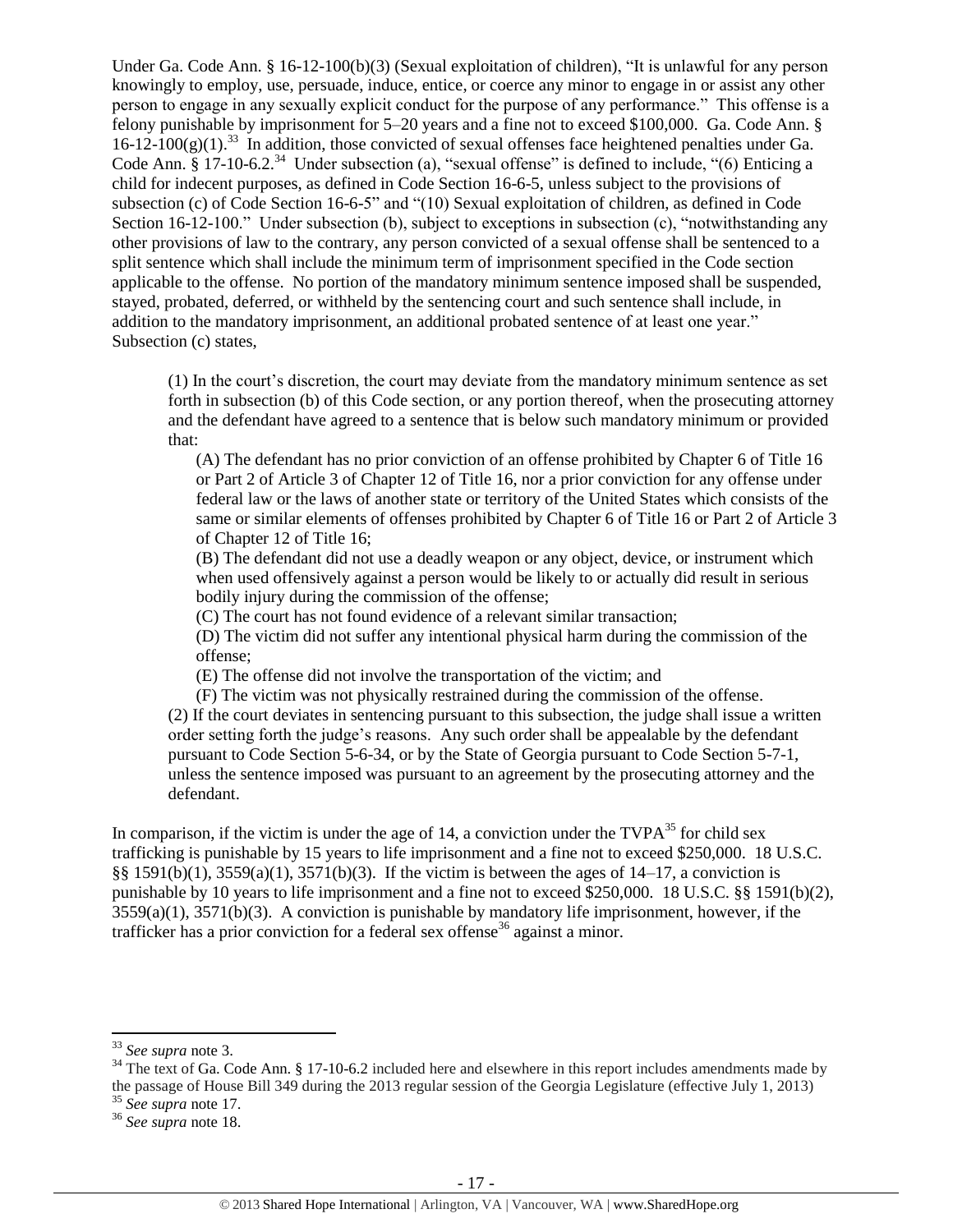Under Ga. Code Ann. § 16-12-100(b)(3) (Sexual exploitation of children), "It is unlawful for any person knowingly to employ, use, persuade, induce, entice, or coerce any minor to engage in or assist any other person to engage in any sexually explicit conduct for the purpose of any performance." This offense is a felony punishable by imprisonment for 5–20 years and a fine not to exceed $100,000. Ga. Code Ann. § 16-12-100(g)(1).[33] In addition, those convicted of sexual offenses face heightened penalties under Ga. Code Ann. § 17-10-6.2.[34] Under subsection (a), "sexual offense" is defined to include, "(6) Enticing a child for indecent purposes, as defined in Code Section 16-6-5, unless subject to the provisions of subsection (c) of Code Section 16-6-5" and "(10) Sexual exploitation of children, as defined in Code Section 16-12-100." Under subsection (b), subject to exceptions in subsection (c), "notwithstanding any other provisions of law to the contrary, any person convicted of a sexual offense shall be sentenced to a split sentence which shall include the minimum term of imprisonment specified in the Code section applicable to the offense. No portion of the mandatory minimum sentence imposed shall be suspended, stayed, probated, deferred, or withheld by the sentencing court and such sentence shall include, in addition to the mandatory imprisonment, an additional probated sentence of at least one year." Subsection (c) states,

> (1) In the court's discretion, the court may deviate from the mandatory minimum sentence as set forth in subsection (b) of this Code section, or any portion thereof, when the prosecuting attorney and the defendant have agreed to a sentence that is below such mandatory minimum or provided that:
>
> (A) The defendant has no prior conviction of an offense prohibited by Chapter 6 of Title 16 or Part 2 of Article 3 of Chapter 12 of Title 16, nor a prior conviction for any offense under federal law or the laws of another state or territory of the United States which consists of the same or similar elements of offenses prohibited by Chapter 6 of Title 16 or Part 2 of Article 3 of Chapter 12 of Title 16;
>
> (B) The defendant did not use a deadly weapon or any object, device, or instrument which when used offensively against a person would be likely to or actually did result in serious bodily injury during the commission of the offense;
>
> (C) The court has not found evidence of a relevant similar transaction;
>
> (D) The victim did not suffer any intentional physical harm during the commission of the offense;
>
> (E) The offense did not involve the transportation of the victim; and
>
> (F) The victim was not physically restrained during the commission of the offense.
>
> (2) If the court deviates in sentencing pursuant to this subsection, the judge shall issue a written order setting forth the judge's reasons. Any such order shall be appealable by the defendant pursuant to Code Section 5-6-34, or by the State of Georgia pursuant to Code Section 5-7-1, unless the sentence imposed was pursuant to an agreement by the prosecuting attorney and the defendant.

In comparison, if the victim is under the age of 14, a conviction under the TVPA[35] for child sex trafficking is punishable by 15 years to life imprisonment and a fine not to exceed $250,000. 18 U.S.C. §§ 1591(b)(1), 3559(a)(1), 3571(b)(3). If the victim is between the ages of 14–17, a conviction is punishable by 10 years to life imprisonment and a fine not to exceed $250,000. 18 U.S.C. §§ 1591(b)(2), 3559(a)(1), 3571(b)(3). A conviction is punishable by mandatory life imprisonment, however, if the trafficker has a prior conviction for a federal sex offense[36] against a minor.

---

[33] *See supra* note 3.

[34] The text of Ga. Code Ann. § 17-10-6.2 included here and elsewhere in this report includes amendments made by the passage of House Bill 349 during the 2013 regular session of the Georgia Legislature (effective July 1, 2013)

[35] *See supra* note 17.

[36] *See supra* note 18.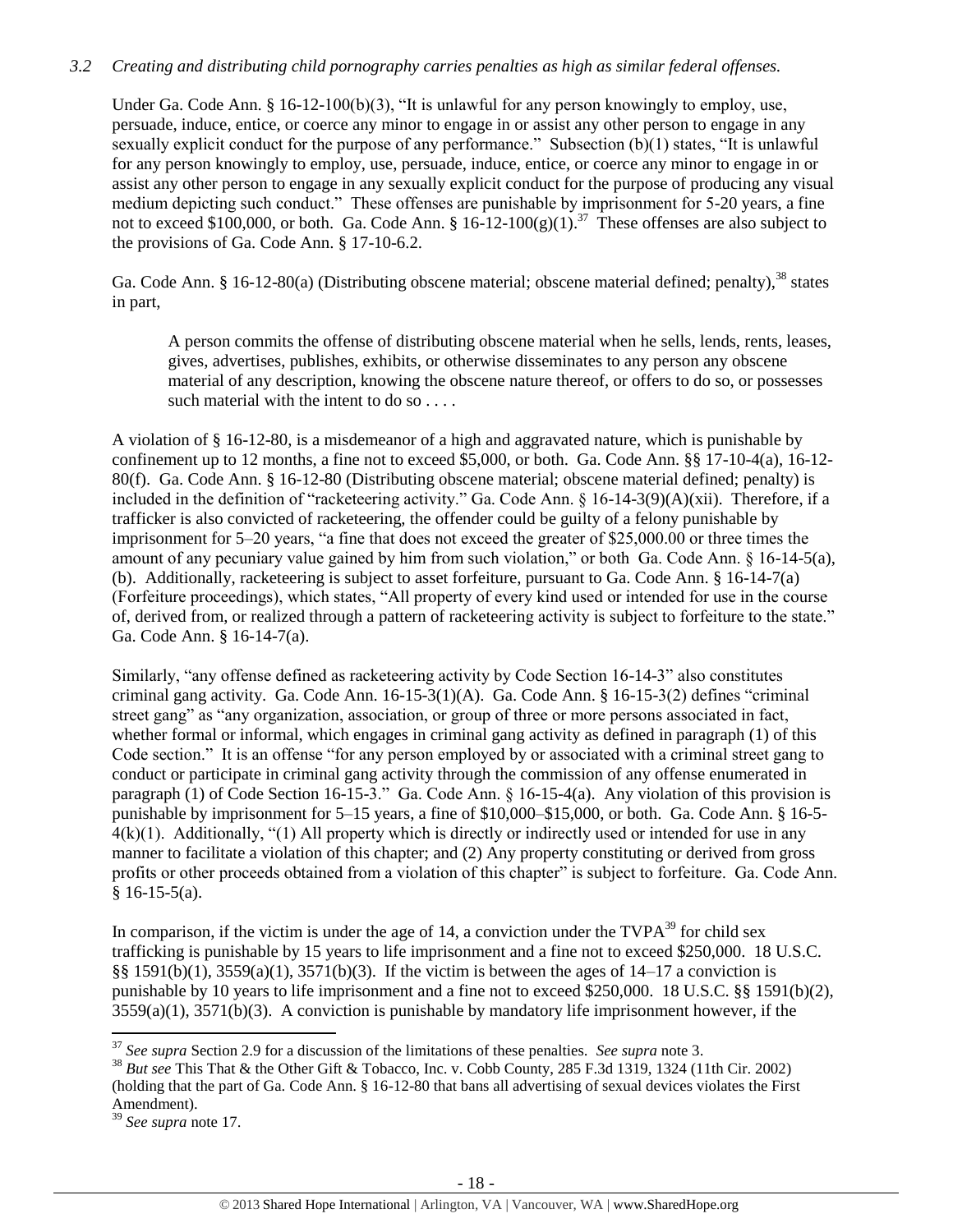### *3.2 Creating and distributing child pornography carries penalties as high as similar federal offenses.*

Under Ga. Code Ann. § 16-12-100(b)(3), "It is unlawful for any person knowingly to employ, use, persuade, induce, entice, or coerce any minor to engage in or assist any other person to engage in any sexually explicit conduct for the purpose of any performance." Subsection (b)(1) states, "It is unlawful for any person knowingly to employ, use, persuade, induce, entice, or coerce any minor to engage in or assist any other person to engage in any sexually explicit conduct for the purpose of producing any visual medium depicting such conduct." These offenses are punishable by imprisonment for 5-20 years, a fine not to exceed $100,000, or both. Ga. Code Ann. § 16-12-100(g)(1).[37] These offenses are also subject to the provisions of Ga. Code Ann. § 17-10-6.2.

Ga. Code Ann. § 16-12-80(a) (Distributing obscene material; obscene material defined; penalty),[38] states in part,

> A person commits the offense of distributing obscene material when he sells, lends, rents, leases, gives, advertises, publishes, exhibits, or otherwise disseminates to any person any obscene material of any description, knowing the obscene nature thereof, or offers to do so, or possesses such material with the intent to do so . . . .

A violation of § 16-12-80, is a misdemeanor of a high and aggravated nature, which is punishable by confinement up to 12 months, a fine not to exceed $5,000, or both. Ga. Code Ann. §§ 17-10-4(a), 16-12-80(f). Ga. Code Ann. § 16-12-80 (Distributing obscene material; obscene material defined; penalty) is included in the definition of "racketeering activity." Ga. Code Ann. § 16-14-3(9)(A)(xii). Therefore, if a trafficker is also convicted of racketeering, the offender could be guilty of a felony punishable by imprisonment for 5–20 years, "a fine that does not exceed the greater of $25,000.00 or three times the amount of any pecuniary value gained by him from such violation," or both Ga. Code Ann. § 16-14-5(a), (b). Additionally, racketeering is subject to asset forfeiture, pursuant to Ga. Code Ann. § 16-14-7(a) (Forfeiture proceedings), which states, "All property of every kind used or intended for use in the course of, derived from, or realized through a pattern of racketeering activity is subject to forfeiture to the state." Ga. Code Ann. § 16-14-7(a).

Similarly, "any offense defined as racketeering activity by Code Section 16-14-3" also constitutes criminal gang activity. Ga. Code Ann. 16-15-3(1)(A). Ga. Code Ann. § 16-15-3(2) defines "criminal street gang" as "any organization, association, or group of three or more persons associated in fact, whether formal or informal, which engages in criminal gang activity as defined in paragraph (1) of this Code section." It is an offense "for any person employed by or associated with a criminal street gang to conduct or participate in criminal gang activity through the commission of any offense enumerated in paragraph (1) of Code Section 16-15-3." Ga. Code Ann. § 16-15-4(a). Any violation of this provision is punishable by imprisonment for 5–15 years, a fine of $10,000–$15,000, or both. Ga. Code Ann. § 16-5-4(k)(1). Additionally, "(1) All property which is directly or indirectly used or intended for use in any manner to facilitate a violation of this chapter; and (2) Any property constituting or derived from gross profits or other proceeds obtained from a violation of this chapter" is subject to forfeiture. Ga. Code Ann. § 16-15-5(a).

In comparison, if the victim is under the age of 14, a conviction under the TVPA[39] for child sex trafficking is punishable by 15 years to life imprisonment and a fine not to exceed $250,000. 18 U.S.C. §§ 1591(b)(1), 3559(a)(1), 3571(b)(3). If the victim is between the ages of 14–17 a conviction is punishable by 10 years to life imprisonment and a fine not to exceed $250,000. 18 U.S.C. §§ 1591(b)(2), 3559(a)(1), 3571(b)(3). A conviction is punishable by mandatory life imprisonment however, if the

---

[37] *See supra* Section 2.9 for a discussion of the limitations of these penalties. *See supra* note 3.

[38] *But see* This That & the Other Gift & Tobacco, Inc. v. Cobb County, 285 F.3d 1319, 1324 (11th Cir. 2002) (holding that the part of Ga. Code Ann. § 16-12-80 that bans all advertising of sexual devices violates the First Amendment).

[39] *See supra* note 17.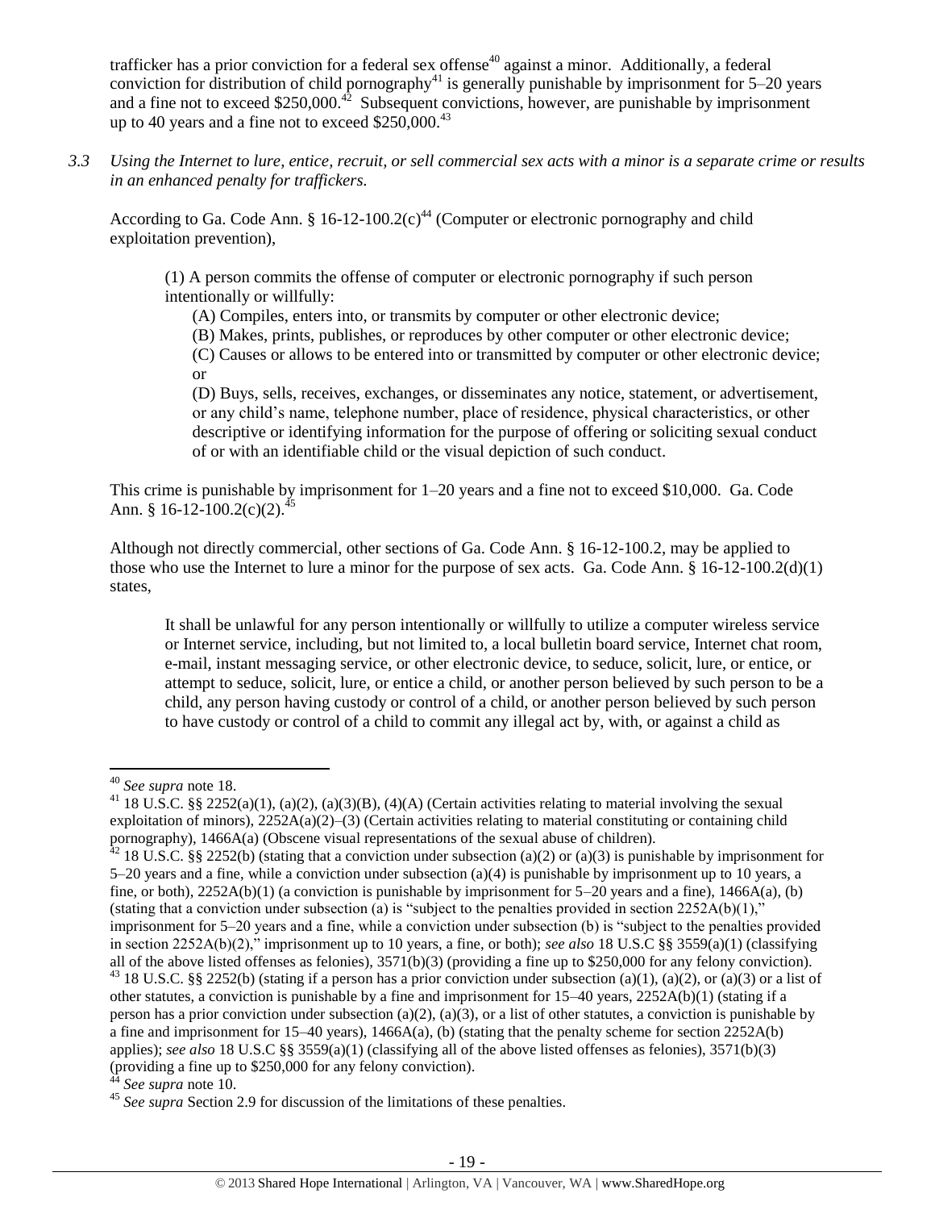trafficker has a prior conviction for a federal sex offense[40] against a minor. Additionally, a federal conviction for distribution of child pornography[41] is generally punishable by imprisonment for 5–20 years and a fine not to exceed $250,000.[42] Subsequent convictions, however, are punishable by imprisonment up to 40 years and a fine not to exceed $250,000.[43]

*3.3 Using the Internet to lure, entice, recruit, or sell commercial sex acts with a minor is a separate crime or results in an enhanced penalty for traffickers.*

According to Ga. Code Ann. § 16-12-100.2(c)[44] (Computer or electronic pornography and child exploitation prevention),

> (1) A person commits the offense of computer or electronic pornography if such person intentionally or willfully:
>
> (A) Compiles, enters into, or transmits by computer or other electronic device;
>
> (B) Makes, prints, publishes, or reproduces by other computer or other electronic device;
>
> (C) Causes or allows to be entered into or transmitted by computer or other electronic device; or
>
> (D) Buys, sells, receives, exchanges, or disseminates any notice, statement, or advertisement, or any child's name, telephone number, place of residence, physical characteristics, or other descriptive or identifying information for the purpose of offering or soliciting sexual conduct of or with an identifiable child or the visual depiction of such conduct.

This crime is punishable by imprisonment for 1–20 years and a fine not to exceed $10,000. Ga. Code Ann. § 16-12-100.2(c)(2).[45]

Although not directly commercial, other sections of Ga. Code Ann. § 16-12-100.2, may be applied to those who use the Internet to lure a minor for the purpose of sex acts. Ga. Code Ann. § 16-12-100.2(d)(1) states,

> It shall be unlawful for any person intentionally or willfully to utilize a computer wireless service or Internet service, including, but not limited to, a local bulletin board service, Internet chat room, e-mail, instant messaging service, or other electronic device, to seduce, solicit, lure, or entice, or attempt to seduce, solicit, lure, or entice a child, or another person believed by such person to be a child, any person having custody or control of a child, or another person believed by such person to have custody or control of a child to commit any illegal act by, with, or against a child as

---

[40] *See supra* note 18.

[41] 18 U.S.C. §§ 2252(a)(1), (a)(2), (a)(3)(B), (4)(A) (Certain activities relating to material involving the sexual exploitation of minors), 2252A(a)(2)–(3) (Certain activities relating to material constituting or containing child pornography), 1466A(a) (Obscene visual representations of the sexual abuse of children).

[42] 18 U.S.C. §§ 2252(b) (stating that a conviction under subsection (a)(2) or (a)(3) is punishable by imprisonment for 5–20 years and a fine, while a conviction under subsection (a)(4) is punishable by imprisonment up to 10 years, a fine, or both), 2252A(b)(1) (a conviction is punishable by imprisonment for 5–20 years and a fine), 1466A(a), (b) (stating that a conviction under subsection (a) is "subject to the penalties provided in section 2252A(b)(1)," imprisonment for 5–20 years and a fine, while a conviction under subsection (b) is "subject to the penalties provided in section 2252A(b)(2)," imprisonment up to 10 years, a fine, or both); *see also* 18 U.S.C §§ 3559(a)(1) (classifying all of the above listed offenses as felonies), 3571(b)(3) (providing a fine up to $250,000 for any felony conviction).

[43] 18 U.S.C. §§ 2252(b) (stating if a person has a prior conviction under subsection (a)(1), (a)(2), or (a)(3) or a list of other statutes, a conviction is punishable by a fine and imprisonment for 15–40 years, 2252A(b)(1) (stating if a person has a prior conviction under subsection (a)(2), (a)(3), or a list of other statutes, a conviction is punishable by a fine and imprisonment for 15–40 years), 1466A(a), (b) (stating that the penalty scheme for section 2252A(b) applies); *see also* 18 U.S.C §§ 3559(a)(1) (classifying all of the above listed offenses as felonies), 3571(b)(3) (providing a fine up to $250,000 for any felony conviction).

[44] *See supra* note 10.

[45] *See supra* Section 2.9 for discussion of the limitations of these penalties.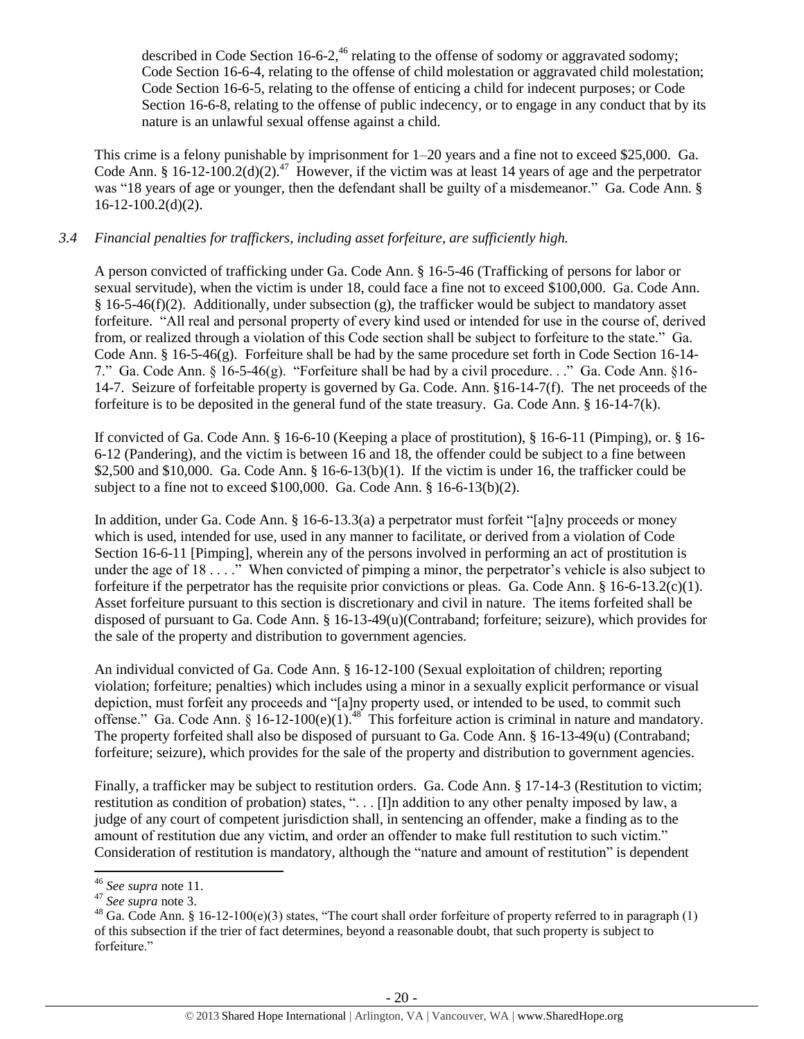described in Code Section 16-6-2,[46] relating to the offense of sodomy or aggravated sodomy; Code Section 16-6-4, relating to the offense of child molestation or aggravated child molestation; Code Section 16-6-5, relating to the offense of enticing a child for indecent purposes; or Code Section 16-6-8, relating to the offense of public indecency, or to engage in any conduct that by its nature is an unlawful sexual offense against a child.

This crime is a felony punishable by imprisonment for 1–20 years and a fine not to exceed $25,000. Ga. Code Ann. § 16-12-100.2(d)(2).[47] However, if the victim was at least 14 years of age and the perpetrator was "18 years of age or younger, then the defendant shall be guilty of a misdemeanor." Ga. Code Ann. § 16-12-100.2(d)(2).

*3.4 Financial penalties for traffickers, including asset forfeiture, are sufficiently high.*

A person convicted of trafficking under Ga. Code Ann. § 16-5-46 (Trafficking of persons for labor or sexual servitude), when the victim is under 18, could face a fine not to exceed $100,000. Ga. Code Ann. § 16-5-46(f)(2). Additionally, under subsection (g), the trafficker would be subject to mandatory asset forfeiture. "All real and personal property of every kind used or intended for use in the course of, derived from, or realized through a violation of this Code section shall be subject to forfeiture to the state." Ga. Code Ann. § 16-5-46(g). Forfeiture shall be had by the same procedure set forth in Code Section 16-14-7." Ga. Code Ann. § 16-5-46(g). "Forfeiture shall be had by a civil procedure. . ." Ga. Code Ann. §16-14-7. Seizure of forfeitable property is governed by Ga. Code. Ann. §16-14-7(f). The net proceeds of the forfeiture is to be deposited in the general fund of the state treasury. Ga. Code Ann. § 16-14-7(k).

If convicted of Ga. Code Ann. § 16-6-10 (Keeping a place of prostitution), § 16-6-11 (Pimping), or. § 16-6-12 (Pandering), and the victim is between 16 and 18, the offender could be subject to a fine between $2,500 and $10,000. Ga. Code Ann. § 16-6-13(b)(1). If the victim is under 16, the trafficker could be subject to a fine not to exceed $100,000. Ga. Code Ann. § 16-6-13(b)(2).

In addition, under Ga. Code Ann. § 16-6-13.3(a) a perpetrator must forfeit "[a]ny proceeds or money which is used, intended for use, used in any manner to facilitate, or derived from a violation of Code Section 16-6-11 [Pimping], wherein any of the persons involved in performing an act of prostitution is under the age of 18 . . . ." When convicted of pimping a minor, the perpetrator's vehicle is also subject to forfeiture if the perpetrator has the requisite prior convictions or pleas. Ga. Code Ann. § 16-6-13.2(c)(1). Asset forfeiture pursuant to this section is discretionary and civil in nature. The items forfeited shall be disposed of pursuant to Ga. Code Ann. § 16-13-49(u)(Contraband; forfeiture; seizure), which provides for the sale of the property and distribution to government agencies.

An individual convicted of Ga. Code Ann. § 16-12-100 (Sexual exploitation of children; reporting violation; forfeiture; penalties) which includes using a minor in a sexually explicit performance or visual depiction, must forfeit any proceeds and "[a]ny property used, or intended to be used, to commit such offense." Ga. Code Ann. § 16-12-100(e)(1).[48] This forfeiture action is criminal in nature and mandatory. The property forfeited shall also be disposed of pursuant to Ga. Code Ann. § 16-13-49(u) (Contraband; forfeiture; seizure), which provides for the sale of the property and distribution to government agencies.

Finally, a trafficker may be subject to restitution orders. Ga. Code Ann. § 17-14-3 (Restitution to victim; restitution as condition of probation) states, ". . . [I]n addition to any other penalty imposed by law, a judge of any court of competent jurisdiction shall, in sentencing an offender, make a finding as to the amount of restitution due any victim, and order an offender to make full restitution to such victim." Consideration of restitution is mandatory, although the "nature and amount of restitution" is dependent

---

[46] *See supra* note 11.

[47] *See supra* note 3.

[48] Ga. Code Ann. § 16-12-100(e)(3) states, "The court shall order forfeiture of property referred to in paragraph (1) of this subsection if the trier of fact determines, beyond a reasonable doubt, that such property is subject to forfeiture."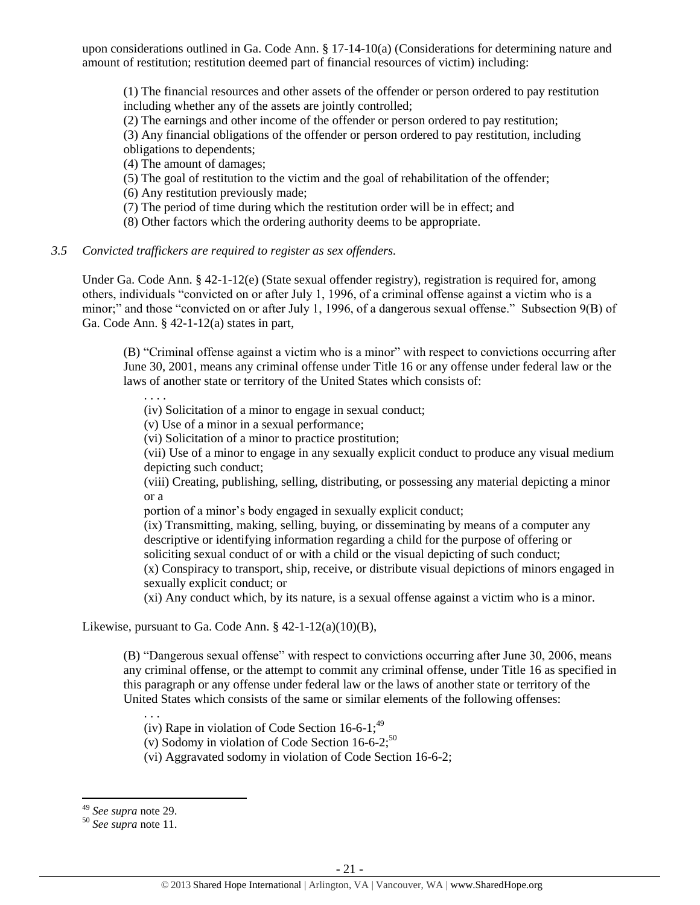upon considerations outlined in Ga. Code Ann. § 17-14-10(a) (Considerations for determining nature and amount of restitution; restitution deemed part of financial resources of victim) including:

> (1) The financial resources and other assets of the offender or person ordered to pay restitution including whether any of the assets are jointly controlled;
> (2) The earnings and other income of the offender or person ordered to pay restitution;
> (3) Any financial obligations of the offender or person ordered to pay restitution, including obligations to dependents;
> (4) The amount of damages;
> (5) The goal of restitution to the victim and the goal of rehabilitation of the offender;
> (6) Any restitution previously made;
> (7) The period of time during which the restitution order will be in effect; and
> (8) Other factors which the ordering authority deems to be appropriate.

*3.5 Convicted traffickers are required to register as sex offenders.*

Under Ga. Code Ann. § 42-1-12(e) (State sexual offender registry), registration is required for, among others, individuals "convicted on or after July 1, 1996, of a criminal offense against a victim who is a minor;" and those "convicted on or after July 1, 1996, of a dangerous sexual offense." Subsection 9(B) of Ga. Code Ann. § 42-1-12(a) states in part,

> (B) "Criminal offense against a victim who is a minor" with respect to convictions occurring after June 30, 2001, means any criminal offense under Title 16 or any offense under federal law or the laws of another state or territory of the United States which consists of:
>
> . . . .
> (iv) Solicitation of a minor to engage in sexual conduct;
> (v) Use of a minor in a sexual performance;
> (vi) Solicitation of a minor to practice prostitution;
> (vii) Use of a minor to engage in any sexually explicit conduct to produce any visual medium depicting such conduct;
> (viii) Creating, publishing, selling, distributing, or possessing any material depicting a minor or a
> portion of a minor's body engaged in sexually explicit conduct;
> (ix) Transmitting, making, selling, buying, or disseminating by means of a computer any descriptive or identifying information regarding a child for the purpose of offering or soliciting sexual conduct of or with a child or the visual depicting of such conduct;
> (x) Conspiracy to transport, ship, receive, or distribute visual depictions of minors engaged in sexually explicit conduct; or
> (xi) Any conduct which, by its nature, is a sexual offense against a victim who is a minor.

Likewise, pursuant to Ga. Code Ann. § 42-1-12(a)(10)(B),

> (B) "Dangerous sexual offense" with respect to convictions occurring after June 30, 2006, means any criminal offense, or the attempt to commit any criminal offense, under Title 16 as specified in this paragraph or any offense under federal law or the laws of another state or territory of the United States which consists of the same or similar elements of the following offenses:
>
> . . .
> (iv) Rape in violation of Code Section 16-6-1;[49]
> (v) Sodomy in violation of Code Section 16-6-2;[50]
> (vi) Aggravated sodomy in violation of Code Section 16-6-2;

[49] *See supra* note 29.
[50] *See supra* note 11.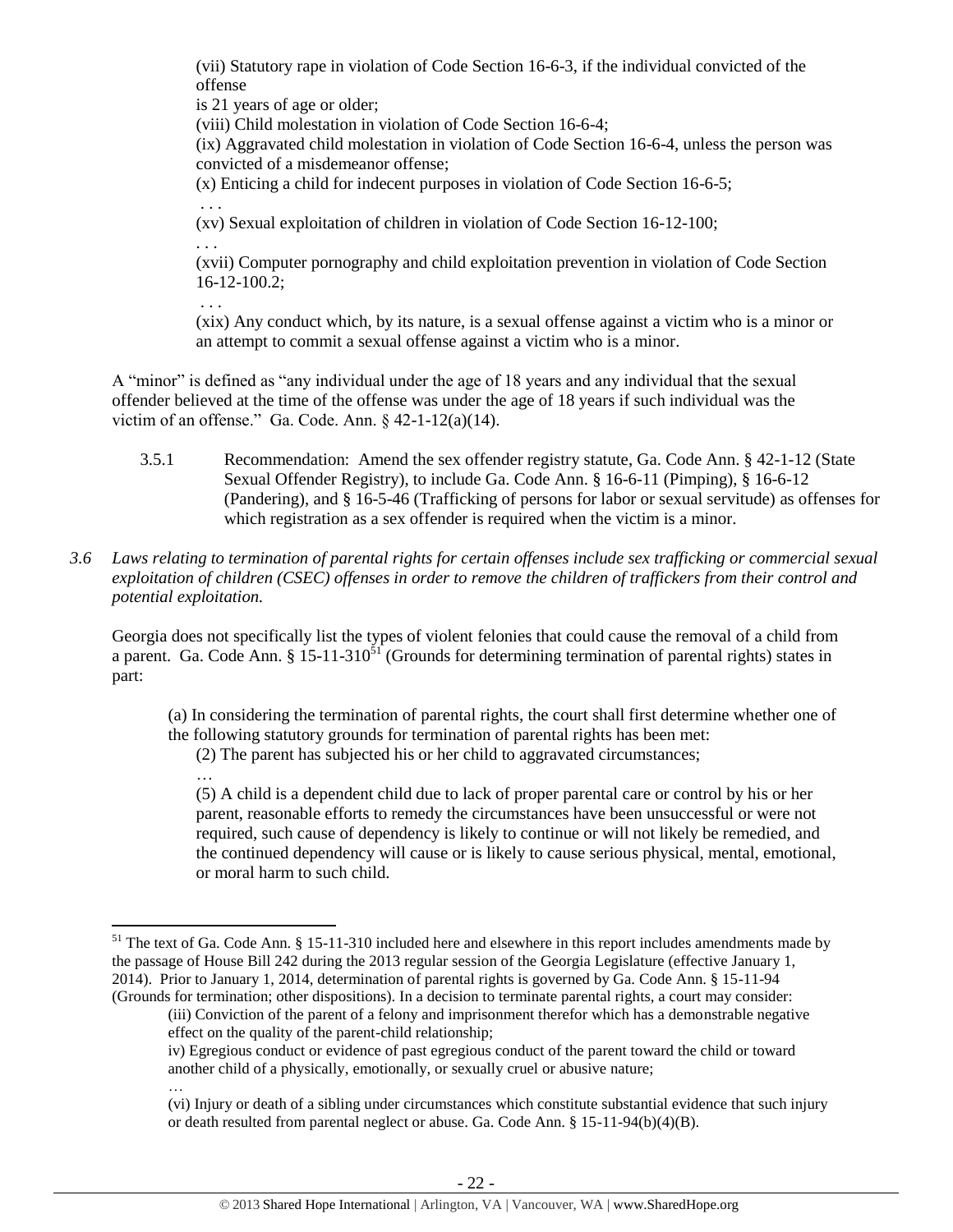(vii) Statutory rape in violation of Code Section 16-6-3, if the individual convicted of the offense

is 21 years of age or older;

(viii) Child molestation in violation of Code Section 16-6-4;

(ix) Aggravated child molestation in violation of Code Section 16-6-4, unless the person was convicted of a misdemeanor offense;

(x) Enticing a child for indecent purposes in violation of Code Section 16-6-5;

. . .

(xv) Sexual exploitation of children in violation of Code Section 16-12-100;

. . .

(xvii) Computer pornography and child exploitation prevention in violation of Code Section 16-12-100.2;

. . .

(xix) Any conduct which, by its nature, is a sexual offense against a victim who is a minor or an attempt to commit a sexual offense against a victim who is a minor.

A "minor" is defined as "any individual under the age of 18 years and any individual that the sexual offender believed at the time of the offense was under the age of 18 years if such individual was the victim of an offense." Ga. Code. Ann. § 42-1-12(a)(14).

3.5.1 Recommendation: Amend the sex offender registry statute, Ga. Code Ann. § 42-1-12 (State Sexual Offender Registry), to include Ga. Code Ann. § 16-6-11 (Pimping), § 16-6-12 (Pandering), and § 16-5-46 (Trafficking of persons for labor or sexual servitude) as offenses for which registration as a sex offender is required when the victim is a minor.

*3.6 Laws relating to termination of parental rights for certain offenses include sex trafficking or commercial sexual exploitation of children (CSEC) offenses in order to remove the children of traffickers from their control and potential exploitation.*

Georgia does not specifically list the types of violent felonies that could cause the removal of a child from a parent. Ga. Code Ann. § 15-11-310[51] (Grounds for determining termination of parental rights) states in part:

(a) In considering the termination of parental rights, the court shall first determine whether one of the following statutory grounds for termination of parental rights has been met:

(2) The parent has subjected his or her child to aggravated circumstances;

…

(5) A child is a dependent child due to lack of proper parental care or control by his or her parent, reasonable efforts to remedy the circumstances have been unsuccessful or were not required, such cause of dependency is likely to continue or will not likely be remedied, and the continued dependency will cause or is likely to cause serious physical, mental, emotional, or moral harm to such child.

---

[51] The text of Ga. Code Ann. § 15-11-310 included here and elsewhere in this report includes amendments made by the passage of House Bill 242 during the 2013 regular session of the Georgia Legislature (effective January 1, 2014). Prior to January 1, 2014, determination of parental rights is governed by Ga. Code Ann. § 15-11-94 (Grounds for termination; other dispositions). In a decision to terminate parental rights, a court may consider:

(iii) Conviction of the parent of a felony and imprisonment therefor which has a demonstrable negative effect on the quality of the parent-child relationship;

iv) Egregious conduct or evidence of past egregious conduct of the parent toward the child or toward another child of a physically, emotionally, or sexually cruel or abusive nature;

…

(vi) Injury or death of a sibling under circumstances which constitute substantial evidence that such injury or death resulted from parental neglect or abuse. Ga. Code Ann. § 15-11-94(b)(4)(B).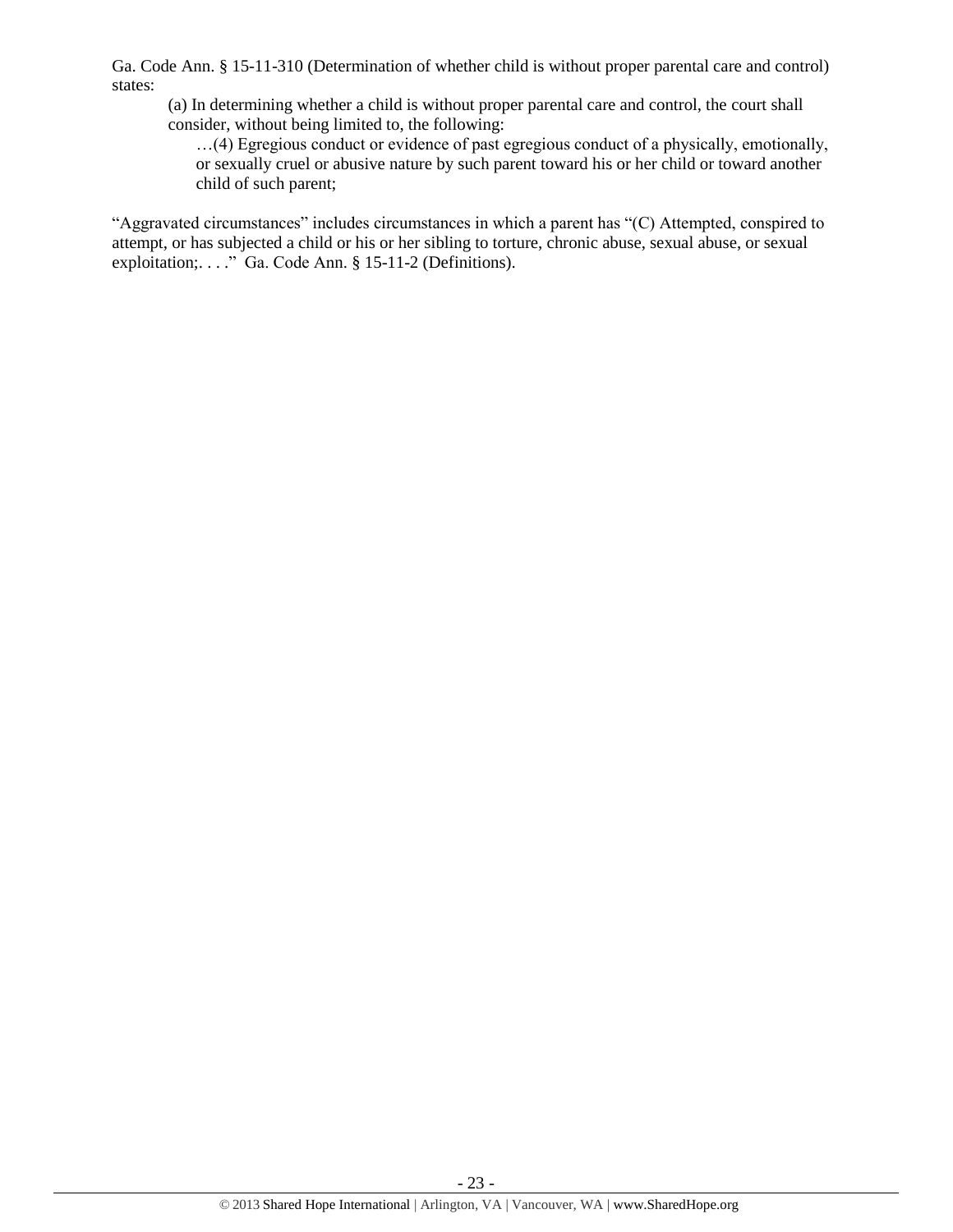Ga. Code Ann. § 15-11-310 (Determination of whether child is without proper parental care and control) states:

> (a) In determining whether a child is without proper parental care and control, the court shall consider, without being limited to, the following:
>
> …(4) Egregious conduct or evidence of past egregious conduct of a physically, emotionally, or sexually cruel or abusive nature by such parent toward his or her child or toward another child of such parent;

"Aggravated circumstances" includes circumstances in which a parent has "(C) Attempted, conspired to attempt, or has subjected a child or his or her sibling to torture, chronic abuse, sexual abuse, or sexual exploitation;. . . ." Ga. Code Ann. § 15-11-2 (Definitions).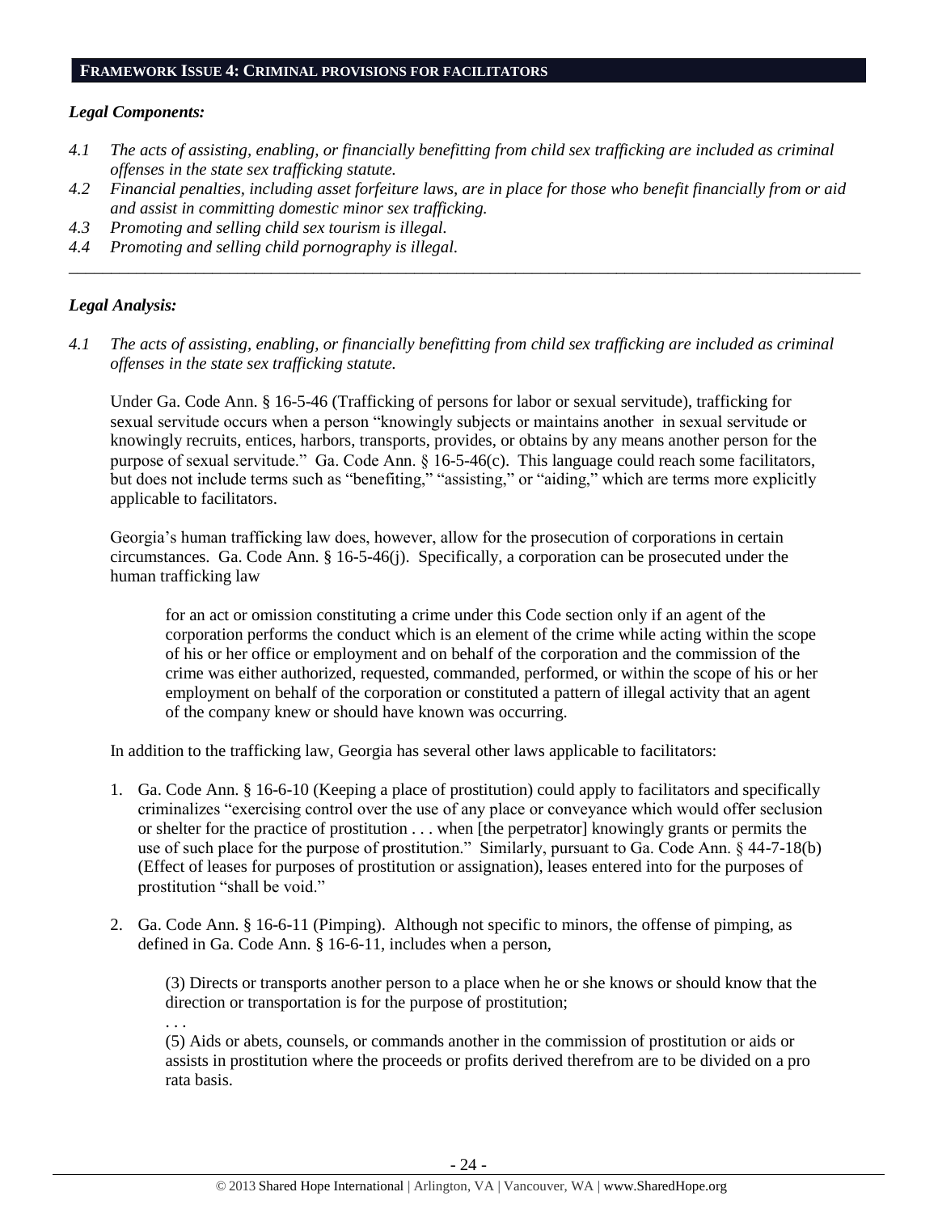## FRAMEWORK ISSUE 4: CRIMINAL PROVISIONS FOR FACILITATORS

### *Legal Components:*

*4.1 The acts of assisting, enabling, or financially benefitting from child sex trafficking are included as criminal offenses in the state sex trafficking statute.*

*4.2 Financial penalties, including asset forfeiture laws, are in place for those who benefit financially from or aid and assist in committing domestic minor sex trafficking.*

*4.3 Promoting and selling child sex tourism is illegal.*

*4.4 Promoting and selling child pornography is illegal.*

---

### *Legal Analysis:*

*4.1 The acts of assisting, enabling, or financially benefitting from child sex trafficking are included as criminal offenses in the state sex trafficking statute.*

Under Ga. Code Ann. § 16-5-46 (Trafficking of persons for labor or sexual servitude), trafficking for sexual servitude occurs when a person "knowingly subjects or maintains another in sexual servitude or knowingly recruits, entices, harbors, transports, provides, or obtains by any means another person for the purpose of sexual servitude." Ga. Code Ann. § 16-5-46(c). This language could reach some facilitators, but does not include terms such as "benefiting," "assisting," or "aiding," which are terms more explicitly applicable to facilitators.

Georgia's human trafficking law does, however, allow for the prosecution of corporations in certain circumstances. Ga. Code Ann. § 16-5-46(j). Specifically, a corporation can be prosecuted under the human trafficking law

> for an act or omission constituting a crime under this Code section only if an agent of the corporation performs the conduct which is an element of the crime while acting within the scope of his or her office or employment and on behalf of the corporation and the commission of the crime was either authorized, requested, commanded, performed, or within the scope of his or her employment on behalf of the corporation or constituted a pattern of illegal activity that an agent of the company knew or should have known was occurring.

In addition to the trafficking law, Georgia has several other laws applicable to facilitators:

1. Ga. Code Ann. § 16-6-10 (Keeping a place of prostitution) could apply to facilitators and specifically criminalizes "exercising control over the use of any place or conveyance which would offer seclusion or shelter for the practice of prostitution . . . when [the perpetrator] knowingly grants or permits the use of such place for the purpose of prostitution." Similarly, pursuant to Ga. Code Ann. § 44-7-18(b) (Effect of leases for purposes of prostitution or assignation), leases entered into for the purposes of prostitution "shall be void."

2. Ga. Code Ann. § 16-6-11 (Pimping). Although not specific to minors, the offense of pimping, as defined in Ga. Code Ann. § 16-6-11, includes when a person,

   > (3) Directs or transports another person to a place when he or she knows or should know that the direction or transportation is for the purpose of prostitution;
   >
   > . . .
   >
   > (5) Aids or abets, counsels, or commands another in the commission of prostitution or aids or assists in prostitution where the proceeds or profits derived therefrom are to be divided on a pro rata basis.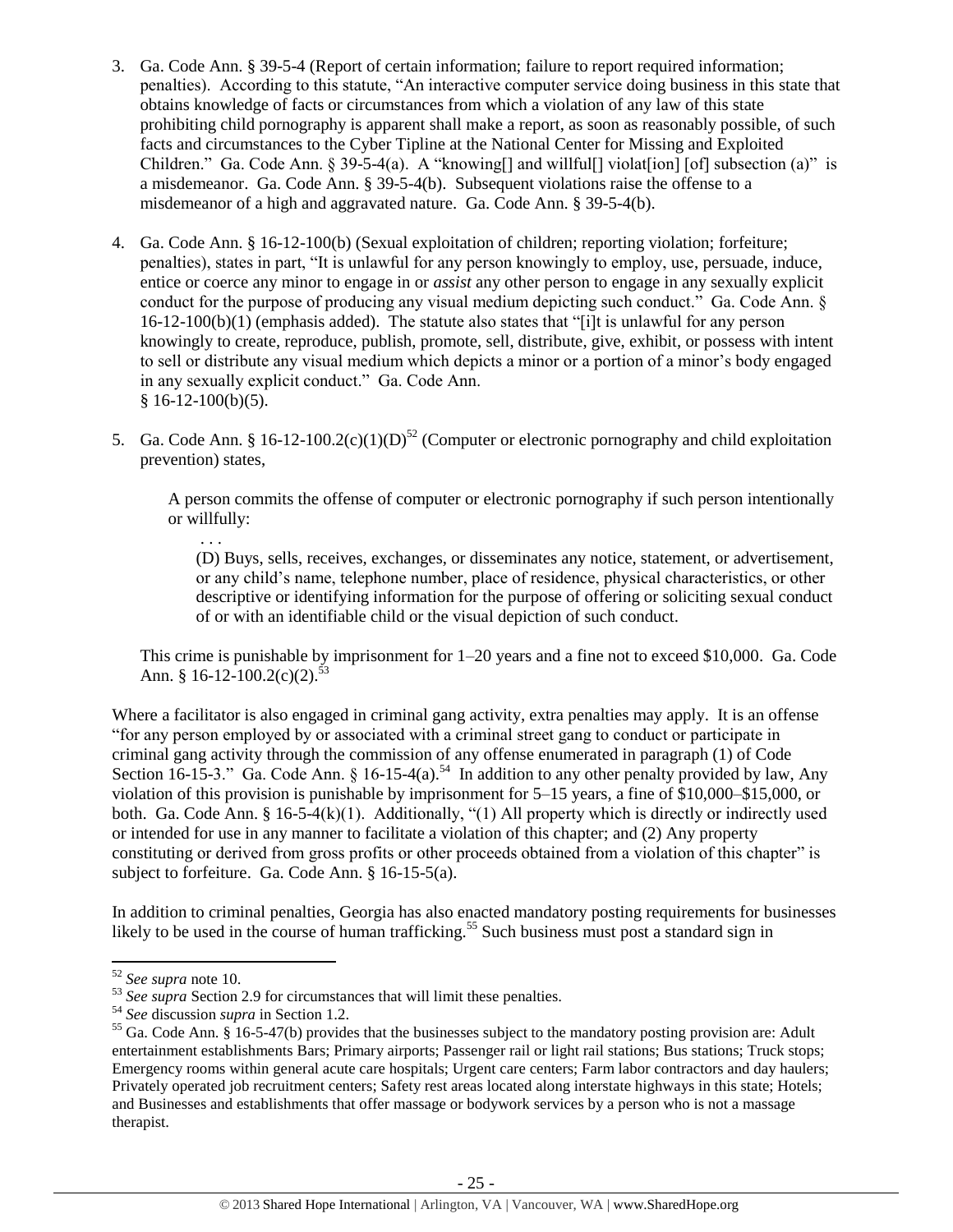3. Ga. Code Ann. § 39-5-4 (Report of certain information; failure to report required information; penalties). According to this statute, "An interactive computer service doing business in this state that obtains knowledge of facts or circumstances from which a violation of any law of this state prohibiting child pornography is apparent shall make a report, as soon as reasonably possible, of such facts and circumstances to the Cyber Tipline at the National Center for Missing and Exploited Children." Ga. Code Ann. § 39-5-4(a). A "knowing[] and willful[] violat[ion] [of] subsection (a)" is a misdemeanor. Ga. Code Ann. § 39-5-4(b). Subsequent violations raise the offense to a misdemeanor of a high and aggravated nature. Ga. Code Ann. § 39-5-4(b).

4. Ga. Code Ann. § 16-12-100(b) (Sexual exploitation of children; reporting violation; forfeiture; penalties), states in part, "It is unlawful for any person knowingly to employ, use, persuade, induce, entice or coerce any minor to engage in or *assist* any other person to engage in any sexually explicit conduct for the purpose of producing any visual medium depicting such conduct." Ga. Code Ann. § 16-12-100(b)(1) (emphasis added). The statute also states that "[i]t is unlawful for any person knowingly to create, reproduce, publish, promote, sell, distribute, give, exhibit, or possess with intent to sell or distribute any visual medium which depicts a minor or a portion of a minor's body engaged in any sexually explicit conduct." Ga. Code Ann. § 16-12-100(b)(5).

5. Ga. Code Ann. § 16-12-100.2(c)(1)(D)[52] (Computer or electronic pornography and child exploitation prevention) states,

   > A person commits the offense of computer or electronic pornography if such person intentionally or willfully:
   >
   > . . .
   >
   > (D) Buys, sells, receives, exchanges, or disseminates any notice, statement, or advertisement, or any child's name, telephone number, place of residence, physical characteristics, or other descriptive or identifying information for the purpose of offering or soliciting sexual conduct of or with an identifiable child or the visual depiction of such conduct.

   This crime is punishable by imprisonment for 1–20 years and a fine not to exceed $10,000. Ga. Code Ann. § 16-12-100.2(c)(2).[53]

Where a facilitator is also engaged in criminal gang activity, extra penalties may apply. It is an offense "for any person employed by or associated with a criminal street gang to conduct or participate in criminal gang activity through the commission of any offense enumerated in paragraph (1) of Code Section 16-15-3." Ga. Code Ann. § 16-15-4(a).[54] In addition to any other penalty provided by law, Any violation of this provision is punishable by imprisonment for 5–15 years, a fine of $10,000–$15,000, or both. Ga. Code Ann. § 16-5-4(k)(1). Additionally, "(1) All property which is directly or indirectly used or intended for use in any manner to facilitate a violation of this chapter; and (2) Any property constituting or derived from gross profits or other proceeds obtained from a violation of this chapter" is subject to forfeiture. Ga. Code Ann. § 16-15-5(a).

In addition to criminal penalties, Georgia has also enacted mandatory posting requirements for businesses likely to be used in the course of human trafficking.[55] Such business must post a standard sign in

---

[52] *See supra* note 10.

[53] *See supra* Section 2.9 for circumstances that will limit these penalties.

[54] *See* discussion *supra* in Section 1.2.

[55] Ga. Code Ann. § 16-5-47(b) provides that the businesses subject to the mandatory posting provision are: Adult entertainment establishments Bars; Primary airports; Passenger rail or light rail stations; Bus stations; Truck stops; Emergency rooms within general acute care hospitals; Urgent care centers; Farm labor contractors and day haulers; Privately operated job recruitment centers; Safety rest areas located along interstate highways in this state; Hotels; and Businesses and establishments that offer massage or bodywork services by a person who is not a massage therapist.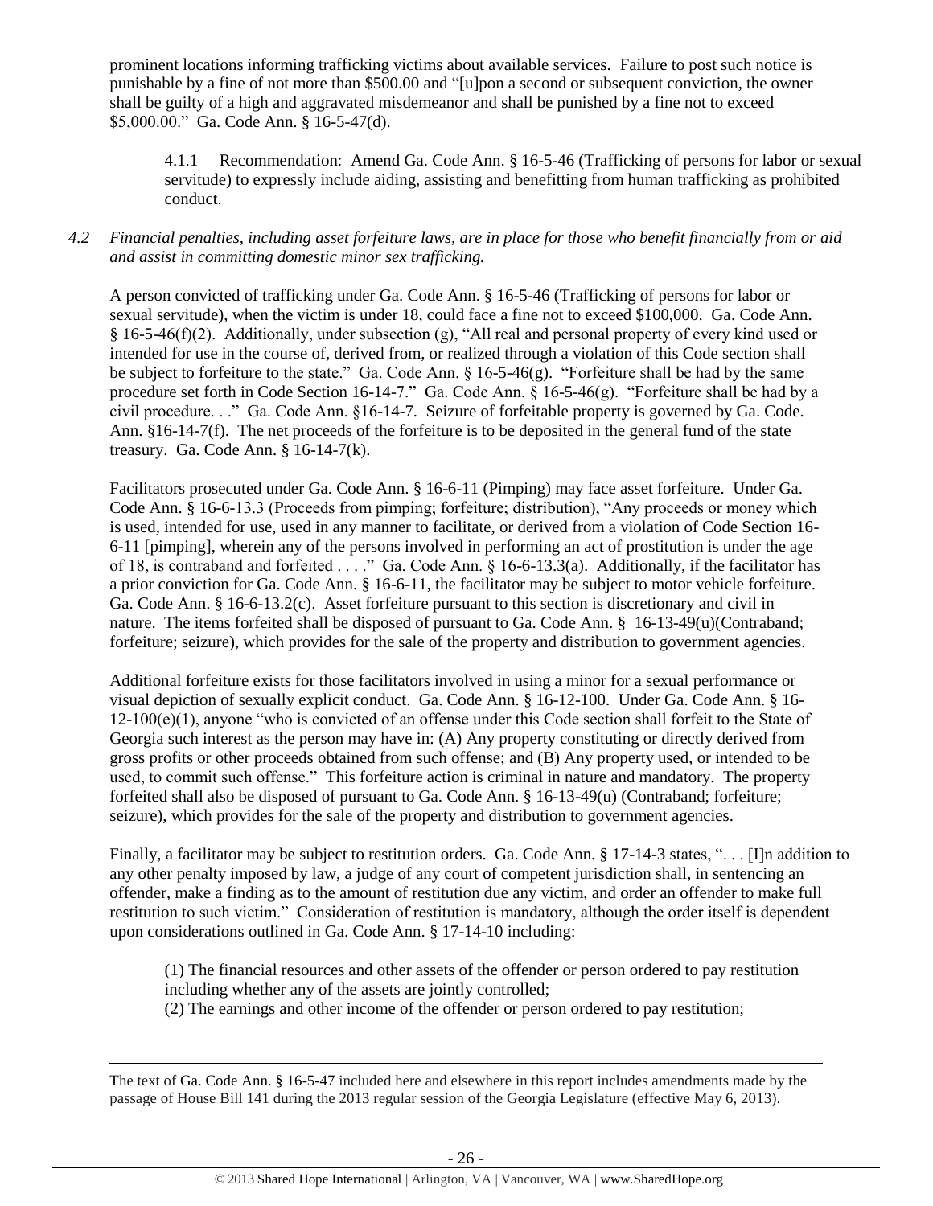prominent locations informing trafficking victims about available services. Failure to post such notice is punishable by a fine of not more than $500.00 and "[u]pon a second or subsequent conviction, the owner shall be guilty of a high and aggravated misdemeanor and shall be punished by a fine not to exceed $5,000.00." Ga. Code Ann. § 16-5-47(d).

> 4.1.1 Recommendation: Amend Ga. Code Ann. § 16-5-46 (Trafficking of persons for labor or sexual servitude) to expressly include aiding, assisting and benefitting from human trafficking as prohibited conduct.

*4.2 Financial penalties, including asset forfeiture laws, are in place for those who benefit financially from or aid and assist in committing domestic minor sex trafficking.*

A person convicted of trafficking under Ga. Code Ann. § 16-5-46 (Trafficking of persons for labor or sexual servitude), when the victim is under 18, could face a fine not to exceed $100,000. Ga. Code Ann. § 16-5-46(f)(2). Additionally, under subsection (g), "All real and personal property of every kind used or intended for use in the course of, derived from, or realized through a violation of this Code section shall be subject to forfeiture to the state." Ga. Code Ann. § 16-5-46(g). "Forfeiture shall be had by the same procedure set forth in Code Section 16-14-7." Ga. Code Ann. § 16-5-46(g). "Forfeiture shall be had by a civil procedure. . ." Ga. Code Ann. §16-14-7. Seizure of forfeitable property is governed by Ga. Code. Ann. §16-14-7(f). The net proceeds of the forfeiture is to be deposited in the general fund of the state treasury. Ga. Code Ann. § 16-14-7(k).

Facilitators prosecuted under Ga. Code Ann. § 16-6-11 (Pimping) may face asset forfeiture. Under Ga. Code Ann. § 16-6-13.3 (Proceeds from pimping; forfeiture; distribution), "Any proceeds or money which is used, intended for use, used in any manner to facilitate, or derived from a violation of Code Section 16-6-11 [pimping], wherein any of the persons involved in performing an act of prostitution is under the age of 18, is contraband and forfeited . . . ." Ga. Code Ann. § 16-6-13.3(a). Additionally, if the facilitator has a prior conviction for Ga. Code Ann. § 16-6-11, the facilitator may be subject to motor vehicle forfeiture. Ga. Code Ann. § 16-6-13.2(c). Asset forfeiture pursuant to this section is discretionary and civil in nature. The items forfeited shall be disposed of pursuant to Ga. Code Ann. § 16-13-49(u)(Contraband; forfeiture; seizure), which provides for the sale of the property and distribution to government agencies.

Additional forfeiture exists for those facilitators involved in using a minor for a sexual performance or visual depiction of sexually explicit conduct. Ga. Code Ann. § 16-12-100. Under Ga. Code Ann. § 16-12-100(e)(1), anyone "who is convicted of an offense under this Code section shall forfeit to the State of Georgia such interest as the person may have in: (A) Any property constituting or directly derived from gross profits or other proceeds obtained from such offense; and (B) Any property used, or intended to be used, to commit such offense." This forfeiture action is criminal in nature and mandatory. The property forfeited shall also be disposed of pursuant to Ga. Code Ann. § 16-13-49(u) (Contraband; forfeiture; seizure), which provides for the sale of the property and distribution to government agencies.

Finally, a facilitator may be subject to restitution orders. Ga. Code Ann. § 17-14-3 states, ". . . [I]n addition to any other penalty imposed by law, a judge of any court of competent jurisdiction shall, in sentencing an offender, make a finding as to the amount of restitution due any victim, and order an offender to make full restitution to such victim." Consideration of restitution is mandatory, although the order itself is dependent upon considerations outlined in Ga. Code Ann. § 17-14-10 including:

> (1) The financial resources and other assets of the offender or person ordered to pay restitution including whether any of the assets are jointly controlled;
> (2) The earnings and other income of the offender or person ordered to pay restitution;

---

The text of Ga. Code Ann. § 16-5-47 included here and elsewhere in this report includes amendments made by the passage of House Bill 141 during the 2013 regular session of the Georgia Legislature (effective May 6, 2013).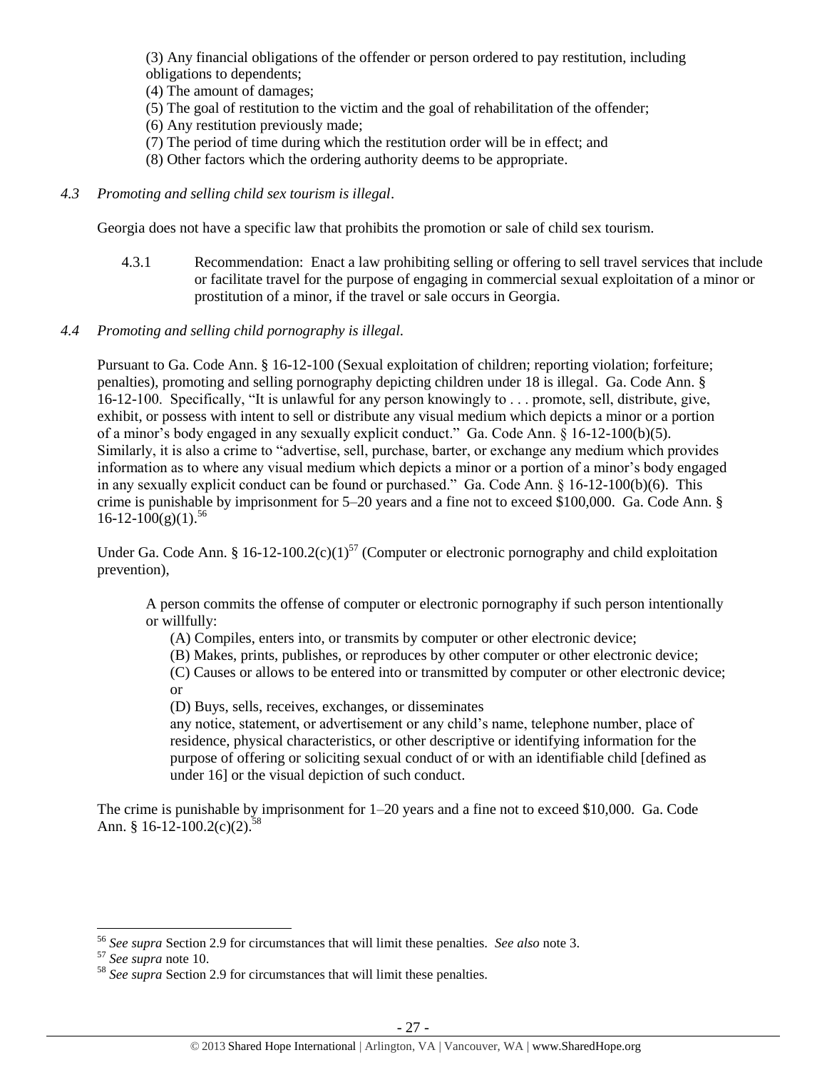(3) Any financial obligations of the offender or person ordered to pay restitution, including obligations to dependents;
(4) The amount of damages;
(5) The goal of restitution to the victim and the goal of rehabilitation of the offender;
(6) Any restitution previously made;
(7) The period of time during which the restitution order will be in effect; and
(8) Other factors which the ordering authority deems to be appropriate.

*4.3 Promoting and selling child sex tourism is illegal*.

Georgia does not have a specific law that prohibits the promotion or sale of child sex tourism.

4.3.1 Recommendation: Enact a law prohibiting selling or offering to sell travel services that include or facilitate travel for the purpose of engaging in commercial sexual exploitation of a minor or prostitution of a minor, if the travel or sale occurs in Georgia.

*4.4 Promoting and selling child pornography is illegal.*

Pursuant to Ga. Code Ann. § 16-12-100 (Sexual exploitation of children; reporting violation; forfeiture; penalties), promoting and selling pornography depicting children under 18 is illegal. Ga. Code Ann. § 16-12-100. Specifically, "It is unlawful for any person knowingly to . . . promote, sell, distribute, give, exhibit, or possess with intent to sell or distribute any visual medium which depicts a minor or a portion of a minor's body engaged in any sexually explicit conduct." Ga. Code Ann. § 16-12-100(b)(5). Similarly, it is also a crime to "advertise, sell, purchase, barter, or exchange any medium which provides information as to where any visual medium which depicts a minor or a portion of a minor's body engaged in any sexually explicit conduct can be found or purchased." Ga. Code Ann. § 16-12-100(b)(6). This crime is punishable by imprisonment for 5–20 years and a fine not to exceed $100,000. Ga. Code Ann. § 16-12-100(g)(1).[56]

Under Ga. Code Ann. § 16-12-100.2(c)(1)[57] (Computer or electronic pornography and child exploitation prevention),

> A person commits the offense of computer or electronic pornography if such person intentionally or willfully:
> (A) Compiles, enters into, or transmits by computer or other electronic device;
> (B) Makes, prints, publishes, or reproduces by other computer or other electronic device;
> (C) Causes or allows to be entered into or transmitted by computer or other electronic device; or
> (D) Buys, sells, receives, exchanges, or disseminates
> any notice, statement, or advertisement or any child's name, telephone number, place of residence, physical characteristics, or other descriptive or identifying information for the purpose of offering or soliciting sexual conduct of or with an identifiable child [defined as under 16] or the visual depiction of such conduct.

The crime is punishable by imprisonment for 1–20 years and a fine not to exceed $10,000. Ga. Code Ann. § 16-12-100.2(c)(2).[58]

---

[56] *See supra* Section 2.9 for circumstances that will limit these penalties. *See also* note 3.
[57] *See supra* note 10.
[58] *See supra* Section 2.9 for circumstances that will limit these penalties.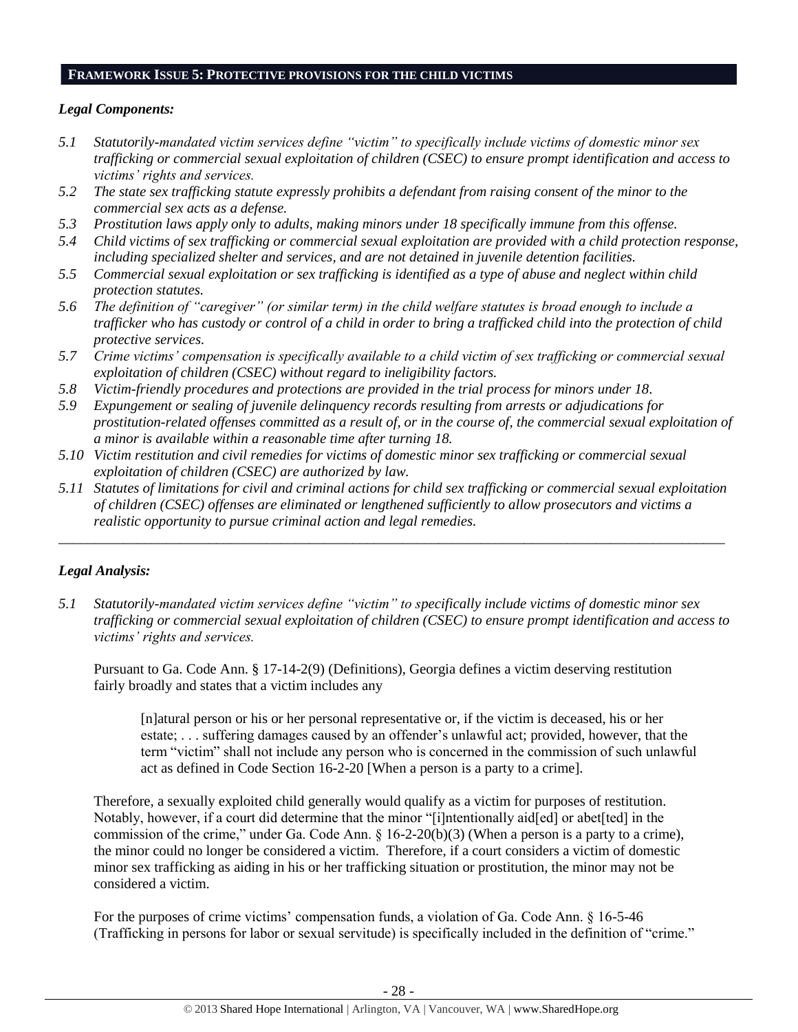## **FRAMEWORK ISSUE 5: PROTECTIVE PROVISIONS FOR THE CHILD VICTIMS**

***Legal Components:***

*5.1 Statutorily-mandated victim services define "victim" to specifically include victims of domestic minor sex trafficking or commercial sexual exploitation of children (CSEC) to ensure prompt identification and access to victims' rights and services.*

*5.2 The state sex trafficking statute expressly prohibits a defendant from raising consent of the minor to the commercial sex acts as a defense.*

*5.3 Prostitution laws apply only to adults, making minors under 18 specifically immune from this offense.*

*5.4 Child victims of sex trafficking or commercial sexual exploitation are provided with a child protection response, including specialized shelter and services, and are not detained in juvenile detention facilities.*

*5.5 Commercial sexual exploitation or sex trafficking is identified as a type of abuse and neglect within child protection statutes.*

*5.6 The definition of "caregiver" (or similar term) in the child welfare statutes is broad enough to include a trafficker who has custody or control of a child in order to bring a trafficked child into the protection of child protective services.*

*5.7 Crime victims' compensation is specifically available to a child victim of sex trafficking or commercial sexual exploitation of children (CSEC) without regard to ineligibility factors.*

*5.8 Victim-friendly procedures and protections are provided in the trial process for minors under 18.*

*5.9 Expungement or sealing of juvenile delinquency records resulting from arrests or adjudications for prostitution-related offenses committed as a result of, or in the course of, the commercial sexual exploitation of a minor is available within a reasonable time after turning 18.*

*5.10 Victim restitution and civil remedies for victims of domestic minor sex trafficking or commercial sexual exploitation of children (CSEC) are authorized by law.*

*5.11 Statutes of limitations for civil and criminal actions for child sex trafficking or commercial sexual exploitation of children (CSEC) offenses are eliminated or lengthened sufficiently to allow prosecutors and victims a realistic opportunity to pursue criminal action and legal remedies.*

---

***Legal Analysis:***

*5.1 Statutorily-mandated victim services define "victim" to specifically include victims of domestic minor sex trafficking or commercial sexual exploitation of children (CSEC) to ensure prompt identification and access to victims' rights and services.*

Pursuant to Ga. Code Ann. § 17-14-2(9) (Definitions), Georgia defines a victim deserving restitution fairly broadly and states that a victim includes any

> [n]atural person or his or her personal representative or, if the victim is deceased, his or her estate; . . . suffering damages caused by an offender's unlawful act; provided, however, that the term "victim" shall not include any person who is concerned in the commission of such unlawful act as defined in Code Section 16-2-20 [When a person is a party to a crime].

Therefore, a sexually exploited child generally would qualify as a victim for purposes of restitution. Notably, however, if a court did determine that the minor "[i]ntentionally aid[ed] or abet[ted] in the commission of the crime," under Ga. Code Ann. § 16-2-20(b)(3) (When a person is a party to a crime), the minor could no longer be considered a victim. Therefore, if a court considers a victim of domestic minor sex trafficking as aiding in his or her trafficking situation or prostitution, the minor may not be considered a victim.

For the purposes of crime victims' compensation funds, a violation of Ga. Code Ann. § 16-5-46 (Trafficking in persons for labor or sexual servitude) is specifically included in the definition of "crime."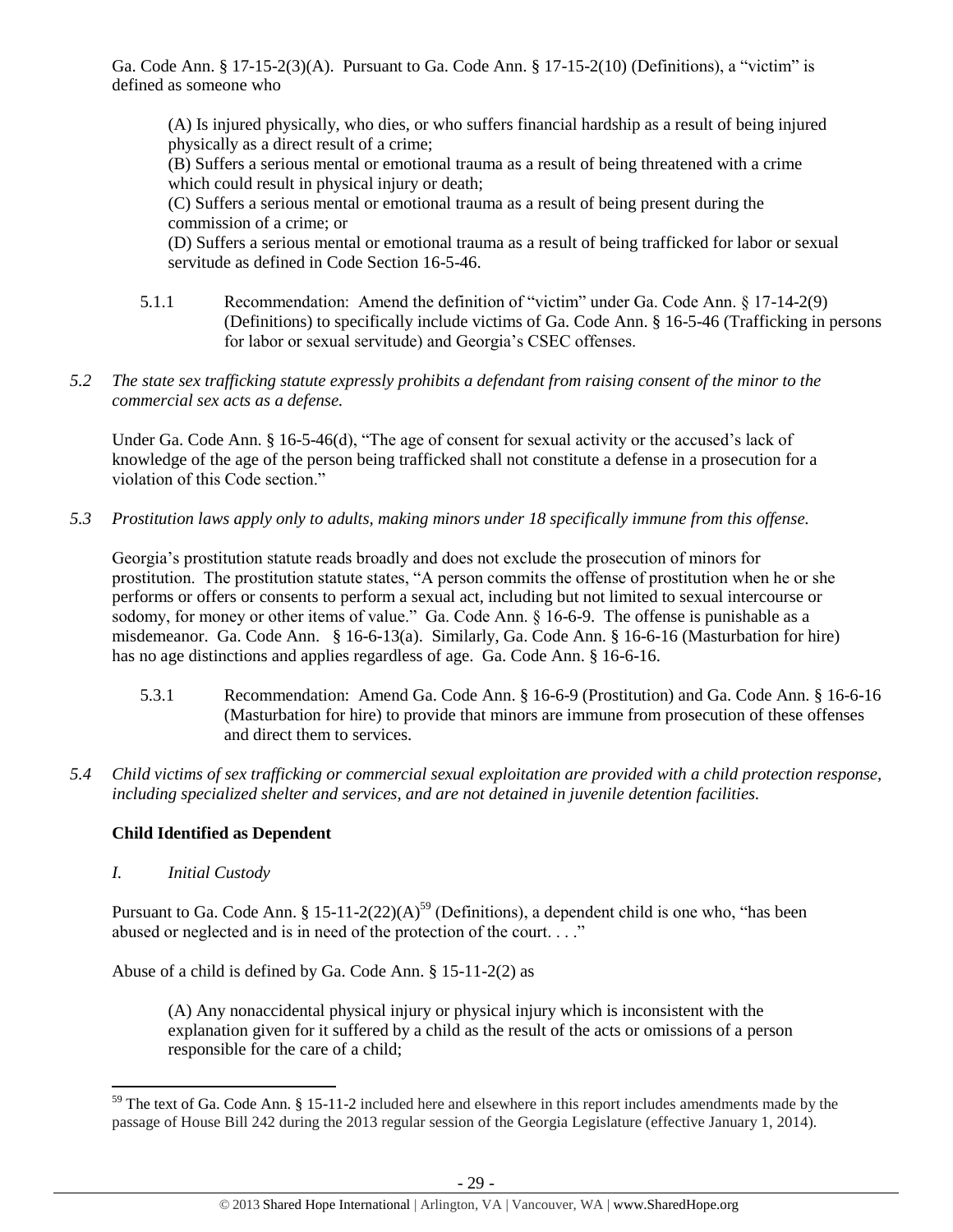Ga. Code Ann. § 17-15-2(3)(A). Pursuant to Ga. Code Ann. § 17-15-2(10) (Definitions), a "victim" is defined as someone who

> (A) Is injured physically, who dies, or who suffers financial hardship as a result of being injured physically as a direct result of a crime;
> (B) Suffers a serious mental or emotional trauma as a result of being threatened with a crime which could result in physical injury or death;
> (C) Suffers a serious mental or emotional trauma as a result of being present during the commission of a crime; or
> (D) Suffers a serious mental or emotional trauma as a result of being trafficked for labor or sexual servitude as defined in Code Section 16-5-46.

5.1.1 Recommendation: Amend the definition of "victim" under Ga. Code Ann. § 17-14-2(9) (Definitions) to specifically include victims of Ga. Code Ann. § 16-5-46 (Trafficking in persons for labor or sexual servitude) and Georgia's CSEC offenses.

*5.2 The state sex trafficking statute expressly prohibits a defendant from raising consent of the minor to the commercial sex acts as a defense.*

Under Ga. Code Ann. § 16-5-46(d), "The age of consent for sexual activity or the accused's lack of knowledge of the age of the person being trafficked shall not constitute a defense in a prosecution for a violation of this Code section."

*5.3 Prostitution laws apply only to adults, making minors under 18 specifically immune from this offense.*

Georgia's prostitution statute reads broadly and does not exclude the prosecution of minors for prostitution. The prostitution statute states, "A person commits the offense of prostitution when he or she performs or offers or consents to perform a sexual act, including but not limited to sexual intercourse or sodomy, for money or other items of value." Ga. Code Ann. § 16-6-9. The offense is punishable as a misdemeanor. Ga. Code Ann. § 16-6-13(a). Similarly, Ga. Code Ann. § 16-6-16 (Masturbation for hire) has no age distinctions and applies regardless of age. Ga. Code Ann. § 16-6-16.

5.3.1 Recommendation: Amend Ga. Code Ann. § 16-6-9 (Prostitution) and Ga. Code Ann. § 16-6-16 (Masturbation for hire) to provide that minors are immune from prosecution of these offenses and direct them to services.

*5.4 Child victims of sex trafficking or commercial sexual exploitation are provided with a child protection response, including specialized shelter and services, and are not detained in juvenile detention facilities.*

**Child Identified as Dependent**

*I. Initial Custody*

Pursuant to Ga. Code Ann. § 15-11-2(22)(A)[59] (Definitions), a dependent child is one who, "has been abused or neglected and is in need of the protection of the court. . . ."

Abuse of a child is defined by Ga. Code Ann. § 15-11-2(2) as

> (A) Any nonaccidental physical injury or physical injury which is inconsistent with the explanation given for it suffered by a child as the result of the acts or omissions of a person responsible for the care of a child;

[59] The text of Ga. Code Ann. § 15-11-2 included here and elsewhere in this report includes amendments made by the passage of House Bill 242 during the 2013 regular session of the Georgia Legislature (effective January 1, 2014).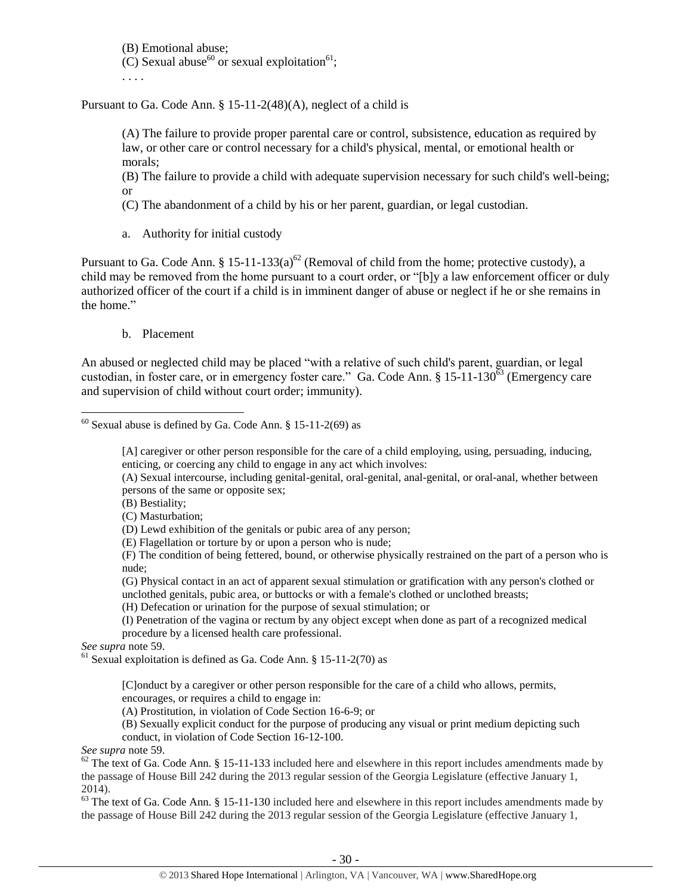> (B) Emotional abuse;
> (C) Sexual abuse[60] or sexual exploitation[61];
> . . . .

Pursuant to Ga. Code Ann. § 15-11-2(48)(A), neglect of a child is

> (A) The failure to provide proper parental care or control, subsistence, education as required by law, or other care or control necessary for a child's physical, mental, or emotional health or morals;
> (B) The failure to provide a child with adequate supervision necessary for such child's well-being; or
> (C) The abandonment of a child by his or her parent, guardian, or legal custodian.

a. Authority for initial custody

Pursuant to Ga. Code Ann. § 15-11-133(a)[62] (Removal of child from the home; protective custody), a child may be removed from the home pursuant to a court order, or "[b]y a law enforcement officer or duly authorized officer of the court if a child is in imminent danger of abuse or neglect if he or she remains in the home."

b. Placement

An abused or neglected child may be placed "with a relative of such child's parent, guardian, or legal custodian, in foster care, or in emergency foster care." Ga. Code Ann. § 15-11-130[63] (Emergency care and supervision of child without court order; immunity).

---

[60] Sexual abuse is defined by Ga. Code Ann. § 15-11-2(69) as

> [A] caregiver or other person responsible for the care of a child employing, using, persuading, inducing, enticing, or coercing any child to engage in any act which involves:
> (A) Sexual intercourse, including genital-genital, oral-genital, anal-genital, or oral-anal, whether between persons of the same or opposite sex;
> (B) Bestiality;
> (C) Masturbation;
> (D) Lewd exhibition of the genitals or pubic area of any person;
> (E) Flagellation or torture by or upon a person who is nude;
> (F) The condition of being fettered, bound, or otherwise physically restrained on the part of a person who is nude;
> (G) Physical contact in an act of apparent sexual stimulation or gratification with any person's clothed or unclothed genitals, pubic area, or buttocks or with a female's clothed or unclothed breasts;
> (H) Defecation or urination for the purpose of sexual stimulation; or
> (I) Penetration of the vagina or rectum by any object except when done as part of a recognized medical procedure by a licensed health care professional.

*See supra* note 59.

[61] Sexual exploitation is defined as Ga. Code Ann. § 15-11-2(70) as

> [C]onduct by a caregiver or other person responsible for the care of a child who allows, permits, encourages, or requires a child to engage in:
> (A) Prostitution, in violation of Code Section 16-6-9; or
> (B) Sexually explicit conduct for the purpose of producing any visual or print medium depicting such conduct, in violation of Code Section 16-12-100.

*See supra* note 59.

[62] The text of Ga. Code Ann. § 15-11-133 included here and elsewhere in this report includes amendments made by the passage of House Bill 242 during the 2013 regular session of the Georgia Legislature (effective January 1, 2014).

[63] The text of Ga. Code Ann. § 15-11-130 included here and elsewhere in this report includes amendments made by the passage of House Bill 242 during the 2013 regular session of the Georgia Legislature (effective January 1,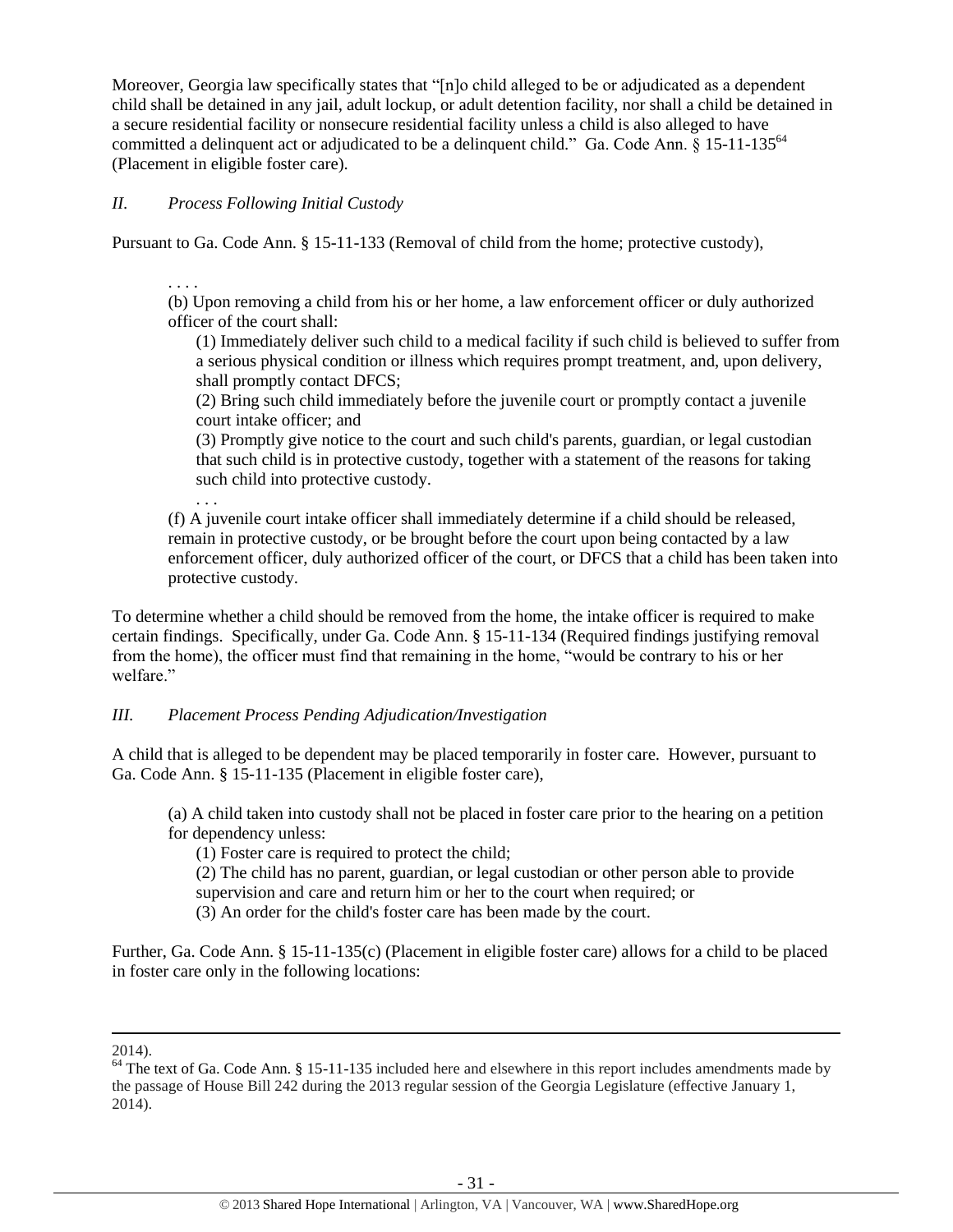Moreover, Georgia law specifically states that "[n]o child alleged to be or adjudicated as a dependent child shall be detained in any jail, adult lockup, or adult detention facility, nor shall a child be detained in a secure residential facility or nonsecure residential facility unless a child is also alleged to have committed a delinquent act or adjudicated to be a delinquent child." Ga. Code Ann. § 15-11-135[64] (Placement in eligible foster care).

### *II. Process Following Initial Custody*

Pursuant to Ga. Code Ann. § 15-11-133 (Removal of child from the home; protective custody),

> . . . .
>
> (b) Upon removing a child from his or her home, a law enforcement officer or duly authorized officer of the court shall:
>
> > (1) Immediately deliver such child to a medical facility if such child is believed to suffer from a serious physical condition or illness which requires prompt treatment, and, upon delivery, shall promptly contact DFCS;
> >
> > (2) Bring such child immediately before the juvenile court or promptly contact a juvenile court intake officer; and
> >
> > (3) Promptly give notice to the court and such child's parents, guardian, or legal custodian that such child is in protective custody, together with a statement of the reasons for taking such child into protective custody.
> >
> > . . .
>
> (f) A juvenile court intake officer shall immediately determine if a child should be released, remain in protective custody, or be brought before the court upon being contacted by a law enforcement officer, duly authorized officer of the court, or DFCS that a child has been taken into protective custody.

To determine whether a child should be removed from the home, the intake officer is required to make certain findings. Specifically, under Ga. Code Ann. § 15-11-134 (Required findings justifying removal from the home), the officer must find that remaining in the home, "would be contrary to his or her welfare."

### *III. Placement Process Pending Adjudication/Investigation*

A child that is alleged to be dependent may be placed temporarily in foster care. However, pursuant to Ga. Code Ann. § 15-11-135 (Placement in eligible foster care),

> (a) A child taken into custody shall not be placed in foster care prior to the hearing on a petition for dependency unless:
>
> > (1) Foster care is required to protect the child;
> >
> > (2) The child has no parent, guardian, or legal custodian or other person able to provide supervision and care and return him or her to the court when required; or
> >
> > (3) An order for the child's foster care has been made by the court.

Further, Ga. Code Ann. § 15-11-135(c) (Placement in eligible foster care) allows for a child to be placed in foster care only in the following locations:

---

2014).

[64] The text of Ga. Code Ann. § 15-11-135 included here and elsewhere in this report includes amendments made by the passage of House Bill 242 during the 2013 regular session of the Georgia Legislature (effective January 1, 2014).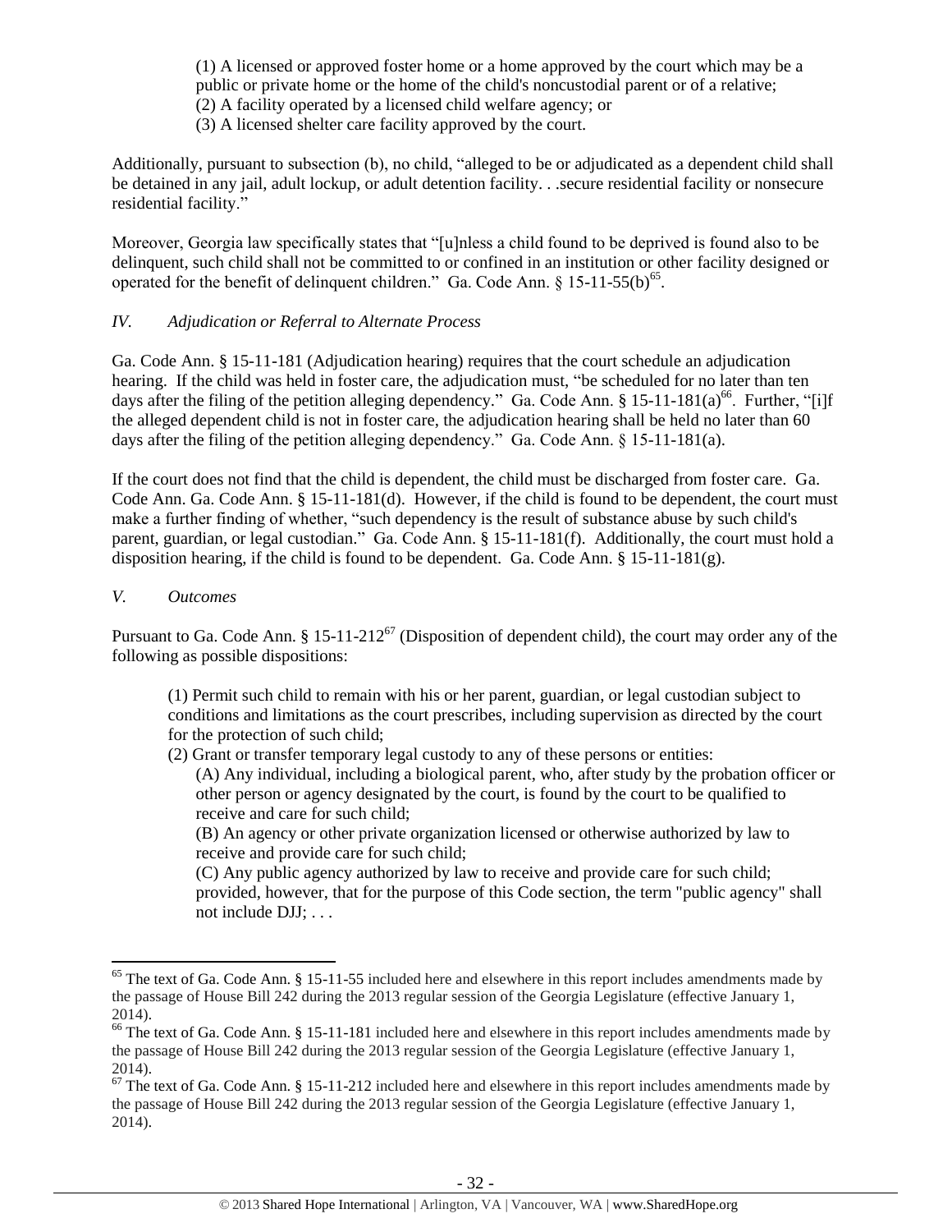> (1) A licensed or approved foster home or a home approved by the court which may be a public or private home or the home of the child's noncustodial parent or of a relative;
> (2) A facility operated by a licensed child welfare agency; or
> (3) A licensed shelter care facility approved by the court.

Additionally, pursuant to subsection (b), no child, "alleged to be or adjudicated as a dependent child shall be detained in any jail, adult lockup, or adult detention facility. . .secure residential facility or nonsecure residential facility."

Moreover, Georgia law specifically states that "[u]nless a child found to be deprived is found also to be delinquent, such child shall not be committed to or confined in an institution or other facility designed or operated for the benefit of delinquent children." Ga. Code Ann. § 15-11-55(b)[65].

*IV. Adjudication or Referral to Alternate Process*

Ga. Code Ann. § 15-11-181 (Adjudication hearing) requires that the court schedule an adjudication hearing. If the child was held in foster care, the adjudication must, "be scheduled for no later than ten days after the filing of the petition alleging dependency." Ga. Code Ann. § 15-11-181(a)[66]. Further, "[i]f the alleged dependent child is not in foster care, the adjudication hearing shall be held no later than 60 days after the filing of the petition alleging dependency." Ga. Code Ann. § 15-11-181(a).

If the court does not find that the child is dependent, the child must be discharged from foster care. Ga. Code Ann. Ga. Code Ann. § 15-11-181(d). However, if the child is found to be dependent, the court must make a further finding of whether, "such dependency is the result of substance abuse by such child's parent, guardian, or legal custodian." Ga. Code Ann. § 15-11-181(f). Additionally, the court must hold a disposition hearing, if the child is found to be dependent. Ga. Code Ann. § 15-11-181(g).

*V. Outcomes*

Pursuant to Ga. Code Ann. § 15-11-212[67] (Disposition of dependent child), the court may order any of the following as possible dispositions:

> (1) Permit such child to remain with his or her parent, guardian, or legal custodian subject to conditions and limitations as the court prescribes, including supervision as directed by the court for the protection of such child;
> (2) Grant or transfer temporary legal custody to any of these persons or entities:
>> (A) Any individual, including a biological parent, who, after study by the probation officer or other person or agency designated by the court, is found by the court to be qualified to receive and care for such child;
>> (B) An agency or other private organization licensed or otherwise authorized by law to receive and provide care for such child;
>> (C) Any public agency authorized by law to receive and provide care for such child; provided, however, that for the purpose of this Code section, the term "public agency" shall not include DJJ; . . .

---

[65] The text of Ga. Code Ann. § 15-11-55 included here and elsewhere in this report includes amendments made by the passage of House Bill 242 during the 2013 regular session of the Georgia Legislature (effective January 1, 2014).

[66] The text of Ga. Code Ann. § 15-11-181 included here and elsewhere in this report includes amendments made by the passage of House Bill 242 during the 2013 regular session of the Georgia Legislature (effective January 1, 2014).

[67] The text of Ga. Code Ann. § 15-11-212 included here and elsewhere in this report includes amendments made by the passage of House Bill 242 during the 2013 regular session of the Georgia Legislature (effective January 1, 2014).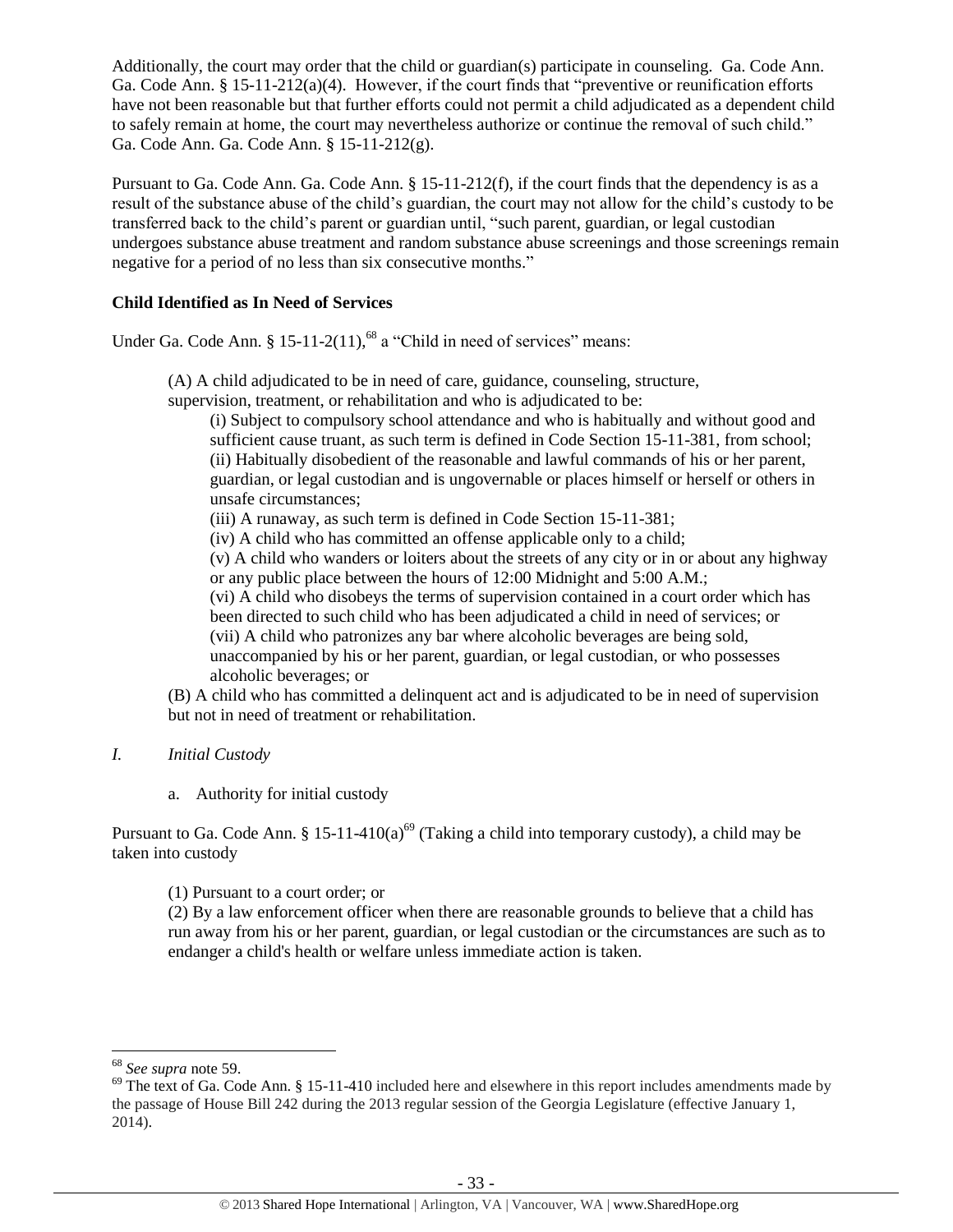Additionally, the court may order that the child or guardian(s) participate in counseling. Ga. Code Ann. Ga. Code Ann. § 15-11-212(a)(4). However, if the court finds that "preventive or reunification efforts have not been reasonable but that further efforts could not permit a child adjudicated as a dependent child to safely remain at home, the court may nevertheless authorize or continue the removal of such child." Ga. Code Ann. Ga. Code Ann. § 15-11-212(g).

Pursuant to Ga. Code Ann. Ga. Code Ann. § 15-11-212(f), if the court finds that the dependency is as a result of the substance abuse of the child's guardian, the court may not allow for the child's custody to be transferred back to the child's parent or guardian until, "such parent, guardian, or legal custodian undergoes substance abuse treatment and random substance abuse screenings and those screenings remain negative for a period of no less than six consecutive months."

**Child Identified as In Need of Services**

Under Ga. Code Ann. § 15-11-2(11),[68] a "Child in need of services" means:

> (A) A child adjudicated to be in need of care, guidance, counseling, structure, supervision, treatment, or rehabilitation and who is adjudicated to be:
>
> > (i) Subject to compulsory school attendance and who is habitually and without good and sufficient cause truant, as such term is defined in Code Section 15-11-381, from school;
> > (ii) Habitually disobedient of the reasonable and lawful commands of his or her parent, guardian, or legal custodian and is ungovernable or places himself or herself or others in unsafe circumstances;
> > (iii) A runaway, as such term is defined in Code Section 15-11-381;
> > (iv) A child who has committed an offense applicable only to a child;
> > (v) A child who wanders or loiters about the streets of any city or in or about any highway or any public place between the hours of 12:00 Midnight and 5:00 A.M.;
> > (vi) A child who disobeys the terms of supervision contained in a court order which has been directed to such child who has been adjudicated a child in need of services; or
> > (vii) A child who patronizes any bar where alcoholic beverages are being sold, unaccompanied by his or her parent, guardian, or legal custodian, or who possesses alcoholic beverages; or
>
> (B) A child who has committed a delinquent act and is adjudicated to be in need of supervision but not in need of treatment or rehabilitation.

*I. Initial Custody*

a. Authority for initial custody

Pursuant to Ga. Code Ann. § 15-11-410(a)[69] (Taking a child into temporary custody), a child may be taken into custody

> (1) Pursuant to a court order; or
> (2) By a law enforcement officer when there are reasonable grounds to believe that a child has run away from his or her parent, guardian, or legal custodian or the circumstances are such as to endanger a child's health or welfare unless immediate action is taken.

---

[68] *See supra* note 59.

[69] The text of Ga. Code Ann. § 15-11-410 included here and elsewhere in this report includes amendments made by the passage of House Bill 242 during the 2013 regular session of the Georgia Legislature (effective January 1, 2014).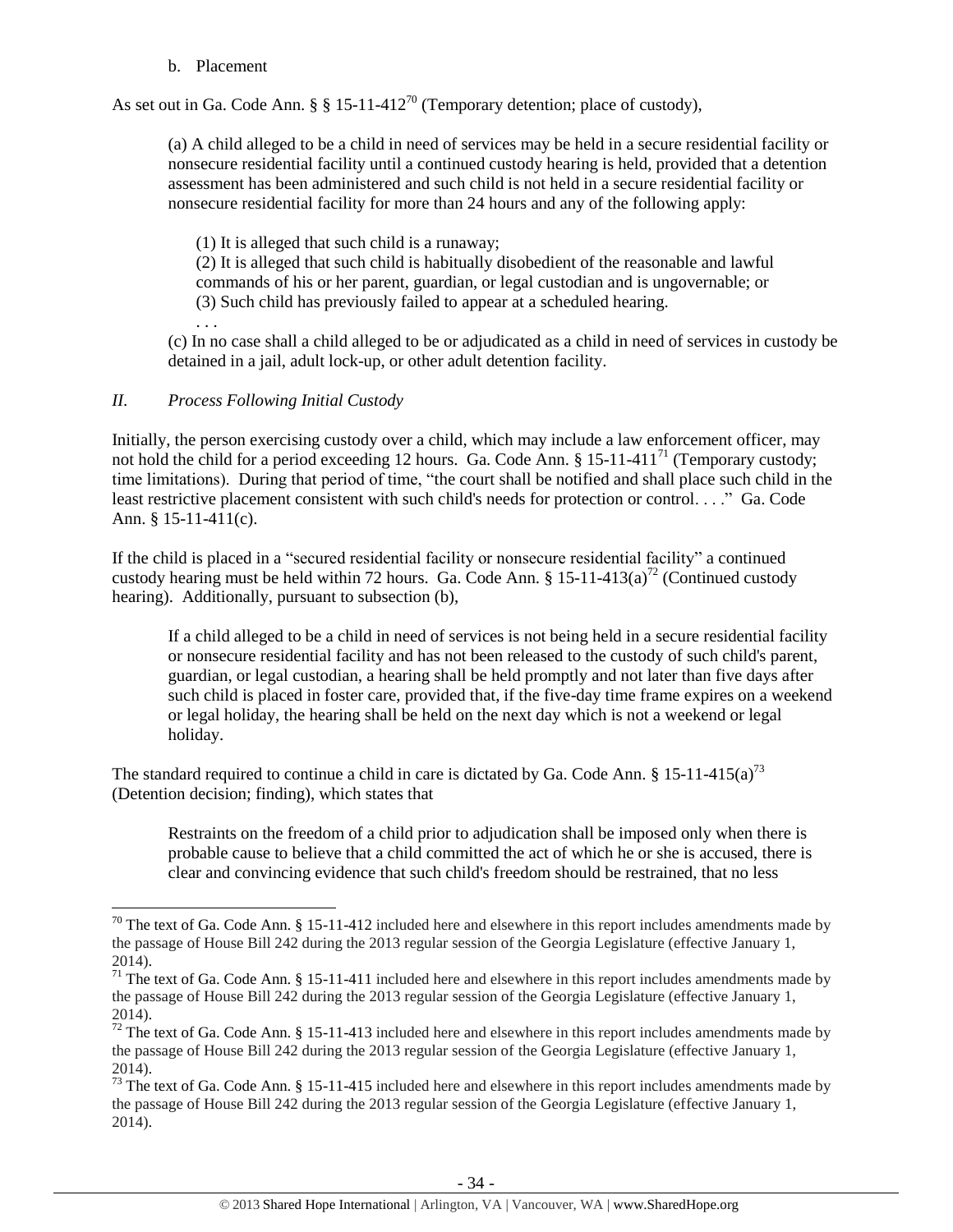b. Placement

As set out in Ga. Code Ann. § § 15-11-412[70] (Temporary detention; place of custody),

> (a) A child alleged to be a child in need of services may be held in a secure residential facility or nonsecure residential facility until a continued custody hearing is held, provided that a detention assessment has been administered and such child is not held in a secure residential facility or nonsecure residential facility for more than 24 hours and any of the following apply:
>
> (1) It is alleged that such child is a runaway;
> (2) It is alleged that such child is habitually disobedient of the reasonable and lawful commands of his or her parent, guardian, or legal custodian and is ungovernable; or
> (3) Such child has previously failed to appear at a scheduled hearing.
> . . .
>
> (c) In no case shall a child alleged to be or adjudicated as a child in need of services in custody be detained in a jail, adult lock-up, or other adult detention facility.

## *II. Process Following Initial Custody*

Initially, the person exercising custody over a child, which may include a law enforcement officer, may not hold the child for a period exceeding 12 hours. Ga. Code Ann. § 15-11-411[71] (Temporary custody; time limitations). During that period of time, "the court shall be notified and shall place such child in the least restrictive placement consistent with such child's needs for protection or control. . . ." Ga. Code Ann. § 15-11-411(c).

If the child is placed in a "secured residential facility or nonsecure residential facility" a continued custody hearing must be held within 72 hours. Ga. Code Ann. § 15-11-413(a)[72] (Continued custody hearing). Additionally, pursuant to subsection (b),

> If a child alleged to be a child in need of services is not being held in a secure residential facility or nonsecure residential facility and has not been released to the custody of such child's parent, guardian, or legal custodian, a hearing shall be held promptly and not later than five days after such child is placed in foster care, provided that, if the five-day time frame expires on a weekend or legal holiday, the hearing shall be held on the next day which is not a weekend or legal holiday.

The standard required to continue a child in care is dictated by Ga. Code Ann. § 15-11-415(a)[73] (Detention decision; finding), which states that

> Restraints on the freedom of a child prior to adjudication shall be imposed only when there is probable cause to believe that a child committed the act of which he or she is accused, there is clear and convincing evidence that such child's freedom should be restrained, that no less

---

[70] The text of Ga. Code Ann. § 15-11-412 included here and elsewhere in this report includes amendments made by the passage of House Bill 242 during the 2013 regular session of the Georgia Legislature (effective January 1, 2014).

[71] The text of Ga. Code Ann. § 15-11-411 included here and elsewhere in this report includes amendments made by the passage of House Bill 242 during the 2013 regular session of the Georgia Legislature (effective January 1, 2014).

[72] The text of Ga. Code Ann. § 15-11-413 included here and elsewhere in this report includes amendments made by the passage of House Bill 242 during the 2013 regular session of the Georgia Legislature (effective January 1, 2014).

[73] The text of Ga. Code Ann. § 15-11-415 included here and elsewhere in this report includes amendments made by the passage of House Bill 242 during the 2013 regular session of the Georgia Legislature (effective January 1, 2014).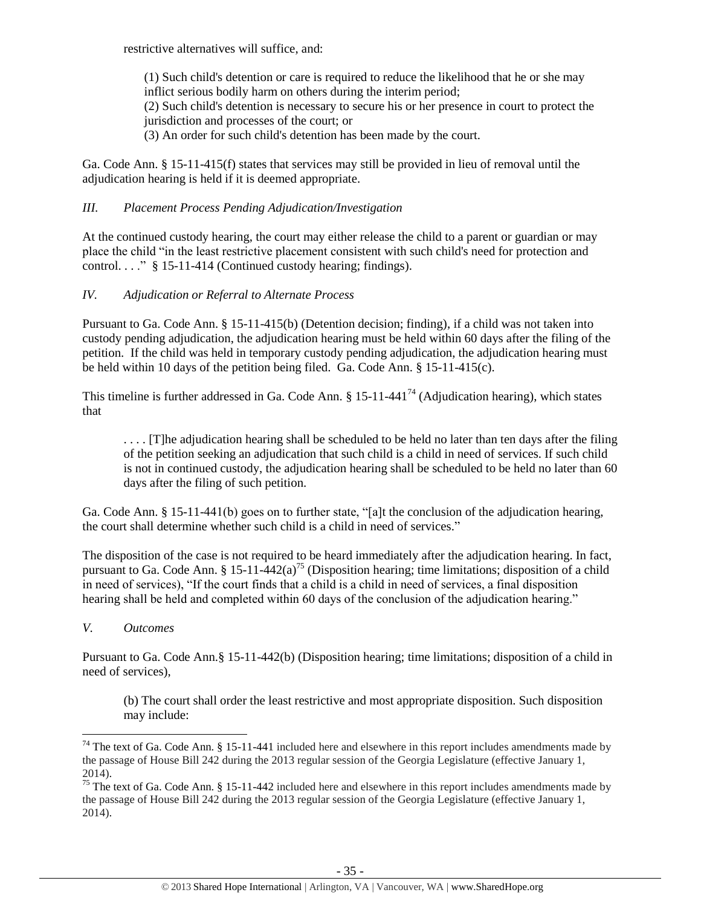restrictive alternatives will suffice, and:

> (1) Such child's detention or care is required to reduce the likelihood that he or she may inflict serious bodily harm on others during the interim period;
> (2) Such child's detention is necessary to secure his or her presence in court to protect the jurisdiction and processes of the court; or
> (3) An order for such child's detention has been made by the court.

Ga. Code Ann. § 15-11-415(f) states that services may still be provided in lieu of removal until the adjudication hearing is held if it is deemed appropriate.

*III. Placement Process Pending Adjudication/Investigation*

At the continued custody hearing, the court may either release the child to a parent or guardian or may place the child "in the least restrictive placement consistent with such child's need for protection and control. . . ." § 15-11-414 (Continued custody hearing; findings).

*IV. Adjudication or Referral to Alternate Process*

Pursuant to Ga. Code Ann. § 15-11-415(b) (Detention decision; finding), if a child was not taken into custody pending adjudication, the adjudication hearing must be held within 60 days after the filing of the petition. If the child was held in temporary custody pending adjudication, the adjudication hearing must be held within 10 days of the petition being filed. Ga. Code Ann. § 15-11-415(c).

This timeline is further addressed in Ga. Code Ann. § 15-11-441[74] (Adjudication hearing), which states that

> . . . . [T]he adjudication hearing shall be scheduled to be held no later than ten days after the filing of the petition seeking an adjudication that such child is a child in need of services. If such child is not in continued custody, the adjudication hearing shall be scheduled to be held no later than 60 days after the filing of such petition.

Ga. Code Ann. § 15-11-441(b) goes on to further state, "[a]t the conclusion of the adjudication hearing, the court shall determine whether such child is a child in need of services."

The disposition of the case is not required to be heard immediately after the adjudication hearing. In fact, pursuant to Ga. Code Ann. § 15-11-442(a)[75] (Disposition hearing; time limitations; disposition of a child in need of services), "If the court finds that a child is a child in need of services, a final disposition hearing shall be held and completed within 60 days of the conclusion of the adjudication hearing."

*V. Outcomes*

Pursuant to Ga. Code Ann.§ 15-11-442(b) (Disposition hearing; time limitations; disposition of a child in need of services),

> (b) The court shall order the least restrictive and most appropriate disposition. Such disposition may include:

---

[74] The text of Ga. Code Ann. § 15-11-441 included here and elsewhere in this report includes amendments made by the passage of House Bill 242 during the 2013 regular session of the Georgia Legislature (effective January 1, 2014).

[75] The text of Ga. Code Ann. § 15-11-442 included here and elsewhere in this report includes amendments made by the passage of House Bill 242 during the 2013 regular session of the Georgia Legislature (effective January 1, 2014).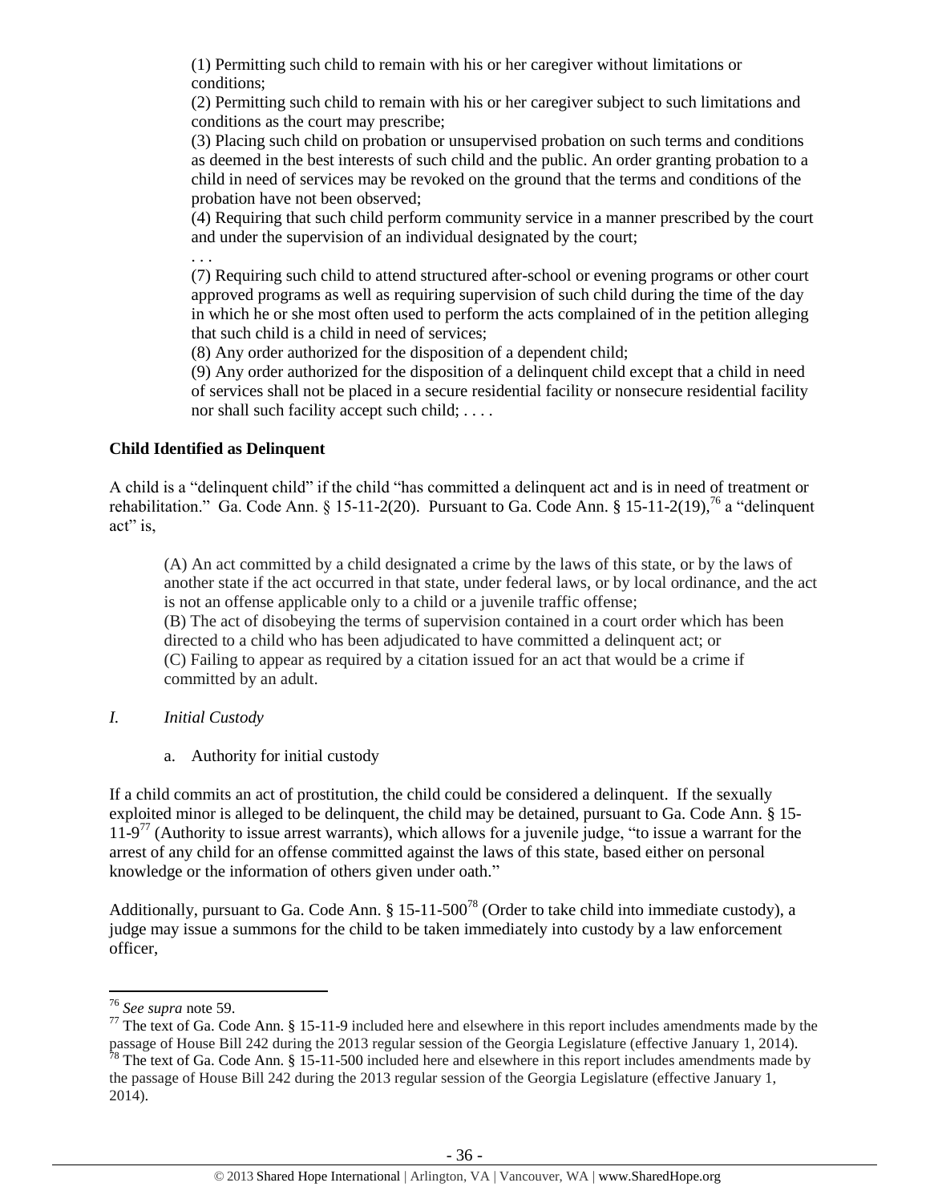(1) Permitting such child to remain with his or her caregiver without limitations or conditions;

(2) Permitting such child to remain with his or her caregiver subject to such limitations and conditions as the court may prescribe;

(3) Placing such child on probation or unsupervised probation on such terms and conditions as deemed in the best interests of such child and the public. An order granting probation to a child in need of services may be revoked on the ground that the terms and conditions of the probation have not been observed;

(4) Requiring that such child perform community service in a manner prescribed by the court and under the supervision of an individual designated by the court;

. . .

(7) Requiring such child to attend structured after-school or evening programs or other court approved programs as well as requiring supervision of such child during the time of the day in which he or she most often used to perform the acts complained of in the petition alleging that such child is a child in need of services;

(8) Any order authorized for the disposition of a dependent child;

(9) Any order authorized for the disposition of a delinquent child except that a child in need of services shall not be placed in a secure residential facility or nonsecure residential facility nor shall such facility accept such child; . . . .

**Child Identified as Delinquent**

A child is a "delinquent child" if the child "has committed a delinquent act and is in need of treatment or rehabilitation." Ga. Code Ann. § 15-11-2(20). Pursuant to Ga. Code Ann. § 15-11-2(19),[76] a "delinquent act" is,

> (A) An act committed by a child designated a crime by the laws of this state, or by the laws of another state if the act occurred in that state, under federal laws, or by local ordinance, and the act is not an offense applicable only to a child or a juvenile traffic offense;
> (B) The act of disobeying the terms of supervision contained in a court order which has been directed to a child who has been adjudicated to have committed a delinquent act; or
> (C) Failing to appear as required by a citation issued for an act that would be a crime if committed by an adult.

*I. Initial Custody*

a. Authority for initial custody

If a child commits an act of prostitution, the child could be considered a delinquent. If the sexually exploited minor is alleged to be delinquent, the child may be detained, pursuant to Ga. Code Ann. § 15-11-9[77] (Authority to issue arrest warrants), which allows for a juvenile judge, "to issue a warrant for the arrest of any child for an offense committed against the laws of this state, based either on personal knowledge or the information of others given under oath."

Additionally, pursuant to Ga. Code Ann. § 15-11-500[78] (Order to take child into immediate custody), a judge may issue a summons for the child to be taken immediately into custody by a law enforcement officer,

---

[76] *See supra* note 59.

[77] The text of Ga. Code Ann. § 15-11-9 included here and elsewhere in this report includes amendments made by the passage of House Bill 242 during the 2013 regular session of the Georgia Legislature (effective January 1, 2014).

[78] The text of Ga. Code Ann. § 15-11-500 included here and elsewhere in this report includes amendments made by the passage of House Bill 242 during the 2013 regular session of the Georgia Legislature (effective January 1, 2014).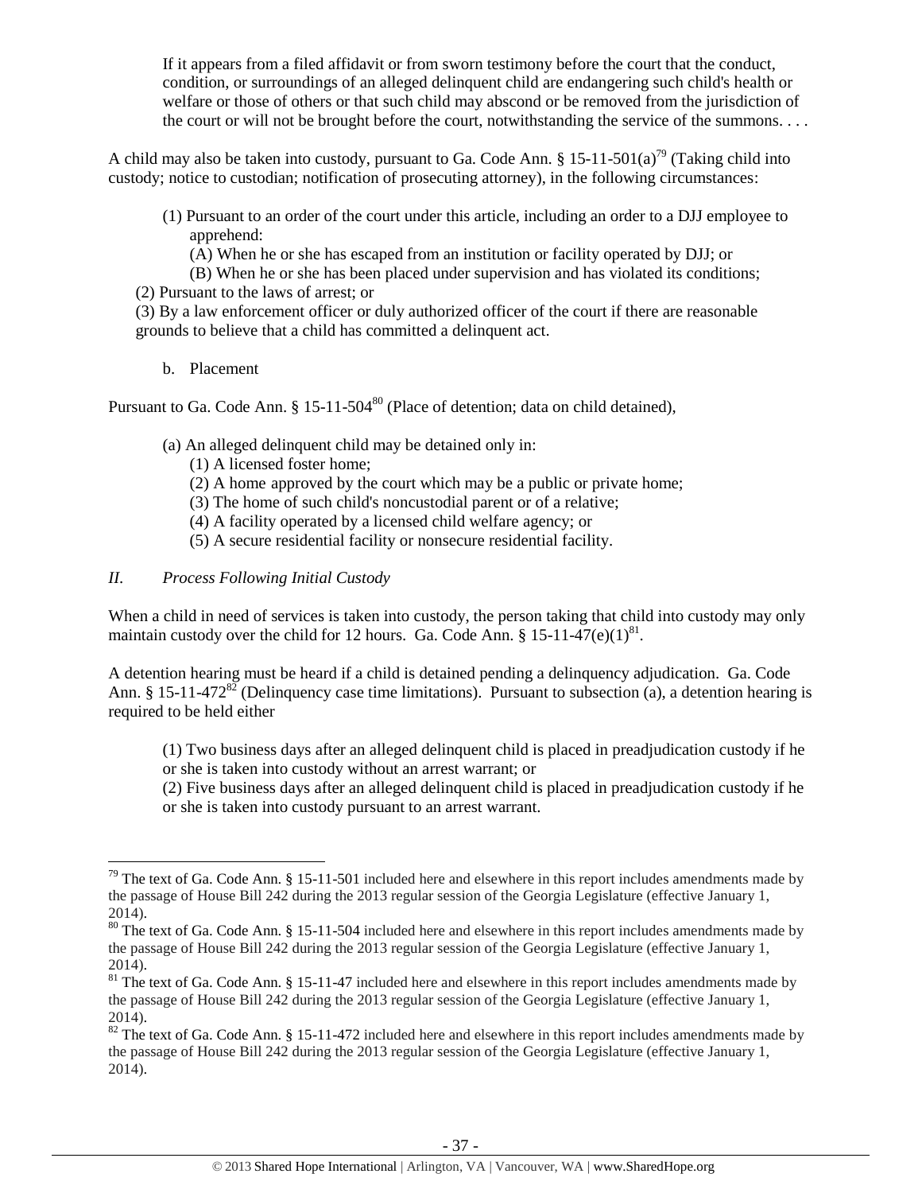> If it appears from a filed affidavit or from sworn testimony before the court that the conduct, condition, or surroundings of an alleged delinquent child are endangering such child's health or welfare or those of others or that such child may abscond or be removed from the jurisdiction of the court or will not be brought before the court, notwithstanding the service of the summons. . . .

A child may also be taken into custody, pursuant to Ga. Code Ann. § 15-11-501(a)[79] (Taking child into custody; notice to custodian; notification of prosecuting attorney), in the following circumstances:

> (1) Pursuant to an order of the court under this article, including an order to a DJJ employee to apprehend:
> (A) When he or she has escaped from an institution or facility operated by DJJ; or
> (B) When he or she has been placed under supervision and has violated its conditions;
> (2) Pursuant to the laws of arrest; or
> (3) By a law enforcement officer or duly authorized officer of the court if there are reasonable grounds to believe that a child has committed a delinquent act.

b. Placement

Pursuant to Ga. Code Ann. § 15-11-504[80] (Place of detention; data on child detained),

> (a) An alleged delinquent child may be detained only in:
> (1) A licensed foster home;
> (2) A home approved by the court which may be a public or private home;
> (3) The home of such child's noncustodial parent or of a relative;
> (4) A facility operated by a licensed child welfare agency; or
> (5) A secure residential facility or nonsecure residential facility.

### *II. Process Following Initial Custody*

When a child in need of services is taken into custody, the person taking that child into custody may only maintain custody over the child for 12 hours. Ga. Code Ann. § 15-11-47(e)(1)[81].

A detention hearing must be heard if a child is detained pending a delinquency adjudication. Ga. Code Ann. § 15-11-472[82] (Delinquency case time limitations). Pursuant to subsection (a), a detention hearing is required to be held either

> (1) Two business days after an alleged delinquent child is placed in preadjudication custody if he or she is taken into custody without an arrest warrant; or
> (2) Five business days after an alleged delinquent child is placed in preadjudication custody if he or she is taken into custody pursuant to an arrest warrant.

---

[79] The text of Ga. Code Ann. § 15-11-501 included here and elsewhere in this report includes amendments made by the passage of House Bill 242 during the 2013 regular session of the Georgia Legislature (effective January 1, 2014).

[80] The text of Ga. Code Ann. § 15-11-504 included here and elsewhere in this report includes amendments made by the passage of House Bill 242 during the 2013 regular session of the Georgia Legislature (effective January 1, 2014).

[81] The text of Ga. Code Ann. § 15-11-47 included here and elsewhere in this report includes amendments made by the passage of House Bill 242 during the 2013 regular session of the Georgia Legislature (effective January 1, 2014).

[82] The text of Ga. Code Ann. § 15-11-472 included here and elsewhere in this report includes amendments made by the passage of House Bill 242 during the 2013 regular session of the Georgia Legislature (effective January 1, 2014).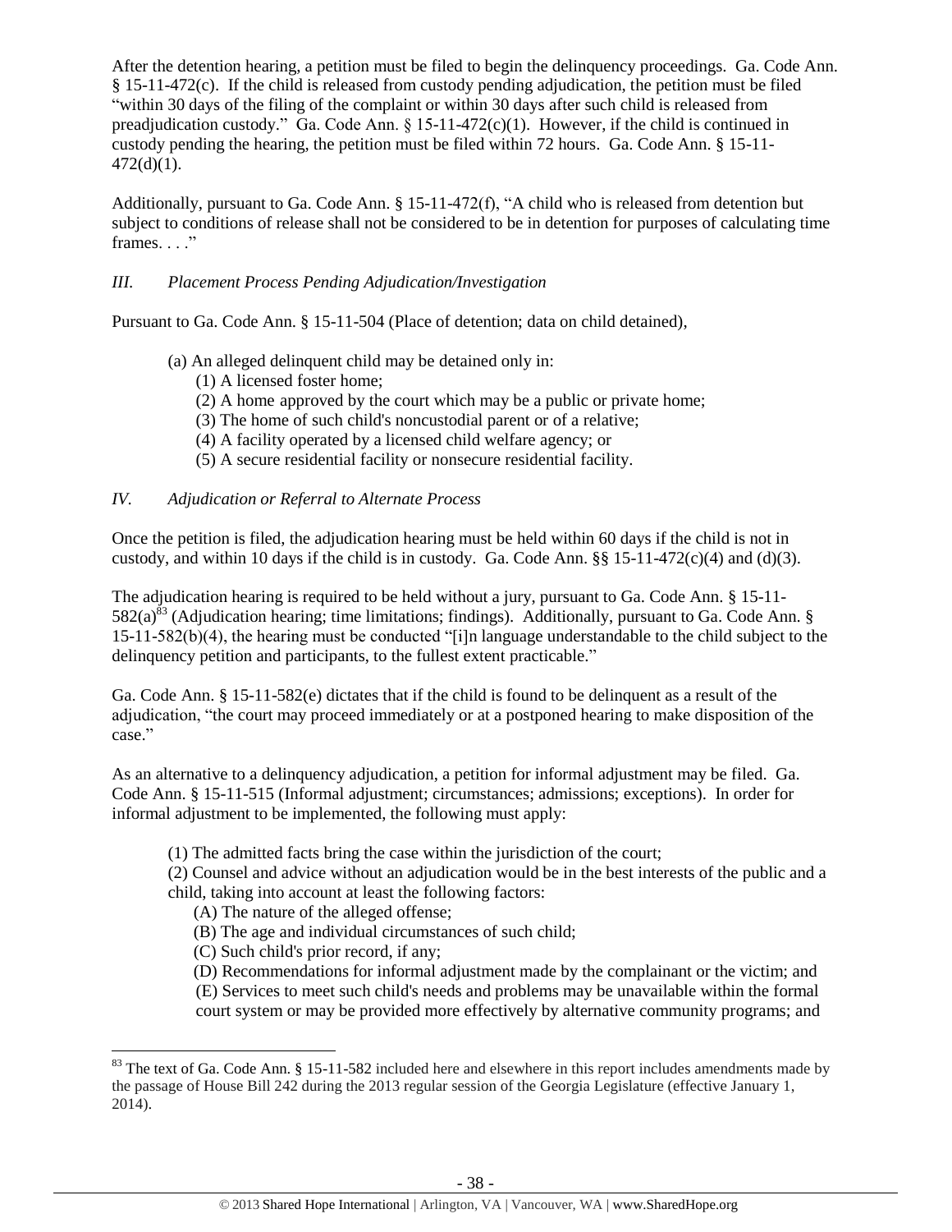After the detention hearing, a petition must be filed to begin the delinquency proceedings. Ga. Code Ann. § 15-11-472(c). If the child is released from custody pending adjudication, the petition must be filed "within 30 days of the filing of the complaint or within 30 days after such child is released from preadjudication custody." Ga. Code Ann. § 15-11-472(c)(1). However, if the child is continued in custody pending the hearing, the petition must be filed within 72 hours. Ga. Code Ann. § 15-11-472(d)(1).

Additionally, pursuant to Ga. Code Ann. § 15-11-472(f), "A child who is released from detention but subject to conditions of release shall not be considered to be in detention for purposes of calculating time frames. . . ."

### *III. Placement Process Pending Adjudication/Investigation*

Pursuant to Ga. Code Ann. § 15-11-504 (Place of detention; data on child detained),

> (a) An alleged delinquent child may be detained only in:
> (1) A licensed foster home;
> (2) A home approved by the court which may be a public or private home;
> (3) The home of such child's noncustodial parent or of a relative;
> (4) A facility operated by a licensed child welfare agency; or
> (5) A secure residential facility or nonsecure residential facility.

### *IV. Adjudication or Referral to Alternate Process*

Once the petition is filed, the adjudication hearing must be held within 60 days if the child is not in custody, and within 10 days if the child is in custody. Ga. Code Ann. §§ 15-11-472(c)(4) and (d)(3).

The adjudication hearing is required to be held without a jury, pursuant to Ga. Code Ann. § 15-11-582(a)[83] (Adjudication hearing; time limitations; findings). Additionally, pursuant to Ga. Code Ann. § 15-11-582(b)(4), the hearing must be conducted "[i]n language understandable to the child subject to the delinquency petition and participants, to the fullest extent practicable."

Ga. Code Ann. § 15-11-582(e) dictates that if the child is found to be delinquent as a result of the adjudication, "the court may proceed immediately or at a postponed hearing to make disposition of the case."

As an alternative to a delinquency adjudication, a petition for informal adjustment may be filed. Ga. Code Ann. § 15-11-515 (Informal adjustment; circumstances; admissions; exceptions). In order for informal adjustment to be implemented, the following must apply:

> (1) The admitted facts bring the case within the jurisdiction of the court;
> (2) Counsel and advice without an adjudication would be in the best interests of the public and a child, taking into account at least the following factors:
> (A) The nature of the alleged offense;
> (B) The age and individual circumstances of such child;
> (C) Such child's prior record, if any;
> (D) Recommendations for informal adjustment made by the complainant or the victim; and
> (E) Services to meet such child's needs and problems may be unavailable within the formal court system or may be provided more effectively by alternative community programs; and

---

[83] The text of Ga. Code Ann. § 15-11-582 included here and elsewhere in this report includes amendments made by the passage of House Bill 242 during the 2013 regular session of the Georgia Legislature (effective January 1, 2014).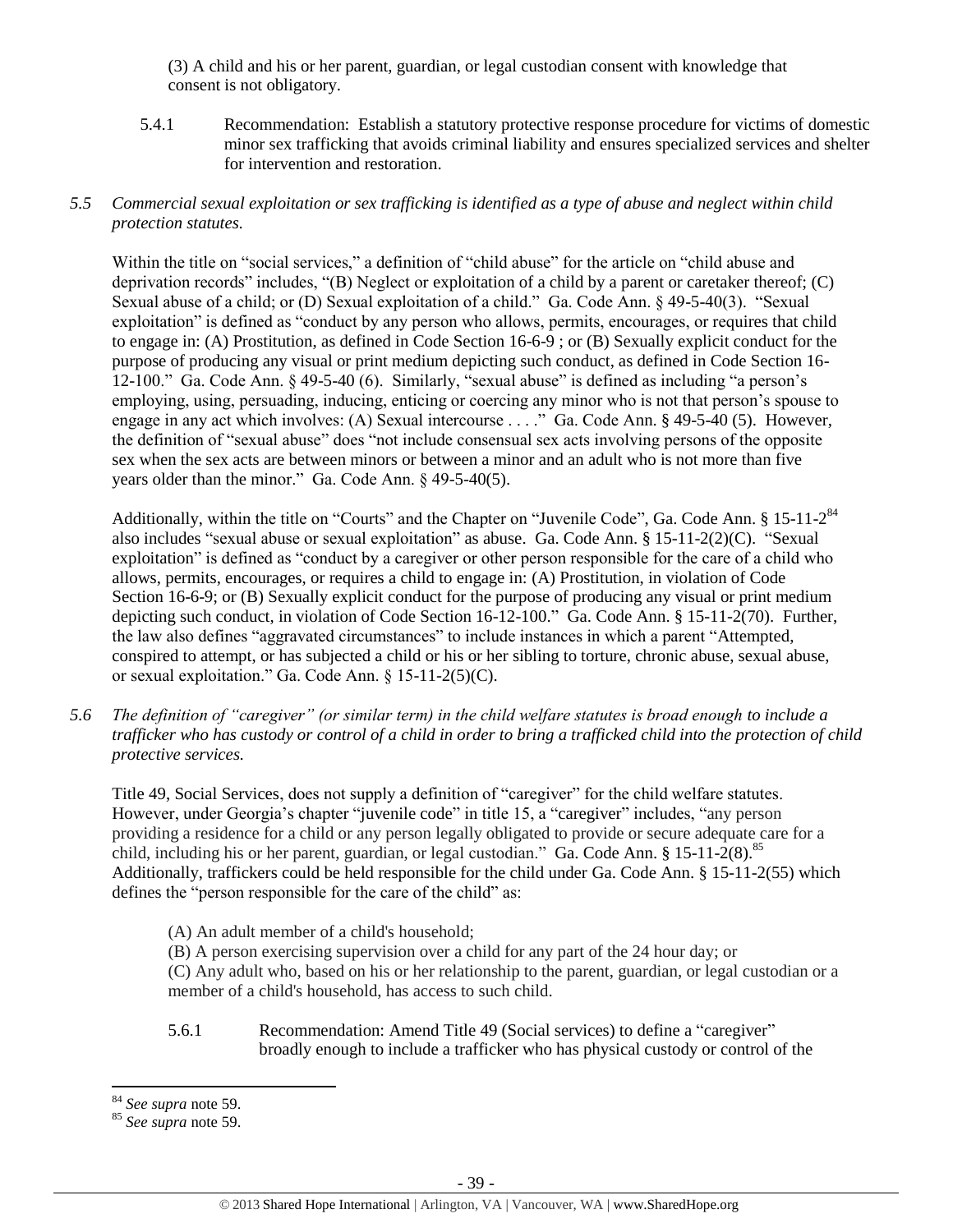(3) A child and his or her parent, guardian, or legal custodian consent with knowledge that consent is not obligatory.

5.4.1 Recommendation: Establish a statutory protective response procedure for victims of domestic minor sex trafficking that avoids criminal liability and ensures specialized services and shelter for intervention and restoration.

*5.5 Commercial sexual exploitation or sex trafficking is identified as a type of abuse and neglect within child protection statutes.*

Within the title on "social services," a definition of "child abuse" for the article on "child abuse and deprivation records" includes, "(B) Neglect or exploitation of a child by a parent or caretaker thereof; (C) Sexual abuse of a child; or (D) Sexual exploitation of a child." Ga. Code Ann. § 49-5-40(3). "Sexual exploitation" is defined as "conduct by any person who allows, permits, encourages, or requires that child to engage in: (A) Prostitution, as defined in Code Section 16-6-9 ; or (B) Sexually explicit conduct for the purpose of producing any visual or print medium depicting such conduct, as defined in Code Section 16-12-100." Ga. Code Ann. § 49-5-40 (6). Similarly, "sexual abuse" is defined as including "a person's employing, using, persuading, inducing, enticing or coercing any minor who is not that person's spouse to engage in any act which involves: (A) Sexual intercourse . . . ." Ga. Code Ann. § 49-5-40 (5). However, the definition of "sexual abuse" does "not include consensual sex acts involving persons of the opposite sex when the sex acts are between minors or between a minor and an adult who is not more than five years older than the minor." Ga. Code Ann. § 49-5-40(5).

Additionally, within the title on "Courts" and the Chapter on "Juvenile Code", Ga. Code Ann. § 15-11-2[84] also includes "sexual abuse or sexual exploitation" as abuse. Ga. Code Ann. § 15-11-2(2)(C). "Sexual exploitation" is defined as "conduct by a caregiver or other person responsible for the care of a child who allows, permits, encourages, or requires a child to engage in: (A) Prostitution, in violation of Code Section 16-6-9; or (B) Sexually explicit conduct for the purpose of producing any visual or print medium depicting such conduct, in violation of Code Section 16-12-100." Ga. Code Ann. § 15-11-2(70). Further, the law also defines "aggravated circumstances" to include instances in which a parent "Attempted, conspired to attempt, or has subjected a child or his or her sibling to torture, chronic abuse, sexual abuse, or sexual exploitation." Ga. Code Ann. § 15-11-2(5)(C).

*5.6 The definition of "caregiver" (or similar term) in the child welfare statutes is broad enough to include a trafficker who has custody or control of a child in order to bring a trafficked child into the protection of child protective services.*

Title 49, Social Services, does not supply a definition of "caregiver" for the child welfare statutes. However, under Georgia's chapter "juvenile code" in title 15, a "caregiver" includes, "any person providing a residence for a child or any person legally obligated to provide or secure adequate care for a child, including his or her parent, guardian, or legal custodian." Ga. Code Ann. § 15-11-2(8).[85] Additionally, traffickers could be held responsible for the child under Ga. Code Ann. § 15-11-2(55) which defines the "person responsible for the care of the child" as:

> (A) An adult member of a child's household;
>
> (B) A person exercising supervision over a child for any part of the 24 hour day; or
>
> (C) Any adult who, based on his or her relationship to the parent, guardian, or legal custodian or a member of a child's household, has access to such child.

5.6.1 Recommendation: Amend Title 49 (Social services) to define a "caregiver" broadly enough to include a trafficker who has physical custody or control of the

---

[84] *See supra* note 59.

[85] *See supra* note 59.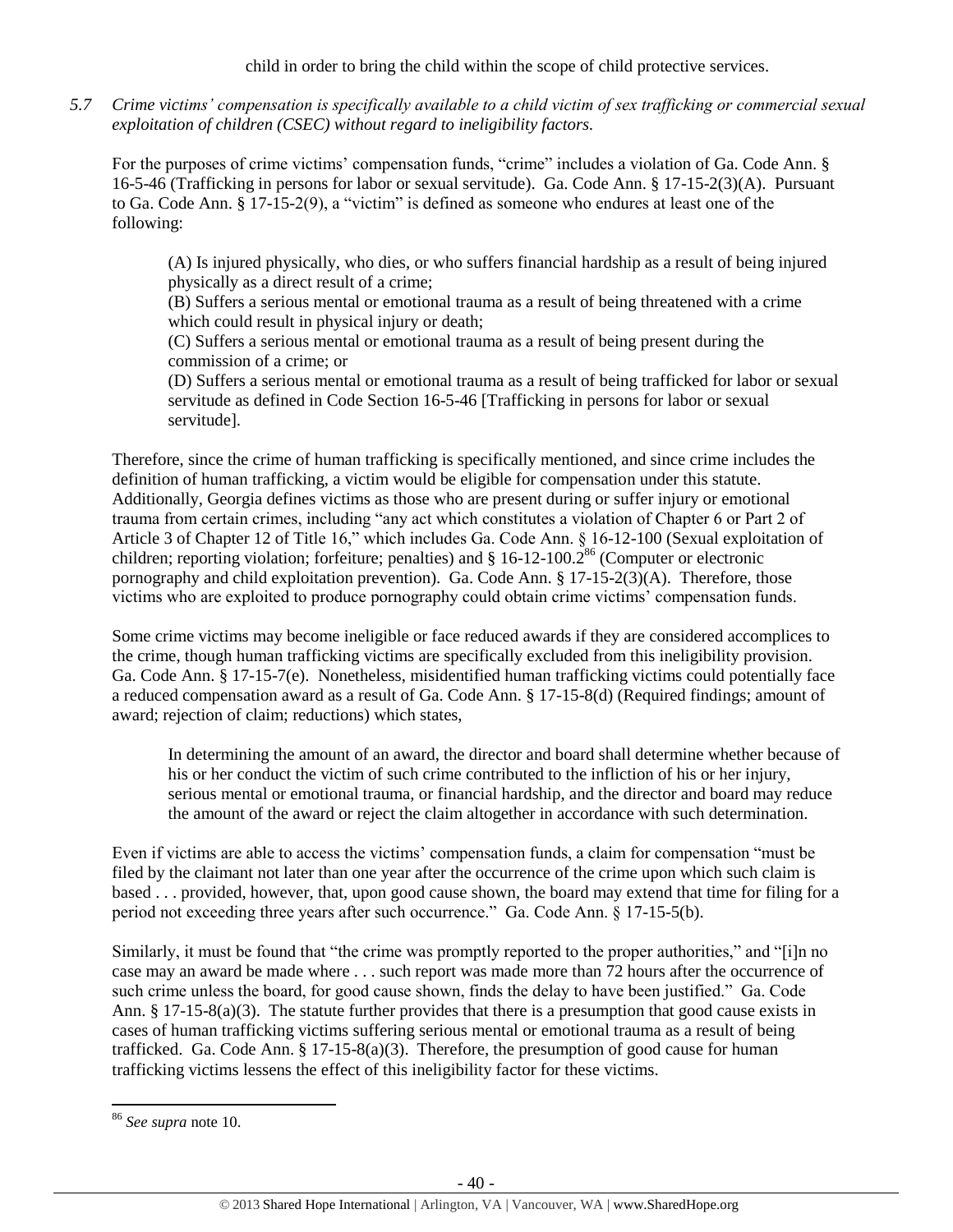child in order to bring the child within the scope of child protective services.

*5.7 Crime victims' compensation is specifically available to a child victim of sex trafficking or commercial sexual exploitation of children (CSEC) without regard to ineligibility factors.*

For the purposes of crime victims' compensation funds, "crime" includes a violation of Ga. Code Ann. § 16-5-46 (Trafficking in persons for labor or sexual servitude). Ga. Code Ann. § 17-15-2(3)(A). Pursuant to Ga. Code Ann. § 17-15-2(9), a "victim" is defined as someone who endures at least one of the following:

> (A) Is injured physically, who dies, or who suffers financial hardship as a result of being injured physically as a direct result of a crime;
> (B) Suffers a serious mental or emotional trauma as a result of being threatened with a crime which could result in physical injury or death;
> (C) Suffers a serious mental or emotional trauma as a result of being present during the commission of a crime; or
> (D) Suffers a serious mental or emotional trauma as a result of being trafficked for labor or sexual servitude as defined in Code Section 16-5-46 [Trafficking in persons for labor or sexual servitude].

Therefore, since the crime of human trafficking is specifically mentioned, and since crime includes the definition of human trafficking, a victim would be eligible for compensation under this statute. Additionally, Georgia defines victims as those who are present during or suffer injury or emotional trauma from certain crimes, including "any act which constitutes a violation of Chapter 6 or Part 2 of Article 3 of Chapter 12 of Title 16," which includes Ga. Code Ann. § 16-12-100 (Sexual exploitation of children; reporting violation; forfeiture; penalties) and § 16-12-100.2[86] (Computer or electronic pornography and child exploitation prevention). Ga. Code Ann. § 17-15-2(3)(A). Therefore, those victims who are exploited to produce pornography could obtain crime victims' compensation funds.

Some crime victims may become ineligible or face reduced awards if they are considered accomplices to the crime, though human trafficking victims are specifically excluded from this ineligibility provision. Ga. Code Ann. § 17-15-7(e). Nonetheless, misidentified human trafficking victims could potentially face a reduced compensation award as a result of Ga. Code Ann. § 17-15-8(d) (Required findings; amount of award; rejection of claim; reductions) which states,

> In determining the amount of an award, the director and board shall determine whether because of his or her conduct the victim of such crime contributed to the infliction of his or her injury, serious mental or emotional trauma, or financial hardship, and the director and board may reduce the amount of the award or reject the claim altogether in accordance with such determination.

Even if victims are able to access the victims' compensation funds, a claim for compensation "must be filed by the claimant not later than one year after the occurrence of the crime upon which such claim is based . . . provided, however, that, upon good cause shown, the board may extend that time for filing for a period not exceeding three years after such occurrence." Ga. Code Ann. § 17-15-5(b).

Similarly, it must be found that "the crime was promptly reported to the proper authorities," and "[i]n no case may an award be made where . . . such report was made more than 72 hours after the occurrence of such crime unless the board, for good cause shown, finds the delay to have been justified." Ga. Code Ann. § 17-15-8(a)(3). The statute further provides that there is a presumption that good cause exists in cases of human trafficking victims suffering serious mental or emotional trauma as a result of being trafficked. Ga. Code Ann. § 17-15-8(a)(3). Therefore, the presumption of good cause for human trafficking victims lessens the effect of this ineligibility factor for these victims.

---

[86] *See supra* note 10.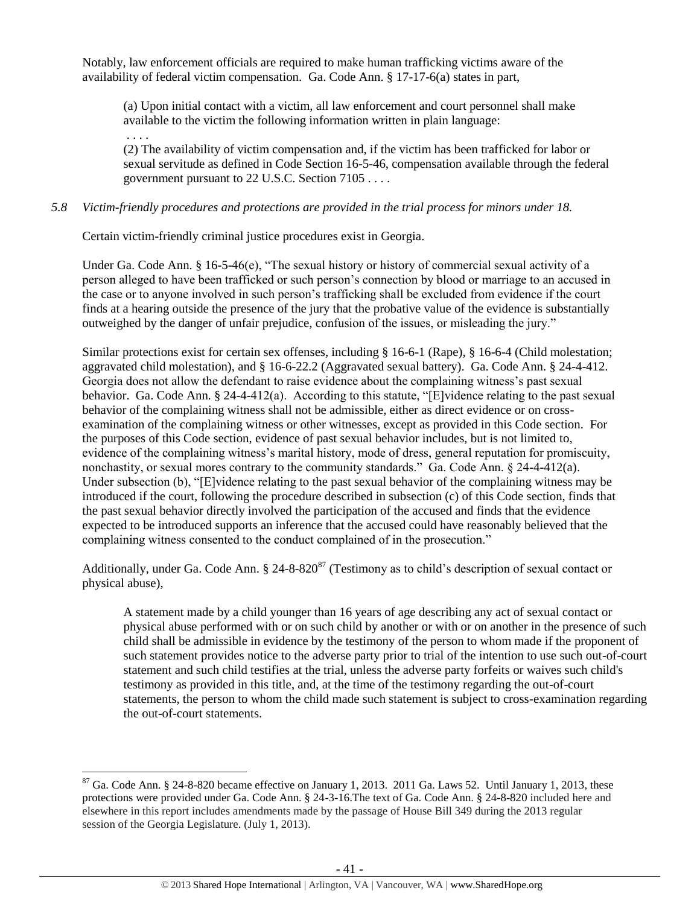Notably, law enforcement officials are required to make human trafficking victims aware of the availability of federal victim compensation. Ga. Code Ann. § 17-17-6(a) states in part,

> (a) Upon initial contact with a victim, all law enforcement and court personnel shall make available to the victim the following information written in plain language:
>
> . . . .
>
> (2) The availability of victim compensation and, if the victim has been trafficked for labor or sexual servitude as defined in Code Section 16-5-46, compensation available through the federal government pursuant to 22 U.S.C. Section 7105 . . . .

*5.8 Victim-friendly procedures and protections are provided in the trial process for minors under 18.*

Certain victim-friendly criminal justice procedures exist in Georgia.

Under Ga. Code Ann. § 16-5-46(e), "The sexual history or history of commercial sexual activity of a person alleged to have been trafficked or such person's connection by blood or marriage to an accused in the case or to anyone involved in such person's trafficking shall be excluded from evidence if the court finds at a hearing outside the presence of the jury that the probative value of the evidence is substantially outweighed by the danger of unfair prejudice, confusion of the issues, or misleading the jury."

Similar protections exist for certain sex offenses, including § 16-6-1 (Rape), § 16-6-4 (Child molestation; aggravated child molestation), and § 16-6-22.2 (Aggravated sexual battery). Ga. Code Ann. § 24-4-412. Georgia does not allow the defendant to raise evidence about the complaining witness's past sexual behavior. Ga. Code Ann. § 24-4-412(a). According to this statute, "[E]vidence relating to the past sexual behavior of the complaining witness shall not be admissible, either as direct evidence or on cross-examination of the complaining witness or other witnesses, except as provided in this Code section. For the purposes of this Code section, evidence of past sexual behavior includes, but is not limited to, evidence of the complaining witness's marital history, mode of dress, general reputation for promiscuity, nonchastity, or sexual mores contrary to the community standards." Ga. Code Ann. § 24-4-412(a). Under subsection (b), "[E]vidence relating to the past sexual behavior of the complaining witness may be introduced if the court, following the procedure described in subsection (c) of this Code section, finds that the past sexual behavior directly involved the participation of the accused and finds that the evidence expected to be introduced supports an inference that the accused could have reasonably believed that the complaining witness consented to the conduct complained of in the prosecution."

Additionally, under Ga. Code Ann. § 24-8-820[87] (Testimony as to child's description of sexual contact or physical abuse),

> A statement made by a child younger than 16 years of age describing any act of sexual contact or physical abuse performed with or on such child by another or with or on another in the presence of such child shall be admissible in evidence by the testimony of the person to whom made if the proponent of such statement provides notice to the adverse party prior to trial of the intention to use such out-of-court statement and such child testifies at the trial, unless the adverse party forfeits or waives such child's testimony as provided in this title, and, at the time of the testimony regarding the out-of-court statements, the person to whom the child made such statement is subject to cross-examination regarding the out-of-court statements.

---

[87] Ga. Code Ann. § 24-8-820 became effective on January 1, 2013. 2011 Ga. Laws 52. Until January 1, 2013, these protections were provided under Ga. Code Ann. § 24-3-16.The text of Ga. Code Ann. § 24-8-820 included here and elsewhere in this report includes amendments made by the passage of House Bill 349 during the 2013 regular session of the Georgia Legislature. (July 1, 2013).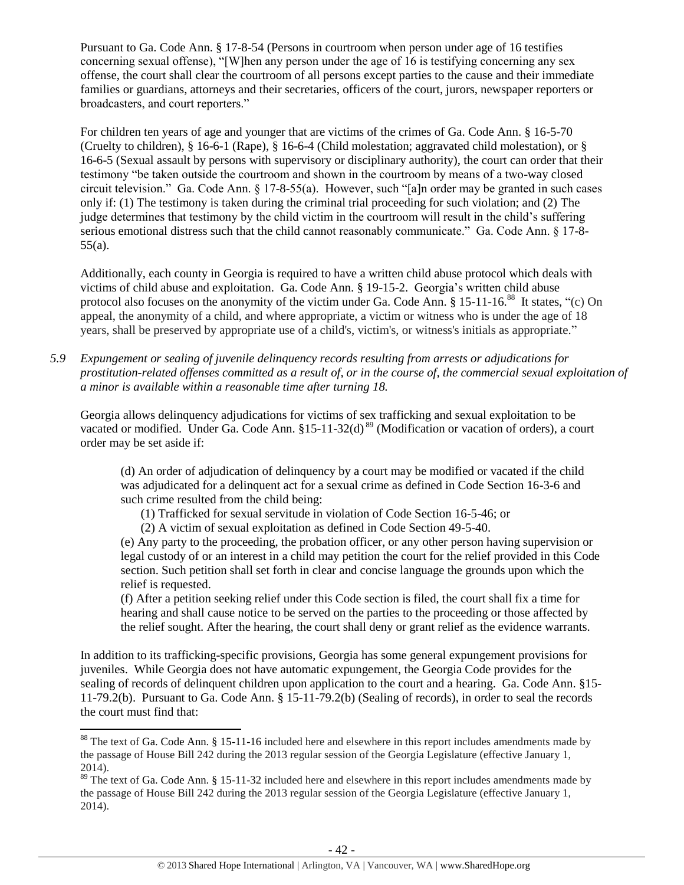Pursuant to Ga. Code Ann. § 17-8-54 (Persons in courtroom when person under age of 16 testifies concerning sexual offense), "[W]hen any person under the age of 16 is testifying concerning any sex offense, the court shall clear the courtroom of all persons except parties to the cause and their immediate families or guardians, attorneys and their secretaries, officers of the court, jurors, newspaper reporters or broadcasters, and court reporters."

For children ten years of age and younger that are victims of the crimes of Ga. Code Ann. § 16-5-70 (Cruelty to children), § 16-6-1 (Rape), § 16-6-4 (Child molestation; aggravated child molestation), or § 16-6-5 (Sexual assault by persons with supervisory or disciplinary authority), the court can order that their testimony "be taken outside the courtroom and shown in the courtroom by means of a two-way closed circuit television." Ga. Code Ann. § 17-8-55(a). However, such "[a]n order may be granted in such cases only if: (1) The testimony is taken during the criminal trial proceeding for such violation; and (2) The judge determines that testimony by the child victim in the courtroom will result in the child's suffering serious emotional distress such that the child cannot reasonably communicate." Ga. Code Ann. § 17-8-55(a).

Additionally, each county in Georgia is required to have a written child abuse protocol which deals with victims of child abuse and exploitation. Ga. Code Ann. § 19-15-2. Georgia's written child abuse protocol also focuses on the anonymity of the victim under Ga. Code Ann. § 15-11-16.[88] It states, "(c) On appeal, the anonymity of a child, and where appropriate, a victim or witness who is under the age of 18 years, shall be preserved by appropriate use of a child's, victim's, or witness's initials as appropriate."

*5.9 Expungement or sealing of juvenile delinquency records resulting from arrests or adjudications for prostitution-related offenses committed as a result of, or in the course of, the commercial sexual exploitation of a minor is available within a reasonable time after turning 18.*

Georgia allows delinquency adjudications for victims of sex trafficking and sexual exploitation to be vacated or modified. Under Ga. Code Ann. §15-11-32(d)[89] (Modification or vacation of orders), a court order may be set aside if:

> (d) An order of adjudication of delinquency by a court may be modified or vacated if the child was adjudicated for a delinquent act for a sexual crime as defined in Code Section 16-3-6 and such crime resulted from the child being:
>
> (1) Trafficked for sexual servitude in violation of Code Section 16-5-46; or
>
> (2) A victim of sexual exploitation as defined in Code Section 49-5-40.
>
> (e) Any party to the proceeding, the probation officer, or any other person having supervision or legal custody of or an interest in a child may petition the court for the relief provided in this Code section. Such petition shall set forth in clear and concise language the grounds upon which the relief is requested.
>
> (f) After a petition seeking relief under this Code section is filed, the court shall fix a time for hearing and shall cause notice to be served on the parties to the proceeding or those affected by the relief sought. After the hearing, the court shall deny or grant relief as the evidence warrants.

In addition to its trafficking-specific provisions, Georgia has some general expungement provisions for juveniles. While Georgia does not have automatic expungement, the Georgia Code provides for the sealing of records of delinquent children upon application to the court and a hearing. Ga. Code Ann. §15-11-79.2(b). Pursuant to Ga. Code Ann. § 15-11-79.2(b) (Sealing of records), in order to seal the records the court must find that:

---

[88] The text of Ga. Code Ann. § 15-11-16 included here and elsewhere in this report includes amendments made by the passage of House Bill 242 during the 2013 regular session of the Georgia Legislature (effective January 1, 2014).

[89] The text of Ga. Code Ann. § 15-11-32 included here and elsewhere in this report includes amendments made by the passage of House Bill 242 during the 2013 regular session of the Georgia Legislature (effective January 1, 2014).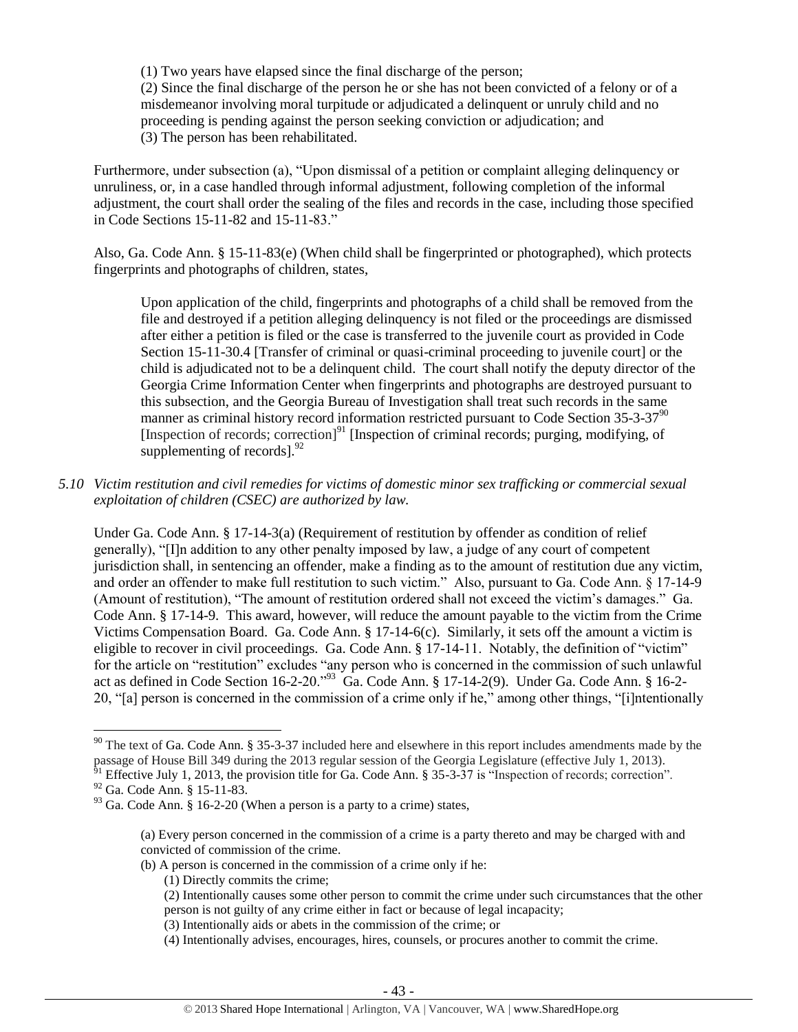(1) Two years have elapsed since the final discharge of the person;
(2) Since the final discharge of the person he or she has not been convicted of a felony or of a misdemeanor involving moral turpitude or adjudicated a delinquent or unruly child and no proceeding is pending against the person seeking conviction or adjudication; and
(3) The person has been rehabilitated.

Furthermore, under subsection (a), "Upon dismissal of a petition or complaint alleging delinquency or unruliness, or, in a case handled through informal adjustment, following completion of the informal adjustment, the court shall order the sealing of the files and records in the case, including those specified in Code Sections 15-11-82 and 15-11-83."

Also, Ga. Code Ann. § 15-11-83(e) (When child shall be fingerprinted or photographed), which protects fingerprints and photographs of children, states,

> Upon application of the child, fingerprints and photographs of a child shall be removed from the file and destroyed if a petition alleging delinquency is not filed or the proceedings are dismissed after either a petition is filed or the case is transferred to the juvenile court as provided in Code Section 15-11-30.4 [Transfer of criminal or quasi-criminal proceeding to juvenile court] or the child is adjudicated not to be a delinquent child. The court shall notify the deputy director of the Georgia Crime Information Center when fingerprints and photographs are destroyed pursuant to this subsection, and the Georgia Bureau of Investigation shall treat such records in the same manner as criminal history record information restricted pursuant to Code Section 35-3-37[90] [Inspection of records; correction][91] [Inspection of criminal records; purging, modifying, of supplementing of records].[92]

*5.10 Victim restitution and civil remedies for victims of domestic minor sex trafficking or commercial sexual exploitation of children (CSEC) are authorized by law.*

Under Ga. Code Ann. § 17-14-3(a) (Requirement of restitution by offender as condition of relief generally), "[I]n addition to any other penalty imposed by law, a judge of any court of competent jurisdiction shall, in sentencing an offender, make a finding as to the amount of restitution due any victim, and order an offender to make full restitution to such victim." Also, pursuant to Ga. Code Ann. § 17-14-9 (Amount of restitution), "The amount of restitution ordered shall not exceed the victim's damages." Ga. Code Ann. § 17-14-9. This award, however, will reduce the amount payable to the victim from the Crime Victims Compensation Board. Ga. Code Ann. § 17-14-6(c). Similarly, it sets off the amount a victim is eligible to recover in civil proceedings. Ga. Code Ann. § 17-14-11. Notably, the definition of "victim" for the article on "restitution" excludes "any person who is concerned in the commission of such unlawful act as defined in Code Section 16-2-20."[93] Ga. Code Ann. § 17-14-2(9). Under Ga. Code Ann. § 16-2-20, "[a] person is concerned in the commission of a crime only if he," among other things, "[i]ntentionally

---

[90] The text of Ga. Code Ann. § 35-3-37 included here and elsewhere in this report includes amendments made by the passage of House Bill 349 during the 2013 regular session of the Georgia Legislature (effective July 1, 2013).
[91] Effective July 1, 2013, the provision title for Ga. Code Ann. § 35-3-37 is "Inspection of records; correction".
[92] Ga. Code Ann. § 15-11-83.
[93] Ga. Code Ann. § 16-2-20 (When a person is a party to a crime) states,

> (a) Every person concerned in the commission of a crime is a party thereto and may be charged with and convicted of commission of the crime.
> (b) A person is concerned in the commission of a crime only if he:
> (1) Directly commits the crime;
> (2) Intentionally causes some other person to commit the crime under such circumstances that the other person is not guilty of any crime either in fact or because of legal incapacity;
> (3) Intentionally aids or abets in the commission of the crime; or
> (4) Intentionally advises, encourages, hires, counsels, or procures another to commit the crime.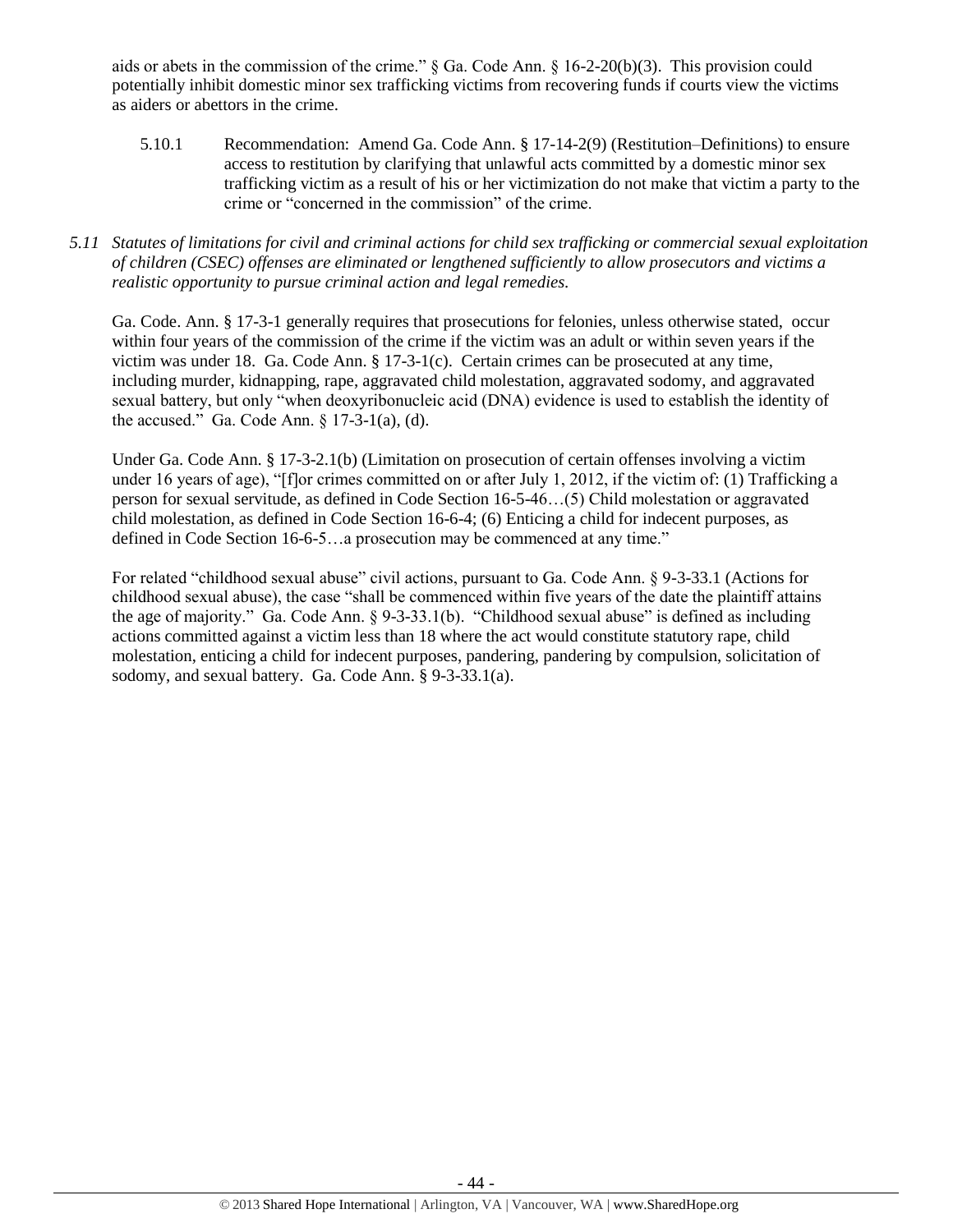aids or abets in the commission of the crime." § Ga. Code Ann. § 16-2-20(b)(3). This provision could potentially inhibit domestic minor sex trafficking victims from recovering funds if courts view the victims as aiders or abettors in the crime.

5.10.1 Recommendation: Amend Ga. Code Ann. § 17-14-2(9) (Restitution–Definitions) to ensure access to restitution by clarifying that unlawful acts committed by a domestic minor sex trafficking victim as a result of his or her victimization do not make that victim a party to the crime or "concerned in the commission" of the crime.

*5.11 Statutes of limitations for civil and criminal actions for child sex trafficking or commercial sexual exploitation of children (CSEC) offenses are eliminated or lengthened sufficiently to allow prosecutors and victims a realistic opportunity to pursue criminal action and legal remedies.*

Ga. Code. Ann. § 17-3-1 generally requires that prosecutions for felonies, unless otherwise stated, occur within four years of the commission of the crime if the victim was an adult or within seven years if the victim was under 18. Ga. Code Ann. § 17-3-1(c). Certain crimes can be prosecuted at any time, including murder, kidnapping, rape, aggravated child molestation, aggravated sodomy, and aggravated sexual battery, but only "when deoxyribonucleic acid (DNA) evidence is used to establish the identity of the accused." Ga. Code Ann. § 17-3-1(a), (d).

Under Ga. Code Ann. § 17-3-2.1(b) (Limitation on prosecution of certain offenses involving a victim under 16 years of age), "[f]or crimes committed on or after July 1, 2012, if the victim of: (1) Trafficking a person for sexual servitude, as defined in Code Section 16-5-46…(5) Child molestation or aggravated child molestation, as defined in Code Section 16-6-4; (6) Enticing a child for indecent purposes, as defined in Code Section 16-6-5…a prosecution may be commenced at any time."

For related "childhood sexual abuse" civil actions, pursuant to Ga. Code Ann. § 9-3-33.1 (Actions for childhood sexual abuse), the case "shall be commenced within five years of the date the plaintiff attains the age of majority." Ga. Code Ann. § 9-3-33.1(b). "Childhood sexual abuse" is defined as including actions committed against a victim less than 18 where the act would constitute statutory rape, child molestation, enticing a child for indecent purposes, pandering, pandering by compulsion, solicitation of sodomy, and sexual battery. Ga. Code Ann. § 9-3-33.1(a).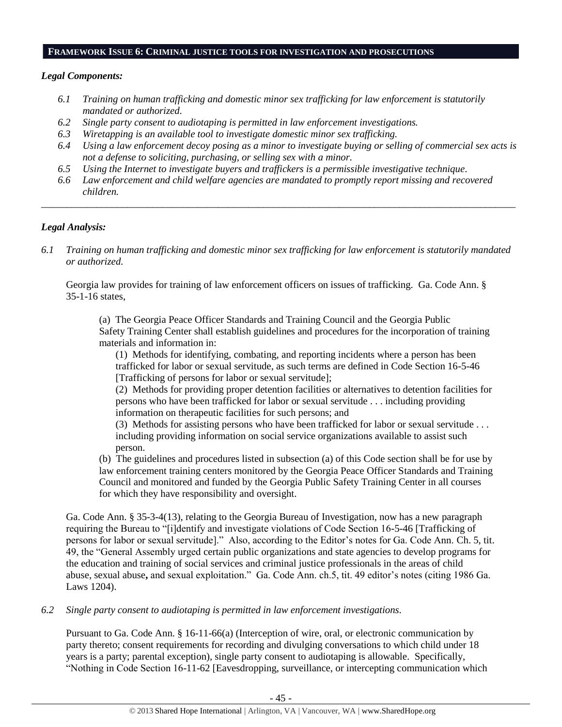## FRAMEWORK ISSUE 6: CRIMINAL JUSTICE TOOLS FOR INVESTIGATION AND PROSECUTIONS

***Legal Components:***

*6.1 Training on human trafficking and domestic minor sex trafficking for law enforcement is statutorily mandated or authorized.*
*6.2 Single party consent to audiotaping is permitted in law enforcement investigations.*
*6.3 Wiretapping is an available tool to investigate domestic minor sex trafficking.*
*6.4 Using a law enforcement decoy posing as a minor to investigate buying or selling of commercial sex acts is not a defense to soliciting, purchasing, or selling sex with a minor.*
*6.5 Using the Internet to investigate buyers and traffickers is a permissible investigative technique.*
*6.6 Law enforcement and child welfare agencies are mandated to promptly report missing and recovered children.*

---

***Legal Analysis:***

*6.1 Training on human trafficking and domestic minor sex trafficking for law enforcement is statutorily mandated or authorized.*

Georgia law provides for training of law enforcement officers on issues of trafficking. Ga. Code Ann. § 35-1-16 states,

> (a) The Georgia Peace Officer Standards and Training Council and the Georgia Public Safety Training Center shall establish guidelines and procedures for the incorporation of training materials and information in:
>
> (1) Methods for identifying, combating, and reporting incidents where a person has been trafficked for labor or sexual servitude, as such terms are defined in Code Section 16-5-46 [Trafficking of persons for labor or sexual servitude];
>
> (2) Methods for providing proper detention facilities or alternatives to detention facilities for persons who have been trafficked for labor or sexual servitude . . . including providing information on therapeutic facilities for such persons; and
>
> (3) Methods for assisting persons who have been trafficked for labor or sexual servitude . . . including providing information on social service organizations available to assist such person.
>
> (b) The guidelines and procedures listed in subsection (a) of this Code section shall be for use by law enforcement training centers monitored by the Georgia Peace Officer Standards and Training Council and monitored and funded by the Georgia Public Safety Training Center in all courses for which they have responsibility and oversight.

Ga. Code Ann. § 35-3-4(13), relating to the Georgia Bureau of Investigation, now has a new paragraph requiring the Bureau to "[i]dentify and investigate violations of Code Section 16-5-46 [Trafficking of persons for labor or sexual servitude]." Also, according to the Editor's notes for Ga. Code Ann. Ch. 5, tit. 49, the "General Assembly urged certain public organizations and state agencies to develop programs for the education and training of social services and criminal justice professionals in the areas of child abuse, sexual abuse**,** and sexual exploitation." Ga. Code Ann. ch.5, tit. 49 editor's notes (citing 1986 Ga. Laws 1204).

*6.2 Single party consent to audiotaping is permitted in law enforcement investigations.*

Pursuant to Ga. Code Ann. § 16-11-66(a) (Interception of wire, oral, or electronic communication by party thereto; consent requirements for recording and divulging conversations to which child under 18 years is a party; parental exception), single party consent to audiotaping is allowable. Specifically, "Nothing in Code Section 16-11-62 [Eavesdropping, surveillance, or intercepting communication which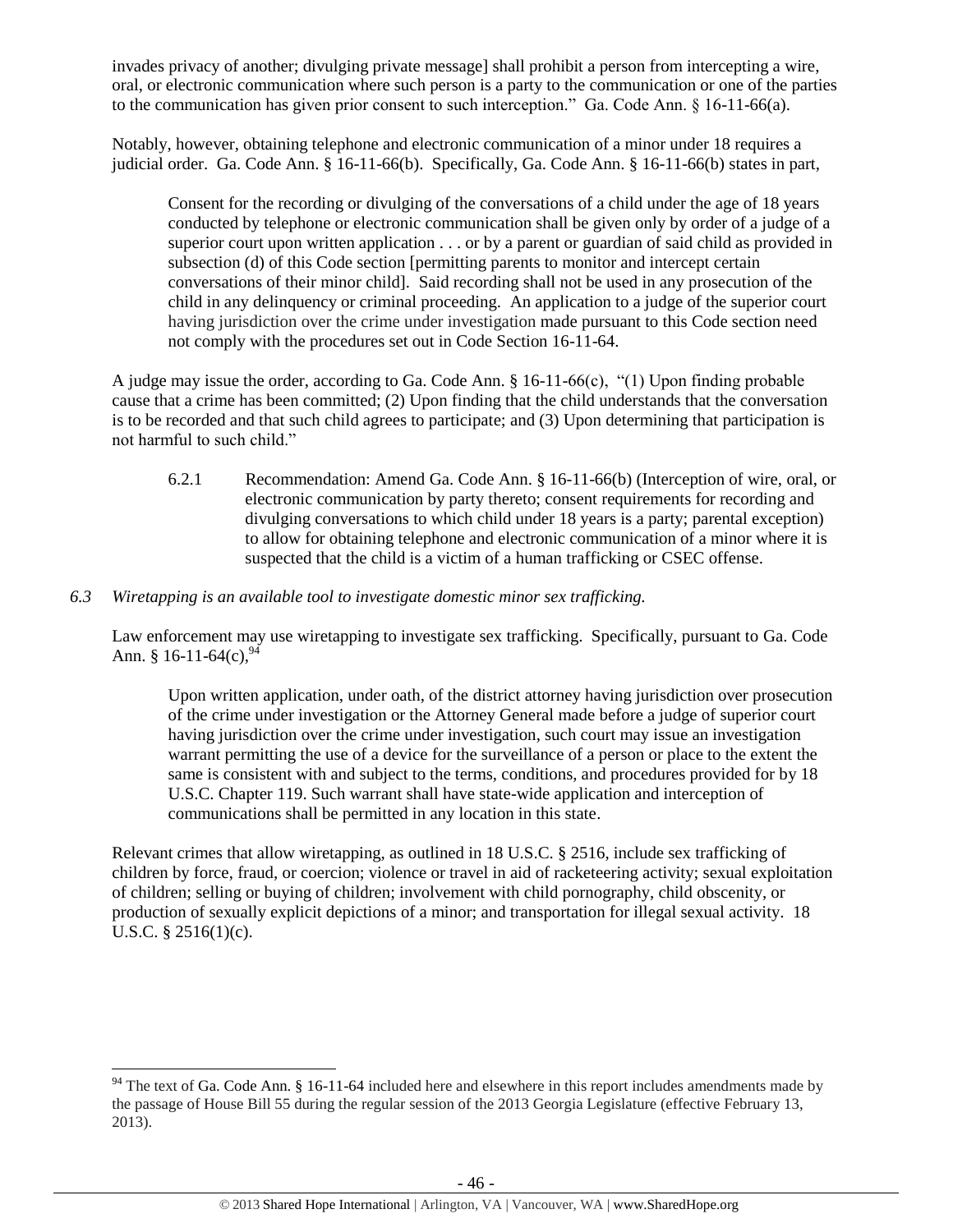invades privacy of another; divulging private message] shall prohibit a person from intercepting a wire, oral, or electronic communication where such person is a party to the communication or one of the parties to the communication has given prior consent to such interception." Ga. Code Ann. § 16-11-66(a).

Notably, however, obtaining telephone and electronic communication of a minor under 18 requires a judicial order. Ga. Code Ann. § 16-11-66(b). Specifically, Ga. Code Ann. § 16-11-66(b) states in part,

> Consent for the recording or divulging of the conversations of a child under the age of 18 years conducted by telephone or electronic communication shall be given only by order of a judge of a superior court upon written application . . . or by a parent or guardian of said child as provided in subsection (d) of this Code section [permitting parents to monitor and intercept certain conversations of their minor child]. Said recording shall not be used in any prosecution of the child in any delinquency or criminal proceeding. An application to a judge of the superior court having jurisdiction over the crime under investigation made pursuant to this Code section need not comply with the procedures set out in Code Section 16-11-64.

A judge may issue the order, according to Ga. Code Ann. § 16-11-66(c), "(1) Upon finding probable cause that a crime has been committed; (2) Upon finding that the child understands that the conversation is to be recorded and that such child agrees to participate; and (3) Upon determining that participation is not harmful to such child."

> 6.2.1 Recommendation: Amend Ga. Code Ann. § 16-11-66(b) (Interception of wire, oral, or electronic communication by party thereto; consent requirements for recording and divulging conversations to which child under 18 years is a party; parental exception) to allow for obtaining telephone and electronic communication of a minor where it is suspected that the child is a victim of a human trafficking or CSEC offense.

*6.3 Wiretapping is an available tool to investigate domestic minor sex trafficking.*

Law enforcement may use wiretapping to investigate sex trafficking. Specifically, pursuant to Ga. Code Ann. § 16-11-64(c),[94]

> Upon written application, under oath, of the district attorney having jurisdiction over prosecution of the crime under investigation or the Attorney General made before a judge of superior court having jurisdiction over the crime under investigation, such court may issue an investigation warrant permitting the use of a device for the surveillance of a person or place to the extent the same is consistent with and subject to the terms, conditions, and procedures provided for by 18 U.S.C. Chapter 119. Such warrant shall have state-wide application and interception of communications shall be permitted in any location in this state.

Relevant crimes that allow wiretapping, as outlined in 18 U.S.C. § 2516, include sex trafficking of children by force, fraud, or coercion; violence or travel in aid of racketeering activity; sexual exploitation of children; selling or buying of children; involvement with child pornography, child obscenity, or production of sexually explicit depictions of a minor; and transportation for illegal sexual activity. 18 U.S.C. § 2516(1)(c).

---

[94] The text of Ga. Code Ann. § 16-11-64 included here and elsewhere in this report includes amendments made by the passage of House Bill 55 during the regular session of the 2013 Georgia Legislature (effective February 13, 2013).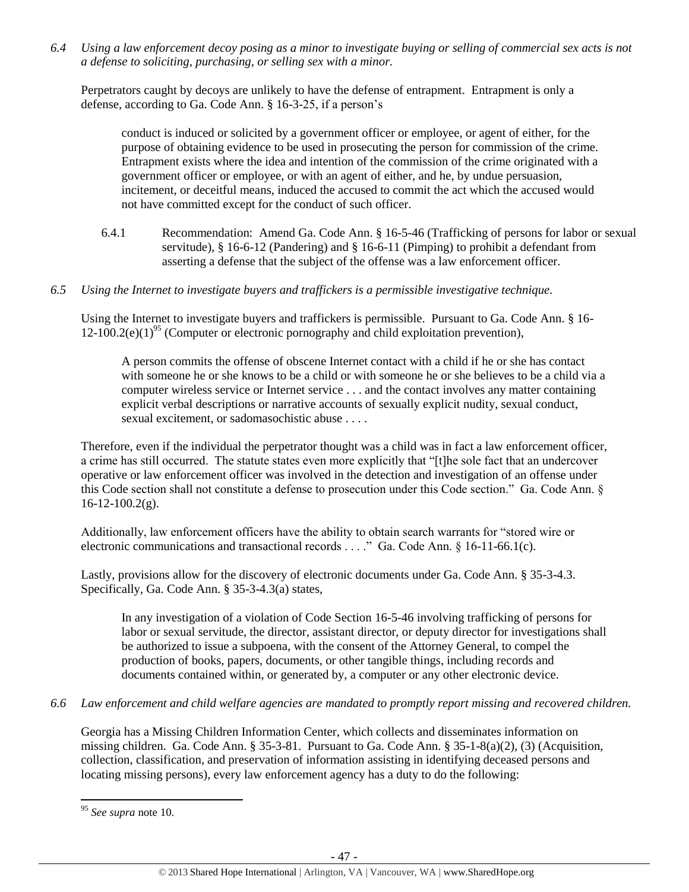*6.4 Using a law enforcement decoy posing as a minor to investigate buying or selling of commercial sex acts is not a defense to soliciting, purchasing, or selling sex with a minor.*

Perpetrators caught by decoys are unlikely to have the defense of entrapment. Entrapment is only a defense, according to Ga. Code Ann. § 16-3-25, if a person's

> conduct is induced or solicited by a government officer or employee, or agent of either, for the purpose of obtaining evidence to be used in prosecuting the person for commission of the crime. Entrapment exists where the idea and intention of the commission of the crime originated with a government officer or employee, or with an agent of either, and he, by undue persuasion, incitement, or deceitful means, induced the accused to commit the act which the accused would not have committed except for the conduct of such officer.

6.4.1 Recommendation: Amend Ga. Code Ann. § 16-5-46 (Trafficking of persons for labor or sexual servitude), § 16-6-12 (Pandering) and § 16-6-11 (Pimping) to prohibit a defendant from asserting a defense that the subject of the offense was a law enforcement officer.

*6.5 Using the Internet to investigate buyers and traffickers is a permissible investigative technique.*

Using the Internet to investigate buyers and traffickers is permissible. Pursuant to Ga. Code Ann. § 16-12-100.2(e)(1)[95] (Computer or electronic pornography and child exploitation prevention),

> A person commits the offense of obscene Internet contact with a child if he or she has contact with someone he or she knows to be a child or with someone he or she believes to be a child via a computer wireless service or Internet service . . . and the contact involves any matter containing explicit verbal descriptions or narrative accounts of sexually explicit nudity, sexual conduct, sexual excitement, or sadomasochistic abuse . . . .

Therefore, even if the individual the perpetrator thought was a child was in fact a law enforcement officer, a crime has still occurred. The statute states even more explicitly that "[t]he sole fact that an undercover operative or law enforcement officer was involved in the detection and investigation of an offense under this Code section shall not constitute a defense to prosecution under this Code section." Ga. Code Ann. § 16-12-100.2(g).

Additionally, law enforcement officers have the ability to obtain search warrants for "stored wire or electronic communications and transactional records . . . ." Ga. Code Ann. § 16-11-66.1(c).

Lastly, provisions allow for the discovery of electronic documents under Ga. Code Ann. § 35-3-4.3. Specifically, Ga. Code Ann. § 35-3-4.3(a) states,

> In any investigation of a violation of Code Section 16-5-46 involving trafficking of persons for labor or sexual servitude, the director, assistant director, or deputy director for investigations shall be authorized to issue a subpoena, with the consent of the Attorney General, to compel the production of books, papers, documents, or other tangible things, including records and documents contained within, or generated by, a computer or any other electronic device.

*6.6 Law enforcement and child welfare agencies are mandated to promptly report missing and recovered children.*

Georgia has a Missing Children Information Center, which collects and disseminates information on missing children. Ga. Code Ann. § 35-3-81. Pursuant to Ga. Code Ann. § 35-1-8(a)(2), (3) (Acquisition, collection, classification, and preservation of information assisting in identifying deceased persons and locating missing persons), every law enforcement agency has a duty to do the following:

---

[95] *See supra* note 10.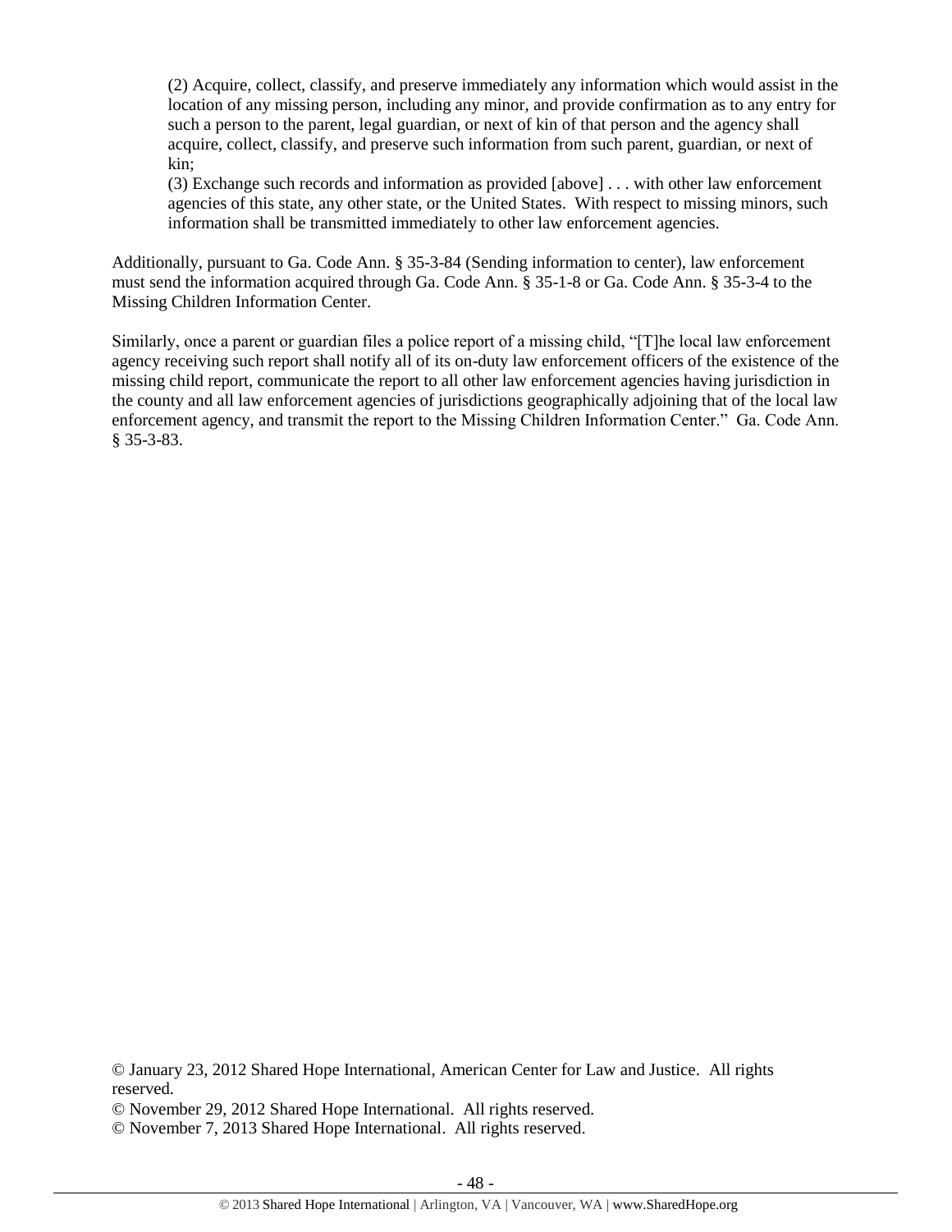> (2) Acquire, collect, classify, and preserve immediately any information which would assist in the location of any missing person, including any minor, and provide confirmation as to any entry for such a person to the parent, legal guardian, or next of kin of that person and the agency shall acquire, collect, classify, and preserve such information from such parent, guardian, or next of kin;
>
> (3) Exchange such records and information as provided [above] . . . with other law enforcement agencies of this state, any other state, or the United States. With respect to missing minors, such information shall be transmitted immediately to other law enforcement agencies.

Additionally, pursuant to Ga. Code Ann. § 35-3-84 (Sending information to center), law enforcement must send the information acquired through Ga. Code Ann. § 35-1-8 or Ga. Code Ann. § 35-3-4 to the Missing Children Information Center.

Similarly, once a parent or guardian files a police report of a missing child, "[T]he local law enforcement agency receiving such report shall notify all of its on-duty law enforcement officers of the existence of the missing child report, communicate the report to all other law enforcement agencies having jurisdiction in the county and all law enforcement agencies of jurisdictions geographically adjoining that of the local law enforcement agency, and transmit the report to the Missing Children Information Center." Ga. Code Ann. § 35-3-83.

© January 23, 2012 Shared Hope International, American Center for Law and Justice. All rights reserved.
© November 29, 2012 Shared Hope International. All rights reserved.
© November 7, 2013 Shared Hope International. All rights reserved.